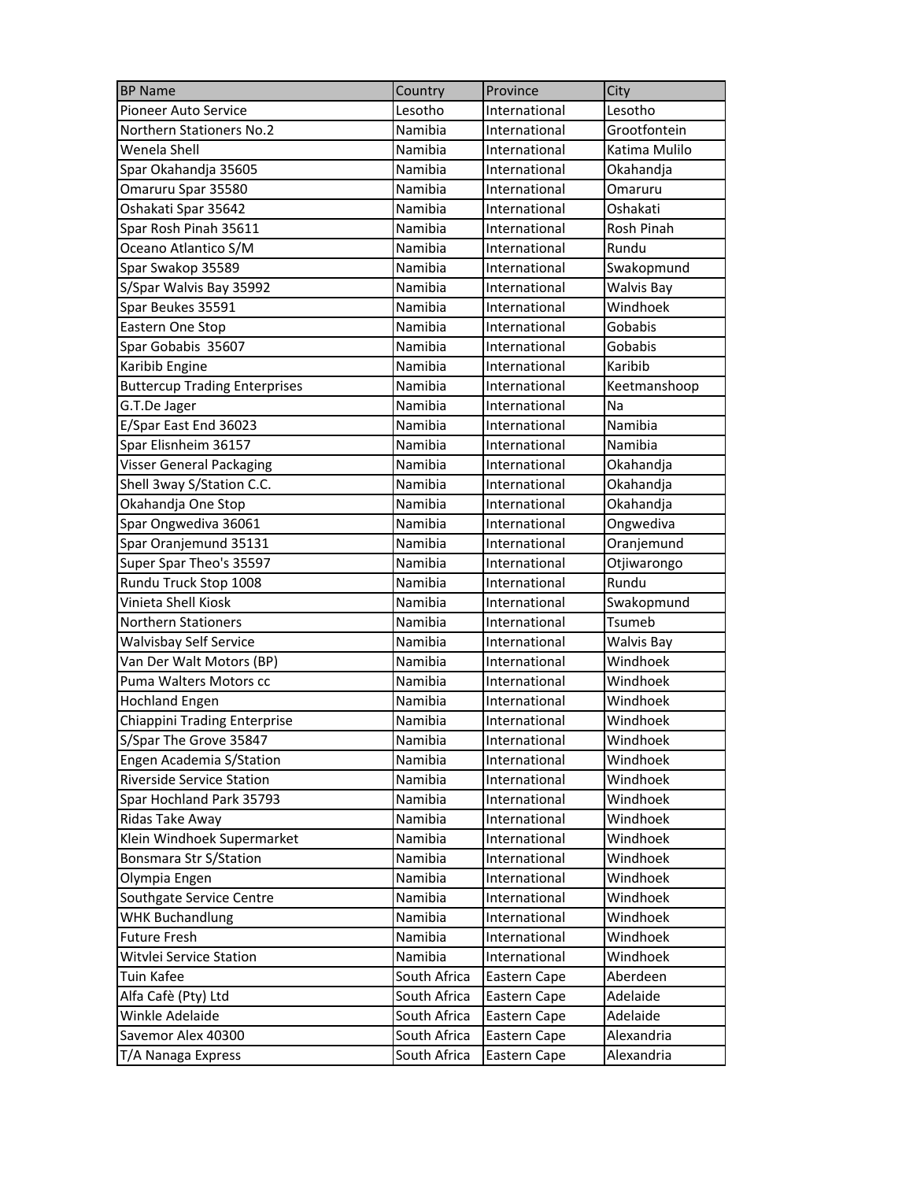| BP Name | Country | Province | City |
| --- | --- | --- | --- |
| Pioneer Auto Service | Lesotho | International | Lesotho |
| Northern Stationers No.2 | Namibia | International | Grootfontein |
| Wenela Shell | Namibia | International | Katima Mulilo |
| Spar Okahandja 35605 | Namibia | International | Okahandja |
| Omaruru Spar 35580 | Namibia | International | Omaruru |
| Oshakati Spar 35642 | Namibia | International | Oshakati |
| Spar Rosh Pinah 35611 | Namibia | International | Rosh Pinah |
| Oceano Atlantico S/M | Namibia | International | Rundu |
| Spar Swakop 35589 | Namibia | International | Swakopmund |
| S/Spar Walvis Bay 35992 | Namibia | International | Walvis Bay |
| Spar Beukes 35591 | Namibia | International | Windhoek |
| Eastern One Stop | Namibia | International | Gobabis |
| Spar Gobabis 35607 | Namibia | International | Gobabis |
| Karibib Engine | Namibia | International | Karibib |
| Buttercup Trading Enterprises | Namibia | International | Keetmanshoop |
| G.T.De Jager | Namibia | International | Na |
| E/Spar East End 36023 | Namibia | International | Namibia |
| Spar Elisnheim 36157 | Namibia | International | Namibia |
| Visser General Packaging | Namibia | International | Okahandja |
| Shell 3way S/Station C.C. | Namibia | International | Okahandja |
| Okahandja One Stop | Namibia | International | Okahandja |
| Spar Ongwediva 36061 | Namibia | International | Ongwediva |
| Spar Oranjemund 35131 | Namibia | International | Oranjemund |
| Super Spar Theo's 35597 | Namibia | International | Otjiwarongo |
| Rundu Truck Stop 1008 | Namibia | International | Rundu |
| Vinieta Shell Kiosk | Namibia | International | Swakopmund |
| Northern Stationers | Namibia | International | Tsumeb |
| Walvisbay Self Service | Namibia | International | Walvis Bay |
| Van Der Walt Motors (BP) | Namibia | International | Windhoek |
| Puma Walters Motors cc | Namibia | International | Windhoek |
| Hochland Engen | Namibia | International | Windhoek |
| Chiappini Trading Enterprise | Namibia | International | Windhoek |
| S/Spar The Grove 35847 | Namibia | International | Windhoek |
| Engen Academia S/Station | Namibia | International | Windhoek |
| Riverside Service Station | Namibia | International | Windhoek |
| Spar Hochland Park 35793 | Namibia | International | Windhoek |
| Ridas Take Away | Namibia | International | Windhoek |
| Klein Windhoek Supermarket | Namibia | International | Windhoek |
| Bonsmara Str S/Station | Namibia | International | Windhoek |
| Olympia Engen | Namibia | International | Windhoek |
| Southgate Service Centre | Namibia | International | Windhoek |
| WHK Buchandlung | Namibia | International | Windhoek |
| Future Fresh | Namibia | International | Windhoek |
| Witvlei Service Station | Namibia | International | Windhoek |
| Tuin Kafee | South Africa | Eastern Cape | Aberdeen |
| Alfa Cafè (Pty) Ltd | South Africa | Eastern Cape | Adelaide |
| Winkle Adelaide | South Africa | Eastern Cape | Adelaide |
| Savemor Alex 40300 | South Africa | Eastern Cape | Alexandria |
| T/A Nanaga Express | South Africa | Eastern Cape | Alexandria |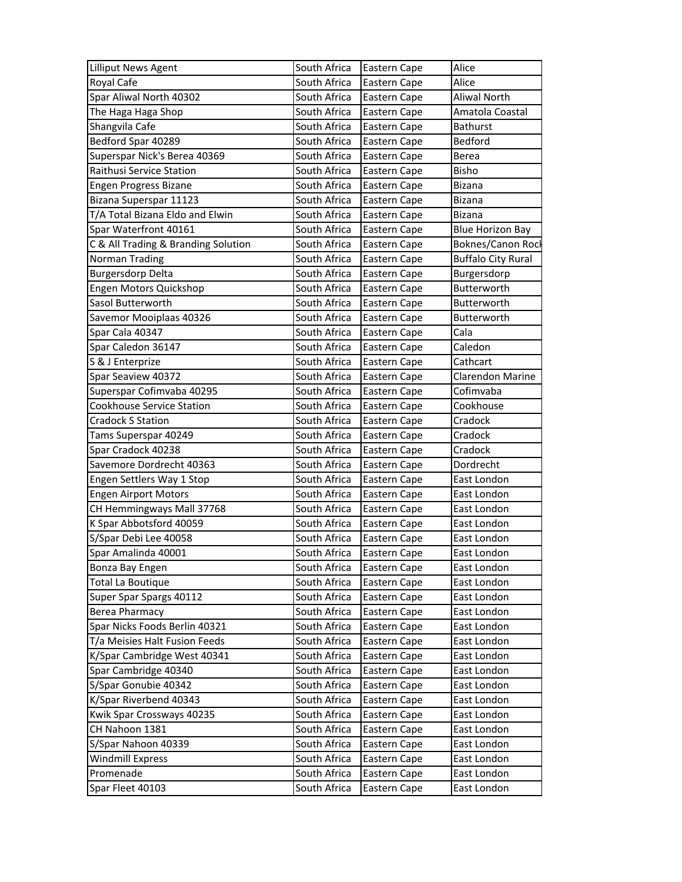| Lilliput News Agent | South Africa | Eastern Cape | Alice |
|---|---|---|---|
| Royal Cafe | South Africa | Eastern Cape | Alice |
| Spar Aliwal North 40302 | South Africa | Eastern Cape | Aliwal North |
| The Haga Haga Shop | South Africa | Eastern Cape | Amatola Coastal |
| Shangvila Cafe | South Africa | Eastern Cape | Bathurst |
| Bedford Spar 40289 | South Africa | Eastern Cape | Bedford |
| Superspar Nick's Berea 40369 | South Africa | Eastern Cape | Berea |
| Raithusi Service Station | South Africa | Eastern Cape | Bisho |
| Engen Progress Bizane | South Africa | Eastern Cape | Bizana |
| Bizana Superspar 11123 | South Africa | Eastern Cape | Bizana |
| T/A Total Bizana Eldo and Elwin | South Africa | Eastern Cape | Bizana |
| Spar Waterfront 40161 | South Africa | Eastern Cape | Blue Horizon Bay |
| C & All Trading & Branding Solution | South Africa | Eastern Cape | Boknes/Canon Rock |
| Norman Trading | South Africa | Eastern Cape | Buffalo City Rural |
| Burgersdorp Delta | South Africa | Eastern Cape | Burgersdorp |
| Engen Motors Quickshop | South Africa | Eastern Cape | Butterworth |
| Sasol Butterworth | South Africa | Eastern Cape | Butterworth |
| Savemor Mooiplaas 40326 | South Africa | Eastern Cape | Butterworth |
| Spar Cala 40347 | South Africa | Eastern Cape | Cala |
| Spar Caledon 36147 | South Africa | Eastern Cape | Caledon |
| S & J Enterprize | South Africa | Eastern Cape | Cathcart |
| Spar Seaview 40372 | South Africa | Eastern Cape | Clarendon Marine |
| Superspar Cofimvaba 40295 | South Africa | Eastern Cape | Cofimvaba |
| Cookhouse Service Station | South Africa | Eastern Cape | Cookhouse |
| Cradock S Station | South Africa | Eastern Cape | Cradock |
| Tams Superspar 40249 | South Africa | Eastern Cape | Cradock |
| Spar Cradock 40238 | South Africa | Eastern Cape | Cradock |
| Savemore Dordrecht 40363 | South Africa | Eastern Cape | Dordrecht |
| Engen Settlers Way 1 Stop | South Africa | Eastern Cape | East London |
| Engen Airport Motors | South Africa | Eastern Cape | East London |
| CH Hemmingways Mall 37768 | South Africa | Eastern Cape | East London |
| K Spar Abbotsford 40059 | South Africa | Eastern Cape | East London |
| S/Spar Debi Lee 40058 | South Africa | Eastern Cape | East London |
| Spar Amalinda 40001 | South Africa | Eastern Cape | East London |
| Bonza Bay Engen | South Africa | Eastern Cape | East London |
| Total La Boutique | South Africa | Eastern Cape | East London |
| Super Spar Spargs 40112 | South Africa | Eastern Cape | East London |
| Berea Pharmacy | South Africa | Eastern Cape | East London |
| Spar Nicks Foods Berlin 40321 | South Africa | Eastern Cape | East London |
| T/a Meisies Halt Fusion Feeds | South Africa | Eastern Cape | East London |
| K/Spar Cambridge West 40341 | South Africa | Eastern Cape | East London |
| Spar Cambridge 40340 | South Africa | Eastern Cape | East London |
| S/Spar Gonubie 40342 | South Africa | Eastern Cape | East London |
| K/Spar Riverbend 40343 | South Africa | Eastern Cape | East London |
| Kwik Spar Crossways 40235 | South Africa | Eastern Cape | East London |
| CH Nahoon 1381 | South Africa | Eastern Cape | East London |
| S/Spar Nahoon 40339 | South Africa | Eastern Cape | East London |
| Windmill Express | South Africa | Eastern Cape | East London |
| Promenade | South Africa | Eastern Cape | East London |
| Spar Fleet 40103 | South Africa | Eastern Cape | East London |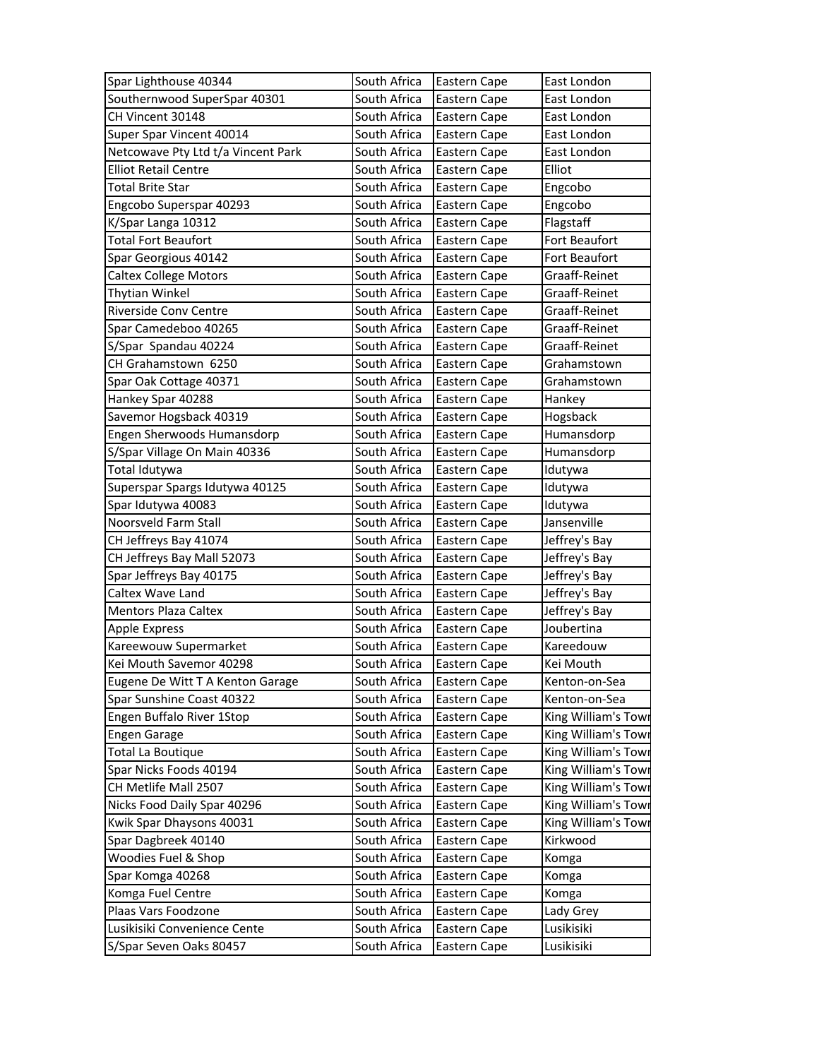| | | | |
|---|---|---|---|
| Spar Lighthouse 40344 | South Africa | Eastern Cape | East London |
| Southernwood SuperSpar 40301 | South Africa | Eastern Cape | East London |
| CH Vincent 30148 | South Africa | Eastern Cape | East London |
| Super Spar Vincent 40014 | South Africa | Eastern Cape | East London |
| Netcowave Pty Ltd t/a Vincent Park | South Africa | Eastern Cape | East London |
| Elliot Retail Centre | South Africa | Eastern Cape | Elliot |
| Total Brite Star | South Africa | Eastern Cape | Engcobo |
| Engcobo Superspar 40293 | South Africa | Eastern Cape | Engcobo |
| K/Spar Langa 10312 | South Africa | Eastern Cape | Flagstaff |
| Total Fort Beaufort | South Africa | Eastern Cape | Fort Beaufort |
| Spar Georgious 40142 | South Africa | Eastern Cape | Fort Beaufort |
| Caltex College Motors | South Africa | Eastern Cape | Graaff-Reinet |
| Thytian Winkel | South Africa | Eastern Cape | Graaff-Reinet |
| Riverside Conv Centre | South Africa | Eastern Cape | Graaff-Reinet |
| Spar Camedeboo 40265 | South Africa | Eastern Cape | Graaff-Reinet |
| S/Spar Spandau 40224 | South Africa | Eastern Cape | Graaff-Reinet |
| CH Grahamstown 6250 | South Africa | Eastern Cape | Grahamstown |
| Spar Oak Cottage 40371 | South Africa | Eastern Cape | Grahamstown |
| Hankey Spar 40288 | South Africa | Eastern Cape | Hankey |
| Savemor Hogsback 40319 | South Africa | Eastern Cape | Hogsback |
| Engen Sherwoods Humansdorp | South Africa | Eastern Cape | Humansdorp |
| S/Spar Village On Main 40336 | South Africa | Eastern Cape | Humansdorp |
| Total Idutywa | South Africa | Eastern Cape | Idutywa |
| Superspar Spargs Idutywa 40125 | South Africa | Eastern Cape | Idutywa |
| Spar Idutywa 40083 | South Africa | Eastern Cape | Idutywa |
| Noorsveld Farm Stall | South Africa | Eastern Cape | Jansenville |
| CH Jeffreys Bay 41074 | South Africa | Eastern Cape | Jeffrey's Bay |
| CH Jeffreys Bay Mall 52073 | South Africa | Eastern Cape | Jeffrey's Bay |
| Spar Jeffreys Bay 40175 | South Africa | Eastern Cape | Jeffrey's Bay |
| Caltex Wave Land | South Africa | Eastern Cape | Jeffrey's Bay |
| Mentors Plaza Caltex | South Africa | Eastern Cape | Jeffrey's Bay |
| Apple Express | South Africa | Eastern Cape | Joubertina |
| Kareewouw Supermarket | South Africa | Eastern Cape | Kareedouw |
| Kei Mouth Savemor 40298 | South Africa | Eastern Cape | Kei Mouth |
| Eugene De Witt T A Kenton Garage | South Africa | Eastern Cape | Kenton-on-Sea |
| Spar Sunshine Coast 40322 | South Africa | Eastern Cape | Kenton-on-Sea |
| Engen Buffalo River 1Stop | South Africa | Eastern Cape | King William's Town |
| Engen Garage | South Africa | Eastern Cape | King William's Town |
| Total La Boutique | South Africa | Eastern Cape | King William's Town |
| Spar Nicks Foods 40194 | South Africa | Eastern Cape | King William's Town |
| CH Metlife Mall 2507 | South Africa | Eastern Cape | King William's Town |
| Nicks Food Daily Spar 40296 | South Africa | Eastern Cape | King William's Town |
| Kwik Spar Dhaysons 40031 | South Africa | Eastern Cape | King William's Town |
| Spar Dagbreek 40140 | South Africa | Eastern Cape | Kirkwood |
| Woodies Fuel & Shop | South Africa | Eastern Cape | Komga |
| Spar Komga 40268 | South Africa | Eastern Cape | Komga |
| Komga Fuel Centre | South Africa | Eastern Cape | Komga |
| Plaas Vars Foodzone | South Africa | Eastern Cape | Lady Grey |
| Lusikisiki Convenience Cente | South Africa | Eastern Cape | Lusikisiki |
| S/Spar Seven Oaks 80457 | South Africa | Eastern Cape | Lusikisiki |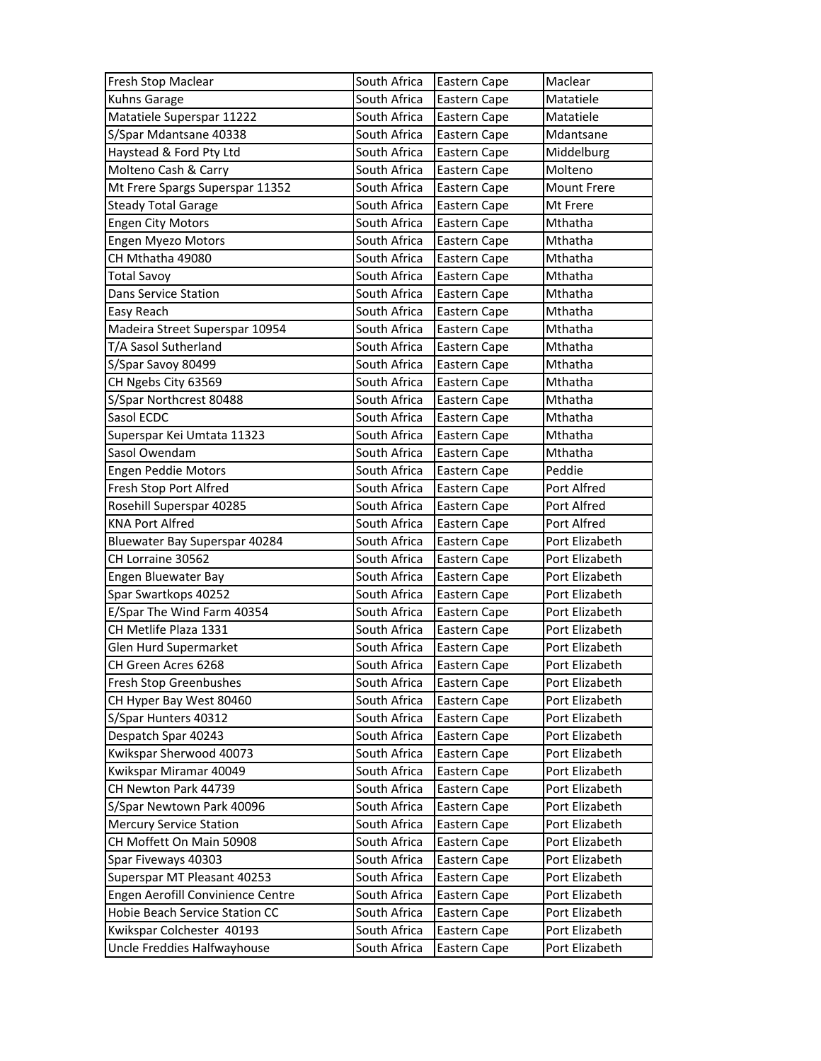| | | | |
|---|---|---|---|
| Fresh Stop Maclear | South Africa | Eastern Cape | Maclear |
| Kuhns Garage | South Africa | Eastern Cape | Matatiele |
| Matatiele Superspar 11222 | South Africa | Eastern Cape | Matatiele |
| S/Spar Mdantsane 40338 | South Africa | Eastern Cape | Mdantsane |
| Haystead & Ford Pty Ltd | South Africa | Eastern Cape | Middelburg |
| Molteno Cash & Carry | South Africa | Eastern Cape | Molteno |
| Mt Frere Spargs Superspar 11352 | South Africa | Eastern Cape | Mount Frere |
| Steady Total Garage | South Africa | Eastern Cape | Mt Frere |
| Engen City Motors | South Africa | Eastern Cape | Mthatha |
| Engen Myezo Motors | South Africa | Eastern Cape | Mthatha |
| CH Mthatha 49080 | South Africa | Eastern Cape | Mthatha |
| Total Savoy | South Africa | Eastern Cape | Mthatha |
| Dans Service Station | South Africa | Eastern Cape | Mthatha |
| Easy Reach | South Africa | Eastern Cape | Mthatha |
| Madeira Street Superspar 10954 | South Africa | Eastern Cape | Mthatha |
| T/A Sasol Sutherland | South Africa | Eastern Cape | Mthatha |
| S/Spar Savoy 80499 | South Africa | Eastern Cape | Mthatha |
| CH Ngebs City 63569 | South Africa | Eastern Cape | Mthatha |
| S/Spar Northcrest 80488 | South Africa | Eastern Cape | Mthatha |
| Sasol ECDC | South Africa | Eastern Cape | Mthatha |
| Superspar Kei Umtata 11323 | South Africa | Eastern Cape | Mthatha |
| Sasol Owendam | South Africa | Eastern Cape | Mthatha |
| Engen Peddie Motors | South Africa | Eastern Cape | Peddie |
| Fresh Stop Port Alfred | South Africa | Eastern Cape | Port Alfred |
| Rosehill Superspar 40285 | South Africa | Eastern Cape | Port Alfred |
| KNA Port Alfred | South Africa | Eastern Cape | Port Alfred |
| Bluewater Bay Superspar 40284 | South Africa | Eastern Cape | Port Elizabeth |
| CH Lorraine 30562 | South Africa | Eastern Cape | Port Elizabeth |
| Engen Bluewater Bay | South Africa | Eastern Cape | Port Elizabeth |
| Spar Swartkops 40252 | South Africa | Eastern Cape | Port Elizabeth |
| E/Spar The Wind Farm 40354 | South Africa | Eastern Cape | Port Elizabeth |
| CH Metlife Plaza 1331 | South Africa | Eastern Cape | Port Elizabeth |
| Glen Hurd Supermarket | South Africa | Eastern Cape | Port Elizabeth |
| CH Green Acres 6268 | South Africa | Eastern Cape | Port Elizabeth |
| Fresh Stop Greenbushes | South Africa | Eastern Cape | Port Elizabeth |
| CH Hyper Bay West 80460 | South Africa | Eastern Cape | Port Elizabeth |
| S/Spar Hunters 40312 | South Africa | Eastern Cape | Port Elizabeth |
| Despatch Spar 40243 | South Africa | Eastern Cape | Port Elizabeth |
| Kwikspar Sherwood 40073 | South Africa | Eastern Cape | Port Elizabeth |
| Kwikspar Miramar 40049 | South Africa | Eastern Cape | Port Elizabeth |
| CH Newton Park 44739 | South Africa | Eastern Cape | Port Elizabeth |
| S/Spar Newtown Park 40096 | South Africa | Eastern Cape | Port Elizabeth |
| Mercury Service Station | South Africa | Eastern Cape | Port Elizabeth |
| CH Moffett On Main 50908 | South Africa | Eastern Cape | Port Elizabeth |
| Spar Fiveways 40303 | South Africa | Eastern Cape | Port Elizabeth |
| Superspar MT Pleasant 40253 | South Africa | Eastern Cape | Port Elizabeth |
| Engen Aerofill Convinience Centre | South Africa | Eastern Cape | Port Elizabeth |
| Hobie Beach Service Station CC | South Africa | Eastern Cape | Port Elizabeth |
| Kwikspar Colchester 40193 | South Africa | Eastern Cape | Port Elizabeth |
| Uncle Freddies Halfwayhouse | South Africa | Eastern Cape | Port Elizabeth |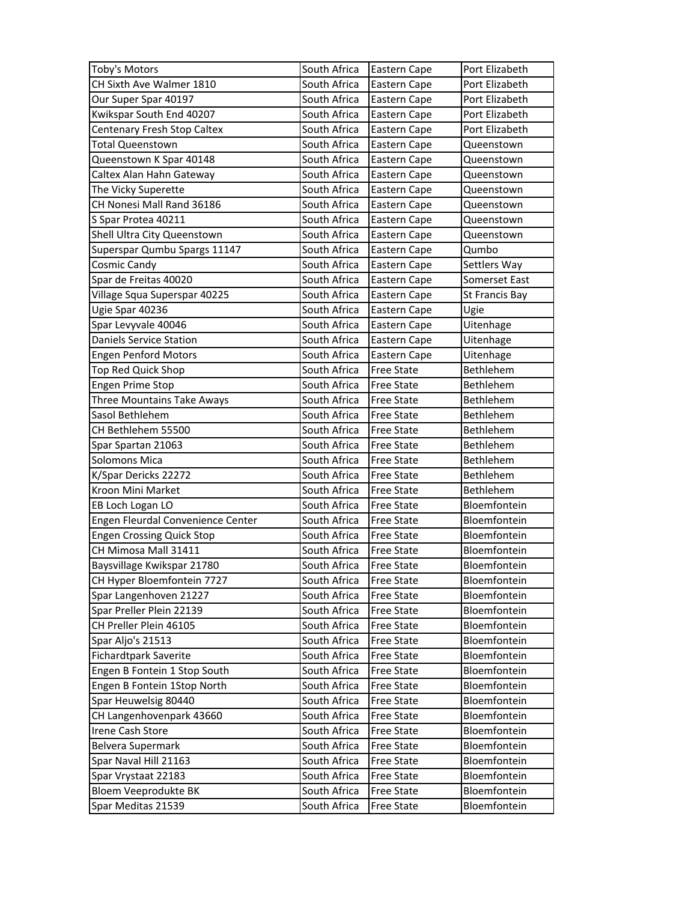| Toby's Motors | South Africa | Eastern Cape | Port Elizabeth |
|---|---|---|---|
| CH Sixth Ave Walmer 1810 | South Africa | Eastern Cape | Port Elizabeth |
| Our Super Spar 40197 | South Africa | Eastern Cape | Port Elizabeth |
| Kwikspar South End 40207 | South Africa | Eastern Cape | Port Elizabeth |
| Centenary Fresh Stop Caltex | South Africa | Eastern Cape | Port Elizabeth |
| Total Queenstown | South Africa | Eastern Cape | Queenstown |
| Queenstown K Spar 40148 | South Africa | Eastern Cape | Queenstown |
| Caltex Alan Hahn Gateway | South Africa | Eastern Cape | Queenstown |
| The Vicky Superette | South Africa | Eastern Cape | Queenstown |
| CH Nonesi Mall Rand 36186 | South Africa | Eastern Cape | Queenstown |
| S Spar Protea 40211 | South Africa | Eastern Cape | Queenstown |
| Shell Ultra City Queenstown | South Africa | Eastern Cape | Queenstown |
| Superspar Qumbu Spargs 11147 | South Africa | Eastern Cape | Qumbo |
| Cosmic Candy | South Africa | Eastern Cape | Settlers Way |
| Spar de Freitas 40020 | South Africa | Eastern Cape | Somerset East |
| Village Squa Superspar 40225 | South Africa | Eastern Cape | St Francis Bay |
| Ugie Spar 40236 | South Africa | Eastern Cape | Ugie |
| Spar Levyvale 40046 | South Africa | Eastern Cape | Uitenhage |
| Daniels Service Station | South Africa | Eastern Cape | Uitenhage |
| Engen Penford Motors | South Africa | Eastern Cape | Uitenhage |
| Top Red Quick Shop | South Africa | Free State | Bethlehem |
| Engen Prime Stop | South Africa | Free State | Bethlehem |
| Three Mountains Take Aways | South Africa | Free State | Bethlehem |
| Sasol Bethlehem | South Africa | Free State | Bethlehem |
| CH Bethlehem 55500 | South Africa | Free State | Bethlehem |
| Spar Spartan 21063 | South Africa | Free State | Bethlehem |
| Solomons Mica | South Africa | Free State | Bethlehem |
| K/Spar Dericks 22272 | South Africa | Free State | Bethlehem |
| Kroon Mini Market | South Africa | Free State | Bethlehem |
| EB Loch Logan LO | South Africa | Free State | Bloemfontein |
| Engen Fleurdal Convenience Center | South Africa | Free State | Bloemfontein |
| Engen Crossing Quick Stop | South Africa | Free State | Bloemfontein |
| CH Mimosa Mall 31411 | South Africa | Free State | Bloemfontein |
| Baysvillage Kwikspar 21780 | South Africa | Free State | Bloemfontein |
| CH Hyper Bloemfontein 7727 | South Africa | Free State | Bloemfontein |
| Spar Langenhoven 21227 | South Africa | Free State | Bloemfontein |
| Spar Preller Plein 22139 | South Africa | Free State | Bloemfontein |
| CH Preller Plein 46105 | South Africa | Free State | Bloemfontein |
| Spar Aljo's 21513 | South Africa | Free State | Bloemfontein |
| Fichardtpark Saverite | South Africa | Free State | Bloemfontein |
| Engen B Fontein 1 Stop South | South Africa | Free State | Bloemfontein |
| Engen B Fontein 1Stop North | South Africa | Free State | Bloemfontein |
| Spar Heuwelsig 80440 | South Africa | Free State | Bloemfontein |
| CH Langenhovenpark 43660 | South Africa | Free State | Bloemfontein |
| Irene Cash Store | South Africa | Free State | Bloemfontein |
| Belvera Supermark | South Africa | Free State | Bloemfontein |
| Spar Naval Hill 21163 | South Africa | Free State | Bloemfontein |
| Spar Vrystaat 22183 | South Africa | Free State | Bloemfontein |
| Bloem Veeprodukte BK | South Africa | Free State | Bloemfontein |
| Spar Meditas 21539 | South Africa | Free State | Bloemfontein |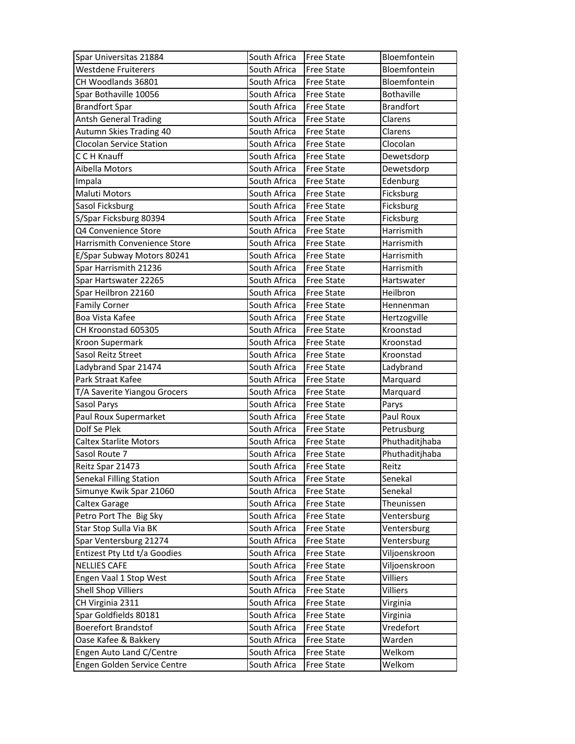| Spar Universitas 21884 | South Africa | Free State | Bloemfontein |
|---|---|---|---|
| Westdene Fruiterers | South Africa | Free State | Bloemfontein |
| CH Woodlands 36801 | South Africa | Free State | Bloemfontein |
| Spar Bothaville 10056 | South Africa | Free State | Bothaville |
| Brandfort Spar | South Africa | Free State | Brandfort |
| Antsh General Trading | South Africa | Free State | Clarens |
| Autumn Skies Trading 40 | South Africa | Free State | Clarens |
| Clocolan Service Station | South Africa | Free State | Clocolan |
| C C H Knauff | South Africa | Free State | Dewetsdorp |
| Aibella Motors | South Africa | Free State | Dewetsdorp |
| Impala | South Africa | Free State | Edenburg |
| Maluti Motors | South Africa | Free State | Ficksburg |
| Sasol Ficksburg | South Africa | Free State | Ficksburg |
| S/Spar Ficksburg 80394 | South Africa | Free State | Ficksburg |
| Q4 Convenience Store | South Africa | Free State | Harrismith |
| Harrismith Convenience Store | South Africa | Free State | Harrismith |
| E/Spar Subway Motors 80241 | South Africa | Free State | Harrismith |
| Spar Harrismith 21236 | South Africa | Free State | Harrismith |
| Spar Hartswater 22265 | South Africa | Free State | Hartswater |
| Spar Heilbron 22160 | South Africa | Free State | Heilbron |
| Family Corner | South Africa | Free State | Hennenman |
| Boa Vista Kafee | South Africa | Free State | Hertzogville |
| CH Kroonstad 605305 | South Africa | Free State | Kroonstad |
| Kroon Supermark | South Africa | Free State | Kroonstad |
| Sasol Reitz Street | South Africa | Free State | Kroonstad |
| Ladybrand Spar 21474 | South Africa | Free State | Ladybrand |
| Park Straat Kafee | South Africa | Free State | Marquard |
| T/A Saverite Yiangou Grocers | South Africa | Free State | Marquard |
| Sasol Parys | South Africa | Free State | Parys |
| Paul Roux Supermarket | South Africa | Free State | Paul Roux |
| Dolf Se Plek | South Africa | Free State | Petrusburg |
| Caltex Starlite Motors | South Africa | Free State | Phuthaditjhaba |
| Sasol Route 7 | South Africa | Free State | Phuthaditjhaba |
| Reitz Spar 21473 | South Africa | Free State | Reitz |
| Senekal Filling Station | South Africa | Free State | Senekal |
| Simunye Kwik Spar 21060 | South Africa | Free State | Senekal |
| Caltex Garage | South Africa | Free State | Theunissen |
| Petro Port The Big Sky | South Africa | Free State | Ventersburg |
| Star Stop Sulla Via BK | South Africa | Free State | Ventersburg |
| Spar Ventersburg 21274 | South Africa | Free State | Ventersburg |
| Entizest Pty Ltd t/a Goodies | South Africa | Free State | Viljoenskroon |
| NELLIES CAFE | South Africa | Free State | Viljoenskroon |
| Engen Vaal 1 Stop West | South Africa | Free State | Villiers |
| Shell Shop Villiers | South Africa | Free State | Villiers |
| CH Virginia 2311 | South Africa | Free State | Virginia |
| Spar Goldfields 80181 | South Africa | Free State | Virginia |
| Boerefort Brandstof | South Africa | Free State | Vredefort |
| Oase Kafee & Bakkery | South Africa | Free State | Warden |
| Engen Auto Land C/Centre | South Africa | Free State | Welkom |
| Engen Golden Service Centre | South Africa | Free State | Welkom |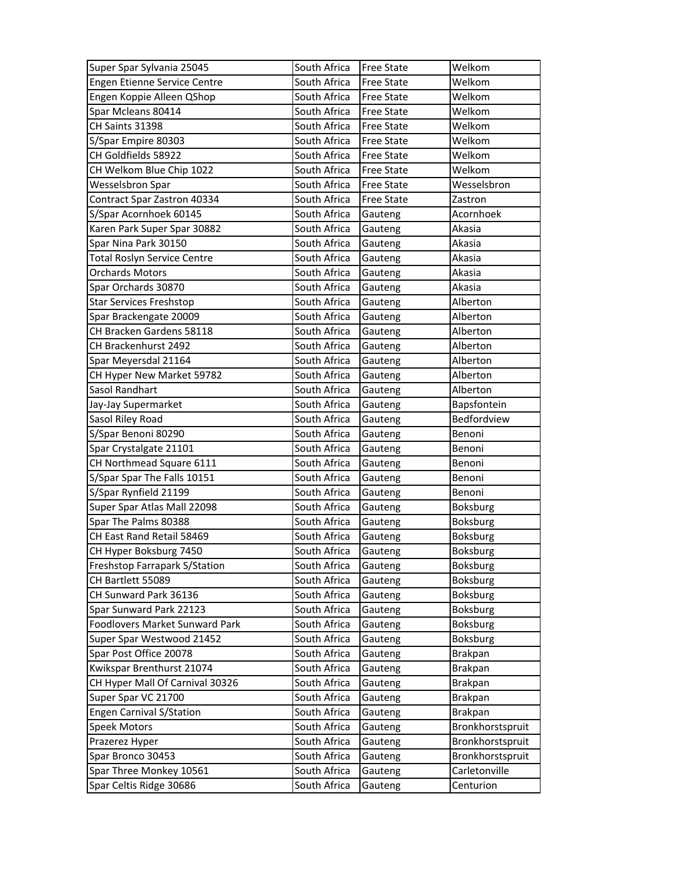| Super Spar Sylvania 25045 | South Africa | Free State | Welkom |
|---|---|---|---|
| Engen Etienne Service Centre | South Africa | Free State | Welkom |
| Engen Koppie Alleen QShop | South Africa | Free State | Welkom |
| Spar Mcleans 80414 | South Africa | Free State | Welkom |
| CH Saints 31398 | South Africa | Free State | Welkom |
| S/Spar Empire 80303 | South Africa | Free State | Welkom |
| CH Goldfields 58922 | South Africa | Free State | Welkom |
| CH Welkom Blue Chip 1022 | South Africa | Free State | Welkom |
| Wesselsbron Spar | South Africa | Free State | Wesselsbron |
| Contract Spar Zastron 40334 | South Africa | Free State | Zastron |
| S/Spar Acornhoek 60145 | South Africa | Gauteng | Acornhoek |
| Karen Park Super Spar 30882 | South Africa | Gauteng | Akasia |
| Spar Nina Park 30150 | South Africa | Gauteng | Akasia |
| Total Roslyn Service Centre | South Africa | Gauteng | Akasia |
| Orchards Motors | South Africa | Gauteng | Akasia |
| Spar Orchards 30870 | South Africa | Gauteng | Akasia |
| Star Services Freshstop | South Africa | Gauteng | Alberton |
| Spar Brackengate 20009 | South Africa | Gauteng | Alberton |
| CH Bracken Gardens 58118 | South Africa | Gauteng | Alberton |
| CH Brackenhurst 2492 | South Africa | Gauteng | Alberton |
| Spar Meyersdal 21164 | South Africa | Gauteng | Alberton |
| CH Hyper New Market 59782 | South Africa | Gauteng | Alberton |
| Sasol Randhart | South Africa | Gauteng | Alberton |
| Jay-Jay Supermarket | South Africa | Gauteng | Bapsfontein |
| Sasol Riley Road | South Africa | Gauteng | Bedfordview |
| S/Spar Benoni 80290 | South Africa | Gauteng | Benoni |
| Spar Crystalgate 21101 | South Africa | Gauteng | Benoni |
| CH Northmead Square 6111 | South Africa | Gauteng | Benoni |
| S/Spar Spar The Falls 10151 | South Africa | Gauteng | Benoni |
| S/Spar Rynfield 21199 | South Africa | Gauteng | Benoni |
| Super Spar Atlas Mall 22098 | South Africa | Gauteng | Boksburg |
| Spar The Palms 80388 | South Africa | Gauteng | Boksburg |
| CH East Rand Retail 58469 | South Africa | Gauteng | Boksburg |
| CH Hyper Boksburg 7450 | South Africa | Gauteng | Boksburg |
| Freshstop Farrapark S/Station | South Africa | Gauteng | Boksburg |
| CH Bartlett 55089 | South Africa | Gauteng | Boksburg |
| CH Sunward Park 36136 | South Africa | Gauteng | Boksburg |
| Spar Sunward Park 22123 | South Africa | Gauteng | Boksburg |
| Foodlovers Market Sunward Park | South Africa | Gauteng | Boksburg |
| Super Spar Westwood 21452 | South Africa | Gauteng | Boksburg |
| Spar Post Office 20078 | South Africa | Gauteng | Brakpan |
| Kwikspar Brenthurst 21074 | South Africa | Gauteng | Brakpan |
| CH Hyper Mall Of Carnival 30326 | South Africa | Gauteng | Brakpan |
| Super Spar VC 21700 | South Africa | Gauteng | Brakpan |
| Engen Carnival S/Station | South Africa | Gauteng | Brakpan |
| Speek Motors | South Africa | Gauteng | Bronkhorstspruit |
| Prazerez Hyper | South Africa | Gauteng | Bronkhorstspruit |
| Spar Bronco 30453 | South Africa | Gauteng | Bronkhorstspruit |
| Spar Three Monkey 10561 | South Africa | Gauteng | Carletonville |
| Spar Celtis Ridge 30686 | South Africa | Gauteng | Centurion |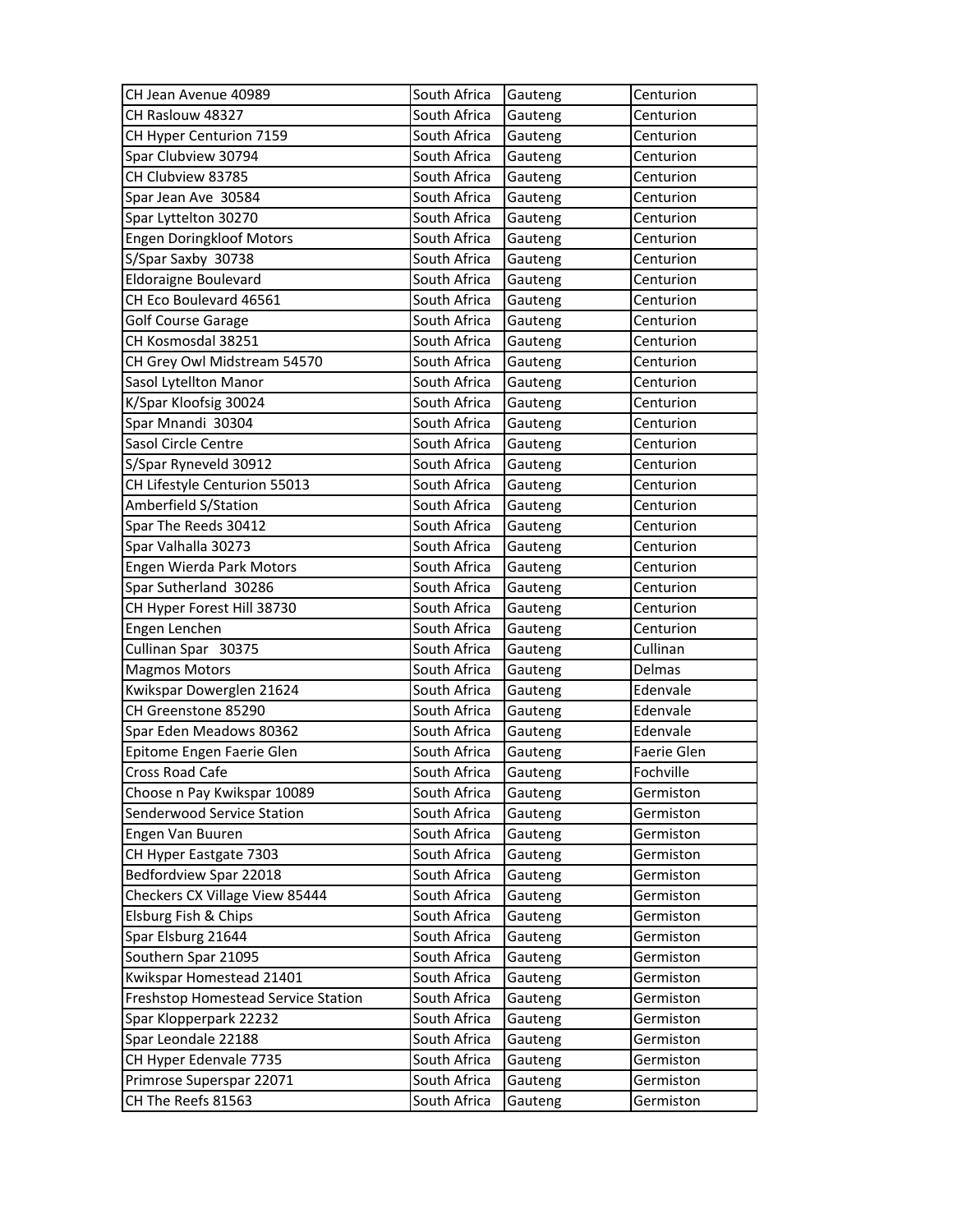| | | | |
|---|---|---|---|
| CH Jean Avenue 40989 | South Africa | Gauteng | Centurion |
| CH Raslouw 48327 | South Africa | Gauteng | Centurion |
| CH Hyper Centurion 7159 | South Africa | Gauteng | Centurion |
| Spar Clubview 30794 | South Africa | Gauteng | Centurion |
| CH Clubview 83785 | South Africa | Gauteng | Centurion |
| Spar Jean Ave  30584 | South Africa | Gauteng | Centurion |
| Spar Lyttelton 30270 | South Africa | Gauteng | Centurion |
| Engen Doringkloof Motors | South Africa | Gauteng | Centurion |
| S/Spar Saxby  30738 | South Africa | Gauteng | Centurion |
| Eldoraigne Boulevard | South Africa | Gauteng | Centurion |
| CH Eco Boulevard 46561 | South Africa | Gauteng | Centurion |
| Golf Course Garage | South Africa | Gauteng | Centurion |
| CH Kosmosdal 38251 | South Africa | Gauteng | Centurion |
| CH Grey Owl Midstream 54570 | South Africa | Gauteng | Centurion |
| Sasol Lytellton Manor | South Africa | Gauteng | Centurion |
| K/Spar Kloofsig 30024 | South Africa | Gauteng | Centurion |
| Spar Mnandi  30304 | South Africa | Gauteng | Centurion |
| Sasol Circle Centre | South Africa | Gauteng | Centurion |
| S/Spar Ryneveld 30912 | South Africa | Gauteng | Centurion |
| CH Lifestyle Centurion 55013 | South Africa | Gauteng | Centurion |
| Amberfield S/Station | South Africa | Gauteng | Centurion |
| Spar The Reeds 30412 | South Africa | Gauteng | Centurion |
| Spar Valhalla 30273 | South Africa | Gauteng | Centurion |
| Engen Wierda Park Motors | South Africa | Gauteng | Centurion |
| Spar Sutherland  30286 | South Africa | Gauteng | Centurion |
| CH Hyper Forest Hill 38730 | South Africa | Gauteng | Centurion |
| Engen Lenchen | South Africa | Gauteng | Centurion |
| Cullinan Spar   30375 | South Africa | Gauteng | Cullinan |
| Magmos Motors | South Africa | Gauteng | Delmas |
| Kwikspar Dowerglen 21624 | South Africa | Gauteng | Edenvale |
| CH Greenstone 85290 | South Africa | Gauteng | Edenvale |
| Spar Eden Meadows 80362 | South Africa | Gauteng | Edenvale |
| Epitome Engen Faerie Glen | South Africa | Gauteng | Faerie Glen |
| Cross Road Cafe | South Africa | Gauteng | Fochville |
| Choose n Pay Kwikspar 10089 | South Africa | Gauteng | Germiston |
| Senderwood Service Station | South Africa | Gauteng | Germiston |
| Engen Van Buuren | South Africa | Gauteng | Germiston |
| CH Hyper Eastgate 7303 | South Africa | Gauteng | Germiston |
| Bedfordview Spar 22018 | South Africa | Gauteng | Germiston |
| Checkers CX Village View 85444 | South Africa | Gauteng | Germiston |
| Elsburg Fish & Chips | South Africa | Gauteng | Germiston |
| Spar Elsburg 21644 | South Africa | Gauteng | Germiston |
| Southern Spar 21095 | South Africa | Gauteng | Germiston |
| Kwikspar Homestead 21401 | South Africa | Gauteng | Germiston |
| Freshstop Homestead Service Station | South Africa | Gauteng | Germiston |
| Spar Klopperpark 22232 | South Africa | Gauteng | Germiston |
| Spar Leondale 22188 | South Africa | Gauteng | Germiston |
| CH Hyper Edenvale 7735 | South Africa | Gauteng | Germiston |
| Primrose Superspar 22071 | South Africa | Gauteng | Germiston |
| CH The Reefs 81563 | South Africa | Gauteng | Germiston |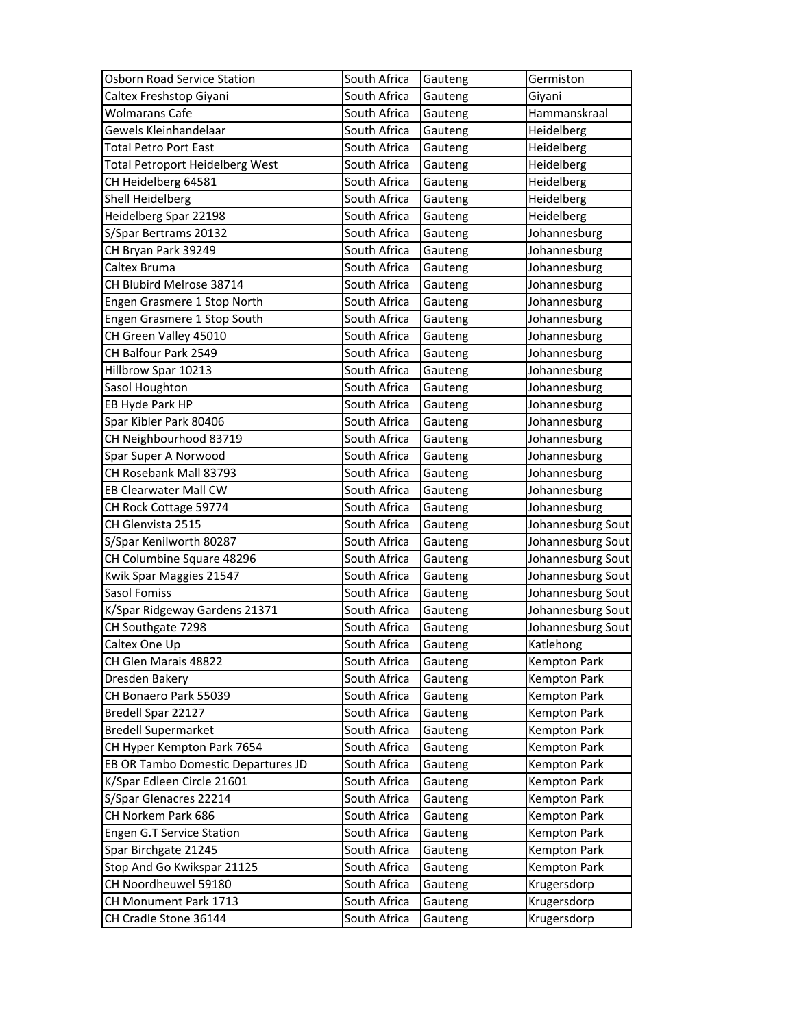| Osborn Road Service Station | South Africa | Gauteng | Germiston |
|---|---|---|---|
| Caltex Freshstop Giyani | South Africa | Gauteng | Giyani |
| Wolmarans Cafe | South Africa | Gauteng | Hammanskraal |
| Gewels Kleinhandelaar | South Africa | Gauteng | Heidelberg |
| Total Petro Port East | South Africa | Gauteng | Heidelberg |
| Total Petroport Heidelberg West | South Africa | Gauteng | Heidelberg |
| CH Heidelberg 64581 | South Africa | Gauteng | Heidelberg |
| Shell Heidelberg | South Africa | Gauteng | Heidelberg |
| Heidelberg Spar 22198 | South Africa | Gauteng | Heidelberg |
| S/Spar Bertrams 20132 | South Africa | Gauteng | Johannesburg |
| CH Bryan Park 39249 | South Africa | Gauteng | Johannesburg |
| Caltex Bruma | South Africa | Gauteng | Johannesburg |
| CH Blubird Melrose 38714 | South Africa | Gauteng | Johannesburg |
| Engen Grasmere 1 Stop North | South Africa | Gauteng | Johannesburg |
| Engen Grasmere 1 Stop South | South Africa | Gauteng | Johannesburg |
| CH Green Valley 45010 | South Africa | Gauteng | Johannesburg |
| CH Balfour Park 2549 | South Africa | Gauteng | Johannesburg |
| Hillbrow Spar 10213 | South Africa | Gauteng | Johannesburg |
| Sasol Houghton | South Africa | Gauteng | Johannesburg |
| EB Hyde Park HP | South Africa | Gauteng | Johannesburg |
| Spar Kibler Park 80406 | South Africa | Gauteng | Johannesburg |
| CH Neighbourhood 83719 | South Africa | Gauteng | Johannesburg |
| Spar Super A Norwood | South Africa | Gauteng | Johannesburg |
| CH Rosebank Mall 83793 | South Africa | Gauteng | Johannesburg |
| EB Clearwater Mall CW | South Africa | Gauteng | Johannesburg |
| CH Rock Cottage 59774 | South Africa | Gauteng | Johannesburg |
| CH Glenvista 2515 | South Africa | Gauteng | Johannesburg Sout |
| S/Spar Kenilworth 80287 | South Africa | Gauteng | Johannesburg Sout |
| CH Columbine Square 48296 | South Africa | Gauteng | Johannesburg Sout |
| Kwik Spar Maggies 21547 | South Africa | Gauteng | Johannesburg Sout |
| Sasol Fomiss | South Africa | Gauteng | Johannesburg Sout |
| K/Spar Ridgeway Gardens 21371 | South Africa | Gauteng | Johannesburg Sout |
| CH Southgate 7298 | South Africa | Gauteng | Johannesburg Sout |
| Caltex One Up | South Africa | Gauteng | Katlehong |
| CH Glen Marais 48822 | South Africa | Gauteng | Kempton Park |
| Dresden Bakery | South Africa | Gauteng | Kempton Park |
| CH Bonaero Park 55039 | South Africa | Gauteng | Kempton Park |
| Bredell Spar 22127 | South Africa | Gauteng | Kempton Park |
| Bredell Supermarket | South Africa | Gauteng | Kempton Park |
| CH Hyper Kempton Park 7654 | South Africa | Gauteng | Kempton Park |
| EB OR Tambo Domestic Departures JD | South Africa | Gauteng | Kempton Park |
| K/Spar Edleen Circle 21601 | South Africa | Gauteng | Kempton Park |
| S/Spar Glenacres 22214 | South Africa | Gauteng | Kempton Park |
| CH Norkem Park 686 | South Africa | Gauteng | Kempton Park |
| Engen G.T Service Station | South Africa | Gauteng | Kempton Park |
| Spar Birchgate 21245 | South Africa | Gauteng | Kempton Park |
| Stop And Go Kwikspar 21125 | South Africa | Gauteng | Kempton Park |
| CH Noordheuwel 59180 | South Africa | Gauteng | Krugersdorp |
| CH Monument Park 1713 | South Africa | Gauteng | Krugersdorp |
| CH Cradle Stone 36144 | South Africa | Gauteng | Krugersdorp |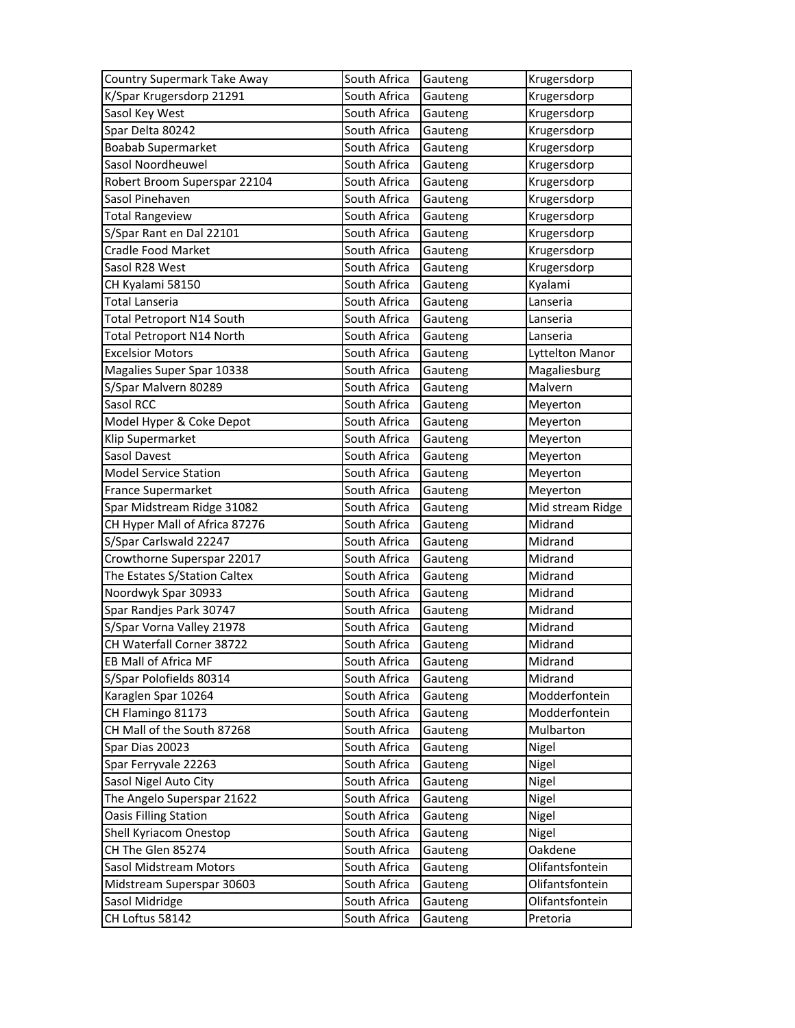| Country Supermark Take Away | South Africa | Gauteng | Krugersdorp |
|---|---|---|---|
| K/Spar Krugersdorp 21291 | South Africa | Gauteng | Krugersdorp |
| Sasol Key West | South Africa | Gauteng | Krugersdorp |
| Spar Delta 80242 | South Africa | Gauteng | Krugersdorp |
| Boabab Supermarket | South Africa | Gauteng | Krugersdorp |
| Sasol Noordheuwel | South Africa | Gauteng | Krugersdorp |
| Robert Broom Superspar 22104 | South Africa | Gauteng | Krugersdorp |
| Sasol Pinehaven | South Africa | Gauteng | Krugersdorp |
| Total Rangeview | South Africa | Gauteng | Krugersdorp |
| S/Spar Rant en Dal 22101 | South Africa | Gauteng | Krugersdorp |
| Cradle Food Market | South Africa | Gauteng | Krugersdorp |
| Sasol R28 West | South Africa | Gauteng | Krugersdorp |
| CH Kyalami 58150 | South Africa | Gauteng | Kyalami |
| Total Lanseria | South Africa | Gauteng | Lanseria |
| Total Petroport N14 South | South Africa | Gauteng | Lanseria |
| Total Petroport N14 North | South Africa | Gauteng | Lanseria |
| Excelsior Motors | South Africa | Gauteng | Lyttelton Manor |
| Magalies Super Spar 10338 | South Africa | Gauteng | Magaliesburg |
| S/Spar Malvern 80289 | South Africa | Gauteng | Malvern |
| Sasol RCC | South Africa | Gauteng | Meyerton |
| Model Hyper & Coke Depot | South Africa | Gauteng | Meyerton |
| Klip Supermarket | South Africa | Gauteng | Meyerton |
| Sasol Davest | South Africa | Gauteng | Meyerton |
| Model Service Station | South Africa | Gauteng | Meyerton |
| France Supermarket | South Africa | Gauteng | Meyerton |
| Spar Midstream Ridge 31082 | South Africa | Gauteng | Mid stream Ridge |
| CH Hyper Mall of Africa 87276 | South Africa | Gauteng | Midrand |
| S/Spar Carlswald 22247 | South Africa | Gauteng | Midrand |
| Crowthorne Superspar 22017 | South Africa | Gauteng | Midrand |
| The Estates S/Station Caltex | South Africa | Gauteng | Midrand |
| Noordwyk Spar 30933 | South Africa | Gauteng | Midrand |
| Spar Randjes Park 30747 | South Africa | Gauteng | Midrand |
| S/Spar Vorna Valley 21978 | South Africa | Gauteng | Midrand |
| CH Waterfall Corner 38722 | South Africa | Gauteng | Midrand |
| EB Mall of Africa MF | South Africa | Gauteng | Midrand |
| S/Spar Polofields 80314 | South Africa | Gauteng | Midrand |
| Karaglen Spar 10264 | South Africa | Gauteng | Modderfontein |
| CH Flamingo 81173 | South Africa | Gauteng | Modderfontein |
| CH Mall of the South 87268 | South Africa | Gauteng | Mulbarton |
| Spar Dias 20023 | South Africa | Gauteng | Nigel |
| Spar Ferryvale 22263 | South Africa | Gauteng | Nigel |
| Sasol Nigel Auto City | South Africa | Gauteng | Nigel |
| The Angelo Superspar 21622 | South Africa | Gauteng | Nigel |
| Oasis Filling Station | South Africa | Gauteng | Nigel |
| Shell Kyriacom Onestop | South Africa | Gauteng | Nigel |
| CH The Glen 85274 | South Africa | Gauteng | Oakdene |
| Sasol Midstream Motors | South Africa | Gauteng | Olifantsfontein |
| Midstream Superspar 30603 | South Africa | Gauteng | Olifantsfontein |
| Sasol Midridge | South Africa | Gauteng | Olifantsfontein |
| CH Loftus 58142 | South Africa | Gauteng | Pretoria |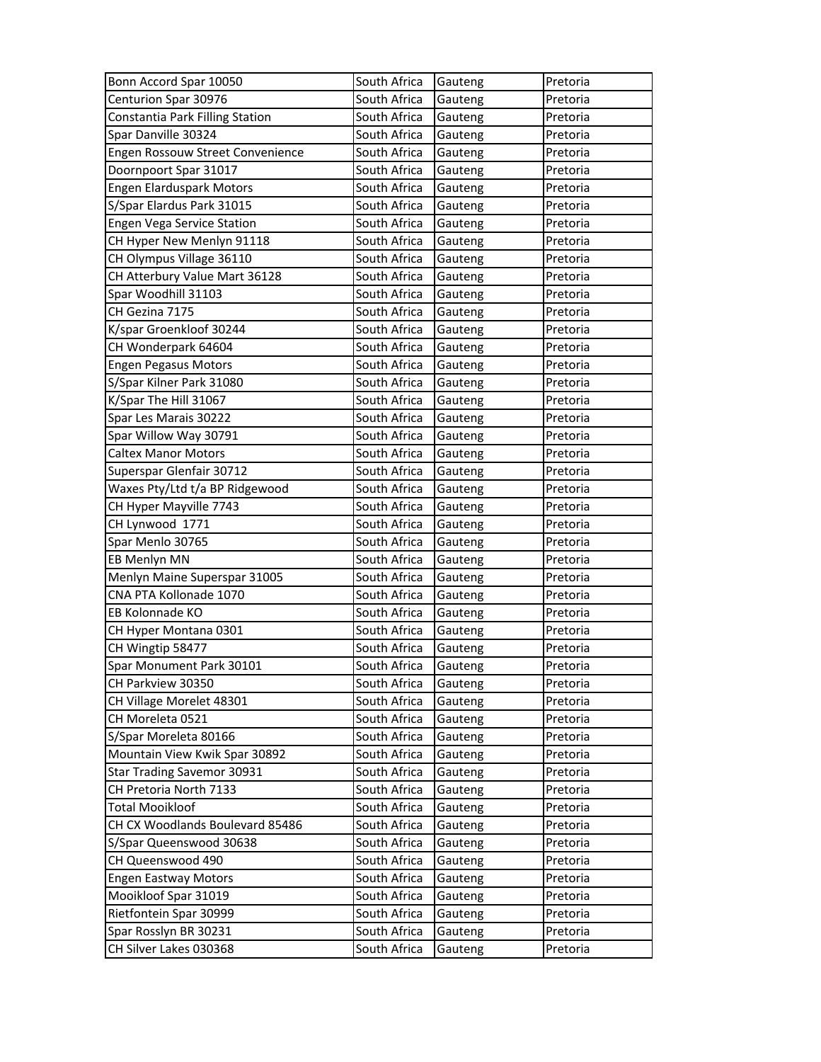| | | | |
|---|---|---|---|
| Bonn Accord Spar 10050 | South Africa | Gauteng | Pretoria |
| Centurion Spar 30976 | South Africa | Gauteng | Pretoria |
| Constantia Park Filling Station | South Africa | Gauteng | Pretoria |
| Spar Danville 30324 | South Africa | Gauteng | Pretoria |
| Engen Rossouw Street Convenience | South Africa | Gauteng | Pretoria |
| Doornpoort Spar 31017 | South Africa | Gauteng | Pretoria |
| Engen Elarduspark Motors | South Africa | Gauteng | Pretoria |
| S/Spar Elardus Park 31015 | South Africa | Gauteng | Pretoria |
| Engen Vega Service Station | South Africa | Gauteng | Pretoria |
| CH Hyper New Menlyn 91118 | South Africa | Gauteng | Pretoria |
| CH Olympus Village 36110 | South Africa | Gauteng | Pretoria |
| CH Atterbury Value Mart 36128 | South Africa | Gauteng | Pretoria |
| Spar Woodhill 31103 | South Africa | Gauteng | Pretoria |
| CH Gezina 7175 | South Africa | Gauteng | Pretoria |
| K/spar Groenkloof 30244 | South Africa | Gauteng | Pretoria |
| CH Wonderpark 64604 | South Africa | Gauteng | Pretoria |
| Engen Pegasus Motors | South Africa | Gauteng | Pretoria |
| S/Spar Kilner Park 31080 | South Africa | Gauteng | Pretoria |
| K/Spar The Hill 31067 | South Africa | Gauteng | Pretoria |
| Spar Les Marais 30222 | South Africa | Gauteng | Pretoria |
| Spar Willow Way 30791 | South Africa | Gauteng | Pretoria |
| Caltex Manor Motors | South Africa | Gauteng | Pretoria |
| Superspar Glenfair 30712 | South Africa | Gauteng | Pretoria |
| Waxes Pty/Ltd t/a BP Ridgewood | South Africa | Gauteng | Pretoria |
| CH Hyper Mayville 7743 | South Africa | Gauteng | Pretoria |
| CH Lynwood  1771 | South Africa | Gauteng | Pretoria |
| Spar Menlo 30765 | South Africa | Gauteng | Pretoria |
| EB Menlyn MN | South Africa | Gauteng | Pretoria |
| Menlyn Maine Superspar 31005 | South Africa | Gauteng | Pretoria |
| CNA PTA Kollonade 1070 | South Africa | Gauteng | Pretoria |
| EB Kolonnade KO | South Africa | Gauteng | Pretoria |
| CH Hyper Montana 0301 | South Africa | Gauteng | Pretoria |
| CH Wingtip 58477 | South Africa | Gauteng | Pretoria |
| Spar Monument Park 30101 | South Africa | Gauteng | Pretoria |
| CH Parkview 30350 | South Africa | Gauteng | Pretoria |
| CH Village Morelet 48301 | South Africa | Gauteng | Pretoria |
| CH Moreleta 0521 | South Africa | Gauteng | Pretoria |
| S/Spar Moreleta 80166 | South Africa | Gauteng | Pretoria |
| Mountain View Kwik Spar 30892 | South Africa | Gauteng | Pretoria |
| Star Trading Savemor 30931 | South Africa | Gauteng | Pretoria |
| CH Pretoria North 7133 | South Africa | Gauteng | Pretoria |
| Total Mooikloof | South Africa | Gauteng | Pretoria |
| CH CX Woodlands Boulevard 85486 | South Africa | Gauteng | Pretoria |
| S/Spar Queenswood 30638 | South Africa | Gauteng | Pretoria |
| CH Queenswood 490 | South Africa | Gauteng | Pretoria |
| Engen Eastway Motors | South Africa | Gauteng | Pretoria |
| Mooikloof Spar 31019 | South Africa | Gauteng | Pretoria |
| Rietfontein Spar 30999 | South Africa | Gauteng | Pretoria |
| Spar Rosslyn BR 30231 | South Africa | Gauteng | Pretoria |
| CH Silver Lakes 030368 | South Africa | Gauteng | Pretoria |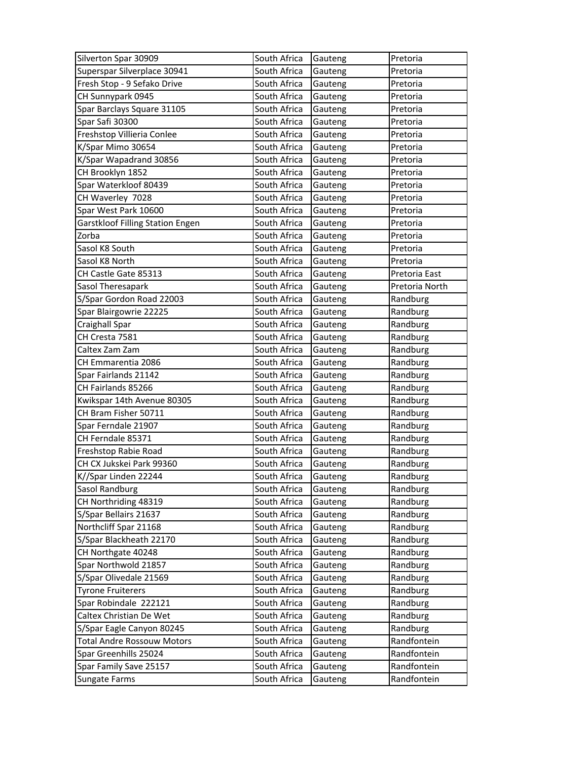| | | | |
|---|---|---|---|
| Silverton Spar 30909 | South Africa | Gauteng | Pretoria |
| Superspar Silverplace 30941 | South Africa | Gauteng | Pretoria |
| Fresh Stop - 9 Sefako Drive | South Africa | Gauteng | Pretoria |
| CH Sunnypark 0945 | South Africa | Gauteng | Pretoria |
| Spar Barclays Square 31105 | South Africa | Gauteng | Pretoria |
| Spar Safi 30300 | South Africa | Gauteng | Pretoria |
| Freshstop Villieria Conlee | South Africa | Gauteng | Pretoria |
| K/Spar Mimo 30654 | South Africa | Gauteng | Pretoria |
| K/Spar Wapadrand 30856 | South Africa | Gauteng | Pretoria |
| CH Brooklyn 1852 | South Africa | Gauteng | Pretoria |
| Spar Waterkloof 80439 | South Africa | Gauteng | Pretoria |
| CH Waverley 7028 | South Africa | Gauteng | Pretoria |
| Spar West Park 10600 | South Africa | Gauteng | Pretoria |
| Garstkloof Filling Station Engen | South Africa | Gauteng | Pretoria |
| Zorba | South Africa | Gauteng | Pretoria |
| Sasol K8 South | South Africa | Gauteng | Pretoria |
| Sasol K8 North | South Africa | Gauteng | Pretoria |
| CH Castle Gate 85313 | South Africa | Gauteng | Pretoria East |
| Sasol Theresapark | South Africa | Gauteng | Pretoria North |
| S/Spar Gordon Road 22003 | South Africa | Gauteng | Randburg |
| Spar Blairgowrie 22225 | South Africa | Gauteng | Randburg |
| Craighall Spar | South Africa | Gauteng | Randburg |
| CH Cresta 7581 | South Africa | Gauteng | Randburg |
| Caltex Zam Zam | South Africa | Gauteng | Randburg |
| CH Emmarentia 2086 | South Africa | Gauteng | Randburg |
| Spar Fairlands 21142 | South Africa | Gauteng | Randburg |
| CH Fairlands 85266 | South Africa | Gauteng | Randburg |
| Kwikspar 14th Avenue 80305 | South Africa | Gauteng | Randburg |
| CH Bram Fisher 50711 | South Africa | Gauteng | Randburg |
| Spar Ferndale 21907 | South Africa | Gauteng | Randburg |
| CH Ferndale 85371 | South Africa | Gauteng | Randburg |
| Freshstop Rabie Road | South Africa | Gauteng | Randburg |
| CH CX Jukskei Park 99360 | South Africa | Gauteng | Randburg |
| K//Spar Linden 22244 | South Africa | Gauteng | Randburg |
| Sasol Randburg | South Africa | Gauteng | Randburg |
| CH Northriding 48319 | South Africa | Gauteng | Randburg |
| S/Spar Bellairs 21637 | South Africa | Gauteng | Randburg |
| Northcliff Spar 21168 | South Africa | Gauteng | Randburg |
| S/Spar Blackheath 22170 | South Africa | Gauteng | Randburg |
| CH Northgate 40248 | South Africa | Gauteng | Randburg |
| Spar Northwold 21857 | South Africa | Gauteng | Randburg |
| S/Spar Olivedale 21569 | South Africa | Gauteng | Randburg |
| Tyrone Fruiterers | South Africa | Gauteng | Randburg |
| Spar Robindale 222121 | South Africa | Gauteng | Randburg |
| Caltex Christian De Wet | South Africa | Gauteng | Randburg |
| S/Spar Eagle Canyon 80245 | South Africa | Gauteng | Randburg |
| Total Andre Rossouw Motors | South Africa | Gauteng | Randfontein |
| Spar Greenhills 25024 | South Africa | Gauteng | Randfontein |
| Spar Family Save 25157 | South Africa | Gauteng | Randfontein |
| Sungate Farms | South Africa | Gauteng | Randfontein |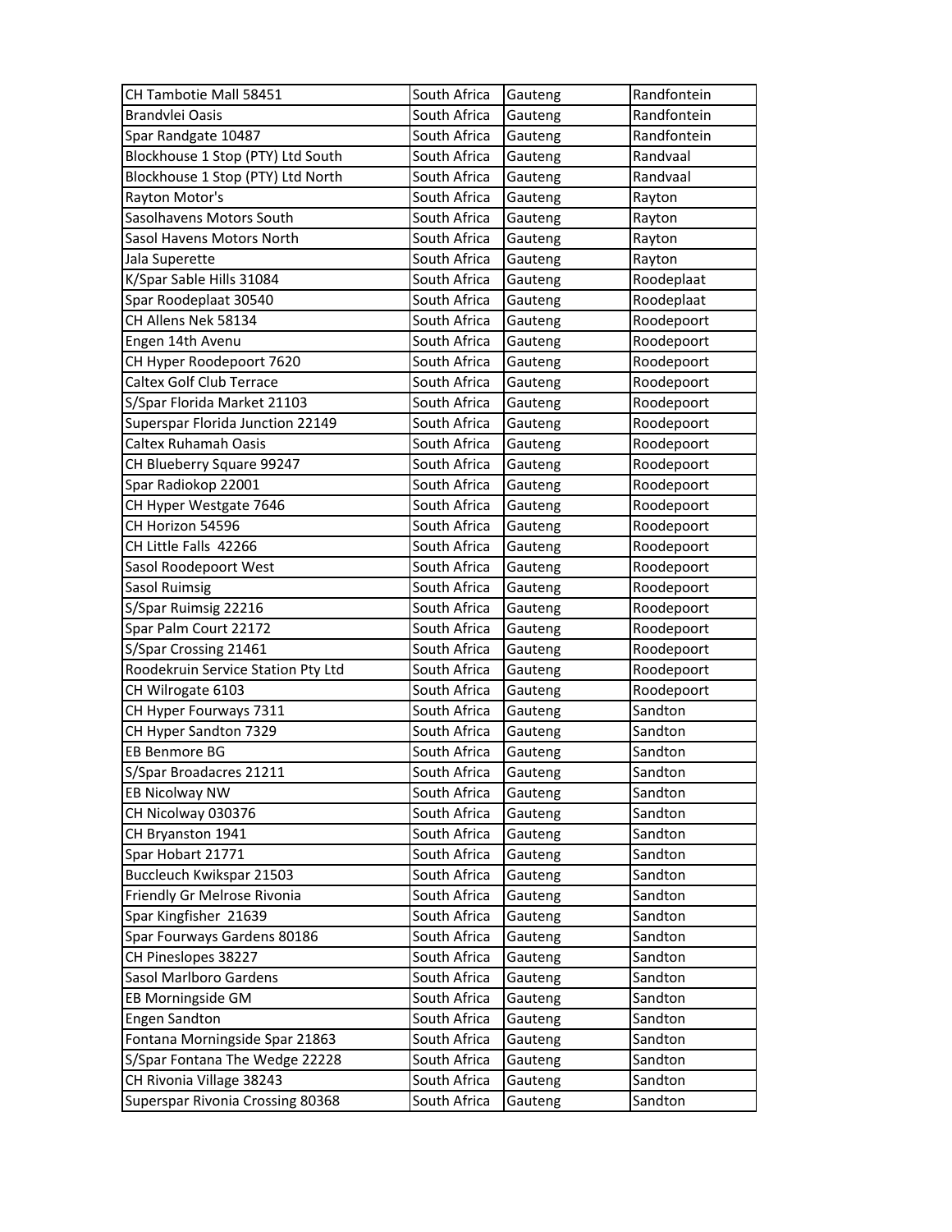| | | | |
|---|---|---|---|
| CH Tambotie Mall 58451 | South Africa | Gauteng | Randfontein |
| Brandvlei Oasis | South Africa | Gauteng | Randfontein |
| Spar Randgate 10487 | South Africa | Gauteng | Randfontein |
| Blockhouse 1 Stop (PTY) Ltd South | South Africa | Gauteng | Randvaal |
| Blockhouse 1 Stop (PTY) Ltd North | South Africa | Gauteng | Randvaal |
| Rayton Motor's | South Africa | Gauteng | Rayton |
| Sasolhavens Motors South | South Africa | Gauteng | Rayton |
| Sasol Havens Motors North | South Africa | Gauteng | Rayton |
| Jala Superette | South Africa | Gauteng | Rayton |
| K/Spar Sable Hills 31084 | South Africa | Gauteng | Roodeplaat |
| Spar Roodeplaat 30540 | South Africa | Gauteng | Roodeplaat |
| CH Allens Nek 58134 | South Africa | Gauteng | Roodepoort |
| Engen 14th Avenu | South Africa | Gauteng | Roodepoort |
| CH Hyper Roodepoort 7620 | South Africa | Gauteng | Roodepoort |
| Caltex Golf Club Terrace | South Africa | Gauteng | Roodepoort |
| S/Spar Florida Market 21103 | South Africa | Gauteng | Roodepoort |
| Superspar Florida Junction 22149 | South Africa | Gauteng | Roodepoort |
| Caltex Ruhamah Oasis | South Africa | Gauteng | Roodepoort |
| CH Blueberry Square 99247 | South Africa | Gauteng | Roodepoort |
| Spar Radiokop 22001 | South Africa | Gauteng | Roodepoort |
| CH Hyper Westgate 7646 | South Africa | Gauteng | Roodepoort |
| CH Horizon 54596 | South Africa | Gauteng | Roodepoort |
| CH Little Falls 42266 | South Africa | Gauteng | Roodepoort |
| Sasol Roodepoort West | South Africa | Gauteng | Roodepoort |
| Sasol Ruimsig | South Africa | Gauteng | Roodepoort |
| S/Spar Ruimsig 22216 | South Africa | Gauteng | Roodepoort |
| Spar Palm Court 22172 | South Africa | Gauteng | Roodepoort |
| S/Spar Crossing 21461 | South Africa | Gauteng | Roodepoort |
| Roodekruin Service Station Pty Ltd | South Africa | Gauteng | Roodepoort |
| CH Wilrogate 6103 | South Africa | Gauteng | Roodepoort |
| CH Hyper Fourways 7311 | South Africa | Gauteng | Sandton |
| CH Hyper Sandton 7329 | South Africa | Gauteng | Sandton |
| EB Benmore BG | South Africa | Gauteng | Sandton |
| S/Spar Broadacres 21211 | South Africa | Gauteng | Sandton |
| EB Nicolway NW | South Africa | Gauteng | Sandton |
| CH Nicolway 030376 | South Africa | Gauteng | Sandton |
| CH Bryanston 1941 | South Africa | Gauteng | Sandton |
| Spar Hobart 21771 | South Africa | Gauteng | Sandton |
| Buccleuch Kwikspar 21503 | South Africa | Gauteng | Sandton |
| Friendly Gr Melrose Rivonia | South Africa | Gauteng | Sandton |
| Spar Kingfisher 21639 | South Africa | Gauteng | Sandton |
| Spar Fourways Gardens 80186 | South Africa | Gauteng | Sandton |
| CH Pineslopes 38227 | South Africa | Gauteng | Sandton |
| Sasol Marlboro Gardens | South Africa | Gauteng | Sandton |
| EB Morningside GM | South Africa | Gauteng | Sandton |
| Engen Sandton | South Africa | Gauteng | Sandton |
| Fontana Morningside Spar 21863 | South Africa | Gauteng | Sandton |
| S/Spar Fontana The Wedge 22228 | South Africa | Gauteng | Sandton |
| CH Rivonia Village 38243 | South Africa | Gauteng | Sandton |
| Superspar Rivonia Crossing 80368 | South Africa | Gauteng | Sandton |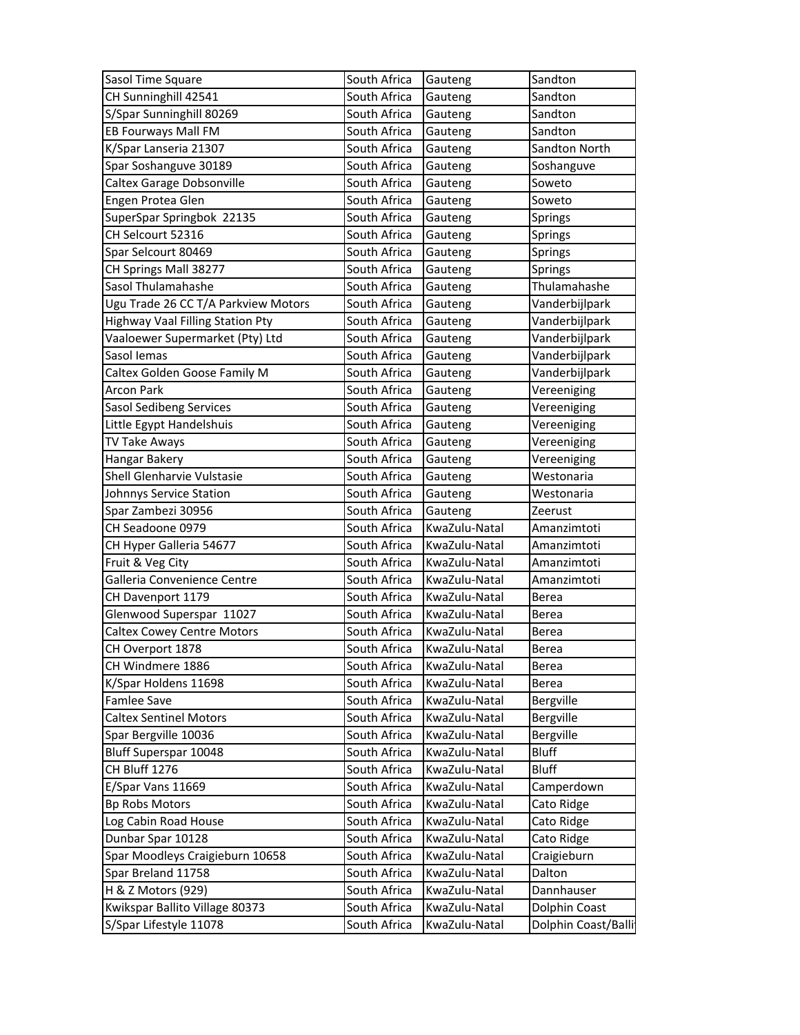| | | | |
|---|---|---|---|
| Sasol Time Square | South Africa | Gauteng | Sandton |
| CH Sunninghill 42541 | South Africa | Gauteng | Sandton |
| S/Spar Sunninghill 80269 | South Africa | Gauteng | Sandton |
| EB Fourways Mall FM | South Africa | Gauteng | Sandton |
| K/Spar Lanseria 21307 | South Africa | Gauteng | Sandton North |
| Spar Soshanguve 30189 | South Africa | Gauteng | Soshanguve |
| Caltex Garage Dobsonville | South Africa | Gauteng | Soweto |
| Engen Protea Glen | South Africa | Gauteng | Soweto |
| SuperSpar Springbok 22135 | South Africa | Gauteng | Springs |
| CH Selcourt 52316 | South Africa | Gauteng | Springs |
| Spar Selcourt 80469 | South Africa | Gauteng | Springs |
| CH Springs Mall 38277 | South Africa | Gauteng | Springs |
| Sasol Thulamahashe | South Africa | Gauteng | Thulamahashe |
| Ugu Trade 26 CC T/A Parkview Motors | South Africa | Gauteng | Vanderbijlpark |
| Highway Vaal Filling Station Pty | South Africa | Gauteng | Vanderbijlpark |
| Vaaloewer Supermarket (Pty) Ltd | South Africa | Gauteng | Vanderbijlpark |
| Sasol Iemas | South Africa | Gauteng | Vanderbijlpark |
| Caltex Golden Goose Family M | South Africa | Gauteng | Vanderbijlpark |
| Arcon Park | South Africa | Gauteng | Vereeniging |
| Sasol Sedibeng Services | South Africa | Gauteng | Vereeniging |
| Little Egypt Handelshuis | South Africa | Gauteng | Vereeniging |
| TV Take Aways | South Africa | Gauteng | Vereeniging |
| Hangar Bakery | South Africa | Gauteng | Vereeniging |
| Shell Glenharvie Vulstasie | South Africa | Gauteng | Westonaria |
| Johnnys Service Station | South Africa | Gauteng | Westonaria |
| Spar Zambezi 30956 | South Africa | Gauteng | Zeerust |
| CH Seadoone 0979 | South Africa | KwaZulu-Natal | Amanzimtoti |
| CH Hyper Galleria 54677 | South Africa | KwaZulu-Natal | Amanzimtoti |
| Fruit & Veg City | South Africa | KwaZulu-Natal | Amanzimtoti |
| Galleria Convenience Centre | South Africa | KwaZulu-Natal | Amanzimtoti |
| CH Davenport 1179 | South Africa | KwaZulu-Natal | Berea |
| Glenwood Superspar 11027 | South Africa | KwaZulu-Natal | Berea |
| Caltex Cowey Centre Motors | South Africa | KwaZulu-Natal | Berea |
| CH Overport 1878 | South Africa | KwaZulu-Natal | Berea |
| CH Windmere 1886 | South Africa | KwaZulu-Natal | Berea |
| K/Spar Holdens 11698 | South Africa | KwaZulu-Natal | Berea |
| Famlee Save | South Africa | KwaZulu-Natal | Bergville |
| Caltex Sentinel Motors | South Africa | KwaZulu-Natal | Bergville |
| Spar Bergville 10036 | South Africa | KwaZulu-Natal | Bergville |
| Bluff Superspar 10048 | South Africa | KwaZulu-Natal | Bluff |
| CH Bluff 1276 | South Africa | KwaZulu-Natal | Bluff |
| E/Spar Vans 11669 | South Africa | KwaZulu-Natal | Camperdown |
| Bp Robs Motors | South Africa | KwaZulu-Natal | Cato Ridge |
| Log Cabin Road House | South Africa | KwaZulu-Natal | Cato Ridge |
| Dunbar Spar 10128 | South Africa | KwaZulu-Natal | Cato Ridge |
| Spar Moodleys Craigieburn 10658 | South Africa | KwaZulu-Natal | Craigieburn |
| Spar Breland 11758 | South Africa | KwaZulu-Natal | Dalton |
| H & Z Motors (929) | South Africa | KwaZulu-Natal | Dannhauser |
| Kwikspar Ballito Village 80373 | South Africa | KwaZulu-Natal | Dolphin Coast |
| S/Spar Lifestyle 11078 | South Africa | KwaZulu-Natal | Dolphin Coast/Balli |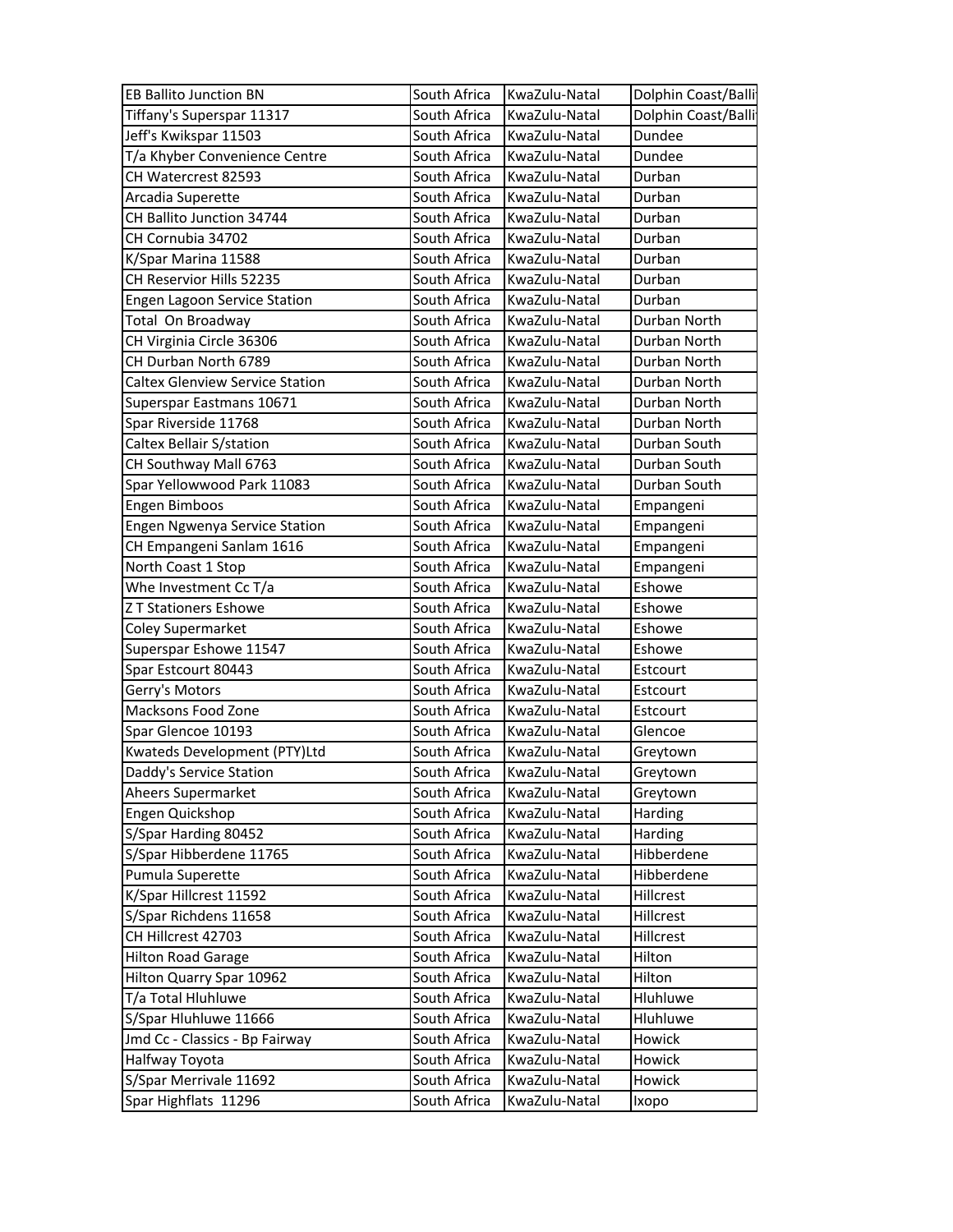| | | | |
|---|---|---|---|
| EB Ballito Junction BN | South Africa | KwaZulu-Natal | Dolphin Coast/Balli |
| Tiffany's Superspar 11317 | South Africa | KwaZulu-Natal | Dolphin Coast/Balli |
| Jeff's Kwikspar 11503 | South Africa | KwaZulu-Natal | Dundee |
| T/a Khyber Convenience Centre | South Africa | KwaZulu-Natal | Dundee |
| CH Watercrest 82593 | South Africa | KwaZulu-Natal | Durban |
| Arcadia Superette | South Africa | KwaZulu-Natal | Durban |
| CH Ballito Junction 34744 | South Africa | KwaZulu-Natal | Durban |
| CH Cornubia 34702 | South Africa | KwaZulu-Natal | Durban |
| K/Spar Marina 11588 | South Africa | KwaZulu-Natal | Durban |
| CH Reservior Hills 52235 | South Africa | KwaZulu-Natal | Durban |
| Engen Lagoon Service Station | South Africa | KwaZulu-Natal | Durban |
| Total On Broadway | South Africa | KwaZulu-Natal | Durban North |
| CH Virginia Circle 36306 | South Africa | KwaZulu-Natal | Durban North |
| CH Durban North 6789 | South Africa | KwaZulu-Natal | Durban North |
| Caltex Glenview Service Station | South Africa | KwaZulu-Natal | Durban North |
| Superspar Eastmans 10671 | South Africa | KwaZulu-Natal | Durban North |
| Spar Riverside 11768 | South Africa | KwaZulu-Natal | Durban North |
| Caltex Bellair S/station | South Africa | KwaZulu-Natal | Durban South |
| CH Southway Mall 6763 | South Africa | KwaZulu-Natal | Durban South |
| Spar Yellowwood Park 11083 | South Africa | KwaZulu-Natal | Durban South |
| Engen Bimboos | South Africa | KwaZulu-Natal | Empangeni |
| Engen Ngwenya Service Station | South Africa | KwaZulu-Natal | Empangeni |
| CH Empangeni Sanlam 1616 | South Africa | KwaZulu-Natal | Empangeni |
| North Coast 1 Stop | South Africa | KwaZulu-Natal | Empangeni |
| Whe Investment Cc T/a | South Africa | KwaZulu-Natal | Eshowe |
| Z T Stationers Eshowe | South Africa | KwaZulu-Natal | Eshowe |
| Coley Supermarket | South Africa | KwaZulu-Natal | Eshowe |
| Superspar Eshowe 11547 | South Africa | KwaZulu-Natal | Eshowe |
| Spar Estcourt 80443 | South Africa | KwaZulu-Natal | Estcourt |
| Gerry's Motors | South Africa | KwaZulu-Natal | Estcourt |
| Macksons Food Zone | South Africa | KwaZulu-Natal | Estcourt |
| Spar Glencoe 10193 | South Africa | KwaZulu-Natal | Glencoe |
| Kwateds Development (PTY)Ltd | South Africa | KwaZulu-Natal | Greytown |
| Daddy's Service Station | South Africa | KwaZulu-Natal | Greytown |
| Aheers Supermarket | South Africa | KwaZulu-Natal | Greytown |
| Engen Quickshop | South Africa | KwaZulu-Natal | Harding |
| S/Spar Harding 80452 | South Africa | KwaZulu-Natal | Harding |
| S/Spar Hibberdene 11765 | South Africa | KwaZulu-Natal | Hibberdene |
| Pumula Superette | South Africa | KwaZulu-Natal | Hibberdene |
| K/Spar Hillcrest 11592 | South Africa | KwaZulu-Natal | Hillcrest |
| S/Spar Richdens 11658 | South Africa | KwaZulu-Natal | Hillcrest |
| CH Hillcrest 42703 | South Africa | KwaZulu-Natal | Hillcrest |
| Hilton Road Garage | South Africa | KwaZulu-Natal | Hilton |
| Hilton Quarry Spar 10962 | South Africa | KwaZulu-Natal | Hilton |
| T/a Total Hluhluwe | South Africa | KwaZulu-Natal | Hluhluwe |
| S/Spar Hluhluwe 11666 | South Africa | KwaZulu-Natal | Hluhluwe |
| Jmd Cc - Classics - Bp Fairway | South Africa | KwaZulu-Natal | Howick |
| Halfway Toyota | South Africa | KwaZulu-Natal | Howick |
| S/Spar Merrivale 11692 | South Africa | KwaZulu-Natal | Howick |
| Spar Highflats 11296 | South Africa | KwaZulu-Natal | Ixopo |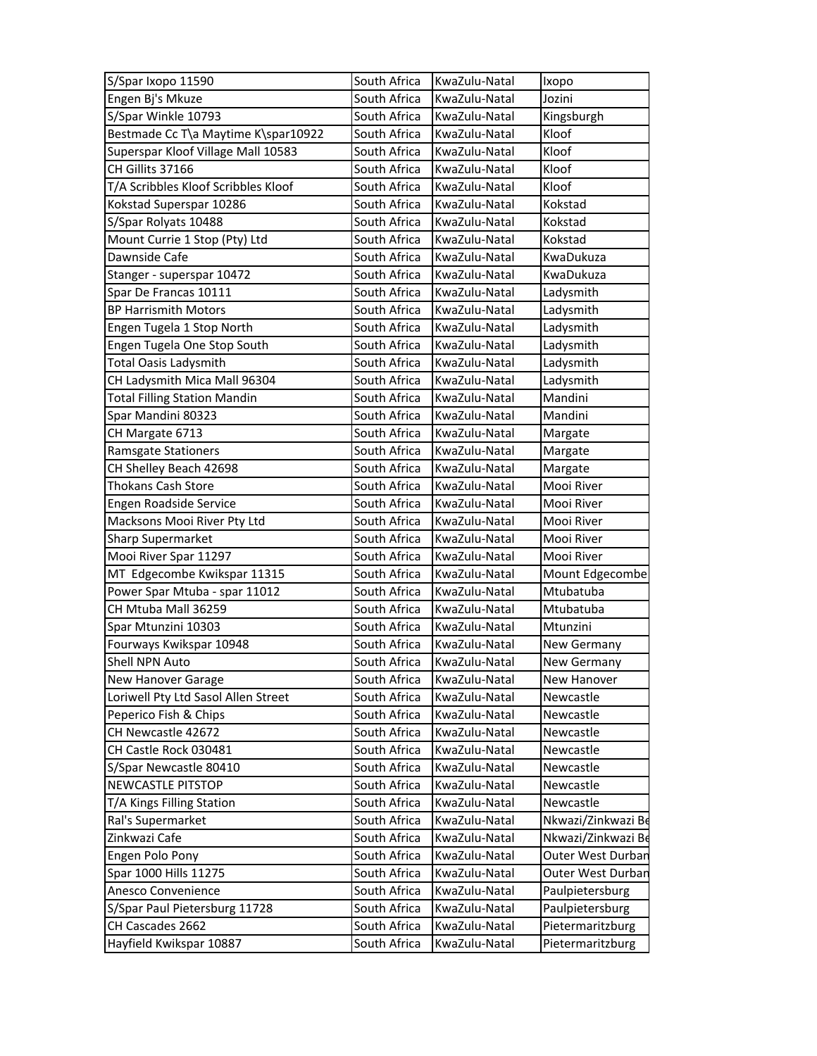| S/Spar Ixopo 11590 | South Africa | KwaZulu-Natal | Ixopo |
|---|---|---|---|
| Engen Bj's Mkuze | South Africa | KwaZulu-Natal | Jozini |
| S/Spar Winkle 10793 | South Africa | KwaZulu-Natal | Kingsburgh |
| Bestmade Cc T\a Maytime K\spar10922 | South Africa | KwaZulu-Natal | Kloof |
| Superspar Kloof Village Mall 10583 | South Africa | KwaZulu-Natal | Kloof |
| CH Gillits 37166 | South Africa | KwaZulu-Natal | Kloof |
| T/A Scribbles Kloof Scribbles Kloof | South Africa | KwaZulu-Natal | Kloof |
| Kokstad Superspar 10286 | South Africa | KwaZulu-Natal | Kokstad |
| S/Spar Rolyats 10488 | South Africa | KwaZulu-Natal | Kokstad |
| Mount Currie 1 Stop (Pty) Ltd | South Africa | KwaZulu-Natal | Kokstad |
| Dawnside Cafe | South Africa | KwaZulu-Natal | KwaDukuza |
| Stanger - superspar 10472 | South Africa | KwaZulu-Natal | KwaDukuza |
| Spar De Francas 10111 | South Africa | KwaZulu-Natal | Ladysmith |
| BP Harrismith Motors | South Africa | KwaZulu-Natal | Ladysmith |
| Engen Tugela 1 Stop North | South Africa | KwaZulu-Natal | Ladysmith |
| Engen Tugela One Stop South | South Africa | KwaZulu-Natal | Ladysmith |
| Total Oasis Ladysmith | South Africa | KwaZulu-Natal | Ladysmith |
| CH Ladysmith Mica Mall 96304 | South Africa | KwaZulu-Natal | Ladysmith |
| Total Filling Station Mandin | South Africa | KwaZulu-Natal | Mandini |
| Spar Mandini 80323 | South Africa | KwaZulu-Natal | Mandini |
| CH Margate 6713 | South Africa | KwaZulu-Natal | Margate |
| Ramsgate Stationers | South Africa | KwaZulu-Natal | Margate |
| CH Shelley Beach 42698 | South Africa | KwaZulu-Natal | Margate |
| Thokans Cash Store | South Africa | KwaZulu-Natal | Mooi River |
| Engen Roadside Service | South Africa | KwaZulu-Natal | Mooi River |
| Macksons Mooi River Pty Ltd | South Africa | KwaZulu-Natal | Mooi River |
| Sharp Supermarket | South Africa | KwaZulu-Natal | Mooi River |
| Mooi River Spar 11297 | South Africa | KwaZulu-Natal | Mooi River |
| MT Edgecombe Kwikspar 11315 | South Africa | KwaZulu-Natal | Mount Edgecombe |
| Power Spar Mtuba - spar 11012 | South Africa | KwaZulu-Natal | Mtubatuba |
| CH Mtuba Mall 36259 | South Africa | KwaZulu-Natal | Mtubatuba |
| Spar Mtunzini 10303 | South Africa | KwaZulu-Natal | Mtunzini |
| Fourways Kwikspar 10948 | South Africa | KwaZulu-Natal | New Germany |
| Shell NPN Auto | South Africa | KwaZulu-Natal | New Germany |
| New Hanover Garage | South Africa | KwaZulu-Natal | New Hanover |
| Loriwell Pty Ltd Sasol Allen Street | South Africa | KwaZulu-Natal | Newcastle |
| Peperico Fish & Chips | South Africa | KwaZulu-Natal | Newcastle |
| CH Newcastle 42672 | South Africa | KwaZulu-Natal | Newcastle |
| CH Castle Rock 030481 | South Africa | KwaZulu-Natal | Newcastle |
| S/Spar Newcastle 80410 | South Africa | KwaZulu-Natal | Newcastle |
| NEWCASTLE PITSTOP | South Africa | KwaZulu-Natal | Newcastle |
| T/A Kings Filling Station | South Africa | KwaZulu-Natal | Newcastle |
| Ral's Supermarket | South Africa | KwaZulu-Natal | Nkwazi/Zinkwazi Be |
| Zinkwazi Cafe | South Africa | KwaZulu-Natal | Nkwazi/Zinkwazi Be |
| Engen Polo Pony | South Africa | KwaZulu-Natal | Outer West Durban |
| Spar 1000 Hills 11275 | South Africa | KwaZulu-Natal | Outer West Durban |
| Anesco Convenience | South Africa | KwaZulu-Natal | Paulpietersburg |
| S/Spar Paul Pietersburg 11728 | South Africa | KwaZulu-Natal | Paulpietersburg |
| CH Cascades 2662 | South Africa | KwaZulu-Natal | Pietermaritzburg |
| Hayfield Kwikspar 10887 | South Africa | KwaZulu-Natal | Pietermaritzburg |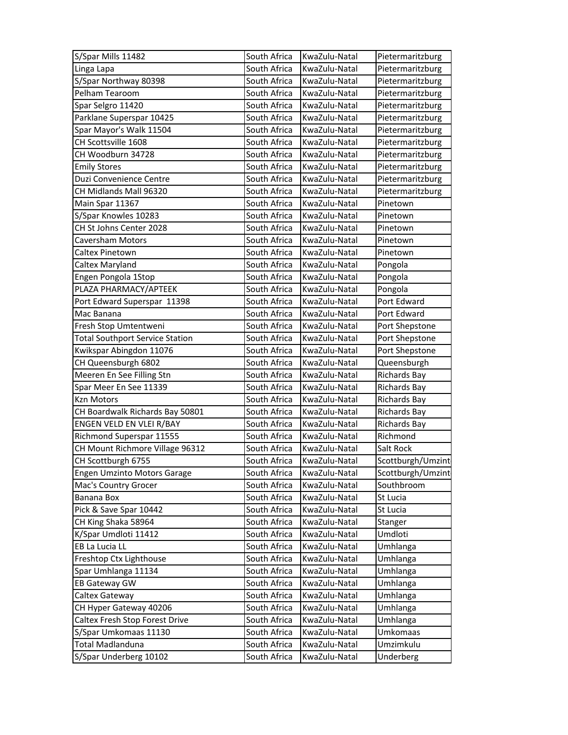| | | | |
|---|---|---|---|
| S/Spar Mills 11482 | South Africa | KwaZulu-Natal | Pietermaritzburg |
| Linga Lapa | South Africa | KwaZulu-Natal | Pietermaritzburg |
| S/Spar Northway 80398 | South Africa | KwaZulu-Natal | Pietermaritzburg |
| Pelham Tearoom | South Africa | KwaZulu-Natal | Pietermaritzburg |
| Spar Selgro 11420 | South Africa | KwaZulu-Natal | Pietermaritzburg |
| Parklane Superspar 10425 | South Africa | KwaZulu-Natal | Pietermaritzburg |
| Spar Mayor's Walk 11504 | South Africa | KwaZulu-Natal | Pietermaritzburg |
| CH Scottsville 1608 | South Africa | KwaZulu-Natal | Pietermaritzburg |
| CH Woodburn 34728 | South Africa | KwaZulu-Natal | Pietermaritzburg |
| Emily Stores | South Africa | KwaZulu-Natal | Pietermaritzburg |
| Duzi Convenience Centre | South Africa | KwaZulu-Natal | Pietermaritzburg |
| CH Midlands Mall 96320 | South Africa | KwaZulu-Natal | Pietermaritzburg |
| Main Spar 11367 | South Africa | KwaZulu-Natal | Pinetown |
| S/Spar Knowles 10283 | South Africa | KwaZulu-Natal | Pinetown |
| CH St Johns Center 2028 | South Africa | KwaZulu-Natal | Pinetown |
| Caversham Motors | South Africa | KwaZulu-Natal | Pinetown |
| Caltex Pinetown | South Africa | KwaZulu-Natal | Pinetown |
| Caltex Maryland | South Africa | KwaZulu-Natal | Pongola |
| Engen Pongola 1Stop | South Africa | KwaZulu-Natal | Pongola |
| PLAZA PHARMACY/APTEEK | South Africa | KwaZulu-Natal | Pongola |
| Port Edward Superspar 11398 | South Africa | KwaZulu-Natal | Port Edward |
| Mac Banana | South Africa | KwaZulu-Natal | Port Edward |
| Fresh Stop Umtentweni | South Africa | KwaZulu-Natal | Port Shepstone |
| Total Southport Service Station | South Africa | KwaZulu-Natal | Port Shepstone |
| Kwikspar Abingdon 11076 | South Africa | KwaZulu-Natal | Port Shepstone |
| CH Queensburgh 6802 | South Africa | KwaZulu-Natal | Queensburgh |
| Meeren En See Filling Stn | South Africa | KwaZulu-Natal | Richards Bay |
| Spar Meer En See 11339 | South Africa | KwaZulu-Natal | Richards Bay |
| Kzn Motors | South Africa | KwaZulu-Natal | Richards Bay |
| CH Boardwalk Richards Bay 50801 | South Africa | KwaZulu-Natal | Richards Bay |
| ENGEN VELD EN VLEI R/BAY | South Africa | KwaZulu-Natal | Richards Bay |
| Richmond Superspar 11555 | South Africa | KwaZulu-Natal | Richmond |
| CH Mount Richmore Village 96312 | South Africa | KwaZulu-Natal | Salt Rock |
| CH Scottburgh 6755 | South Africa | KwaZulu-Natal | Scottburgh/Umzint |
| Engen Umzinto Motors Garage | South Africa | KwaZulu-Natal | Scottburgh/Umzint |
| Mac's Country Grocer | South Africa | KwaZulu-Natal | Southbroom |
| Banana Box | South Africa | KwaZulu-Natal | St Lucia |
| Pick & Save Spar 10442 | South Africa | KwaZulu-Natal | St Lucia |
| CH King Shaka 58964 | South Africa | KwaZulu-Natal | Stanger |
| K/Spar Umdloti 11412 | South Africa | KwaZulu-Natal | Umdloti |
| EB La Lucia LL | South Africa | KwaZulu-Natal | Umhlanga |
| Freshtop Ctx Lighthouse | South Africa | KwaZulu-Natal | Umhlanga |
| Spar Umhlanga 11134 | South Africa | KwaZulu-Natal | Umhlanga |
| EB Gateway GW | South Africa | KwaZulu-Natal | Umhlanga |
| Caltex Gateway | South Africa | KwaZulu-Natal | Umhlanga |
| CH Hyper Gateway 40206 | South Africa | KwaZulu-Natal | Umhlanga |
| Caltex Fresh Stop Forest Drive | South Africa | KwaZulu-Natal | Umhlanga |
| S/Spar Umkomaas 11130 | South Africa | KwaZulu-Natal | Umkomaas |
| Total Madlanduna | South Africa | KwaZulu-Natal | Umzimkulu |
| S/Spar Underberg 10102 | South Africa | KwaZulu-Natal | Underberg |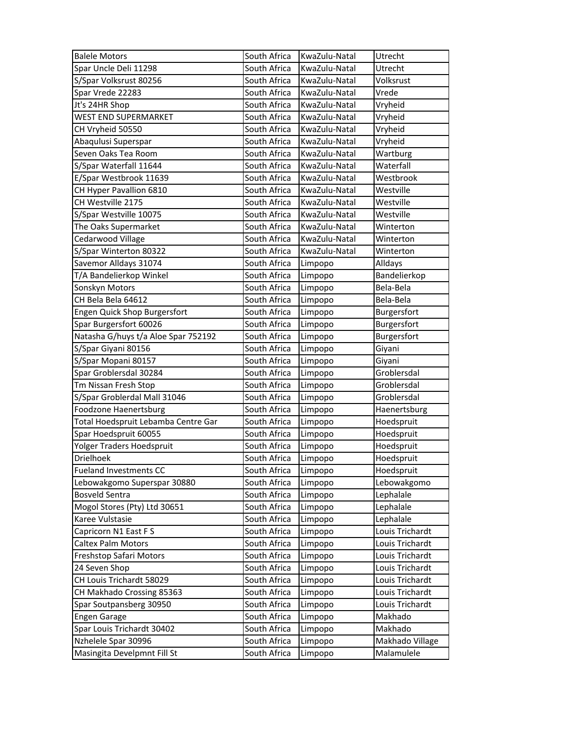| Balele Motors | South Africa | KwaZulu-Natal | Utrecht |
|---|---|---|---|
| Spar Uncle Deli 11298 | South Africa | KwaZulu-Natal | Utrecht |
| S/Spar Volksrust 80256 | South Africa | KwaZulu-Natal | Volksrust |
| Spar Vrede 22283 | South Africa | KwaZulu-Natal | Vrede |
| Jt's 24HR Shop | South Africa | KwaZulu-Natal | Vryheid |
| WEST END SUPERMARKET | South Africa | KwaZulu-Natal | Vryheid |
| CH Vryheid 50550 | South Africa | KwaZulu-Natal | Vryheid |
| Abaqulusi Superspar | South Africa | KwaZulu-Natal | Vryheid |
| Seven Oaks Tea Room | South Africa | KwaZulu-Natal | Wartburg |
| S/Spar Waterfall 11644 | South Africa | KwaZulu-Natal | Waterfall |
| E/Spar Westbrook 11639 | South Africa | KwaZulu-Natal | Westbrook |
| CH Hyper Pavallion 6810 | South Africa | KwaZulu-Natal | Westville |
| CH Westville 2175 | South Africa | KwaZulu-Natal | Westville |
| S/Spar Westville 10075 | South Africa | KwaZulu-Natal | Westville |
| The Oaks Supermarket | South Africa | KwaZulu-Natal | Winterton |
| Cedarwood Village | South Africa | KwaZulu-Natal | Winterton |
| S/Spar Winterton 80322 | South Africa | KwaZulu-Natal | Winterton |
| Savemor Alldays 31074 | South Africa | Limpopo | Alldays |
| T/A Bandelierkop Winkel | South Africa | Limpopo | Bandelierkop |
| Sonskyn Motors | South Africa | Limpopo | Bela-Bela |
| CH Bela Bela 64612 | South Africa | Limpopo | Bela-Bela |
| Engen Quick Shop Burgersfort | South Africa | Limpopo | Burgersfort |
| Spar Burgersfort 60026 | South Africa | Limpopo | Burgersfort |
| Natasha G/huys t/a Aloe Spar 752192 | South Africa | Limpopo | Burgersfort |
| S/Spar Giyani 80156 | South Africa | Limpopo | Giyani |
| S/Spar Mopani 80157 | South Africa | Limpopo | Giyani |
| Spar Groblersdal 30284 | South Africa | Limpopo | Groblersdal |
| Tm Nissan Fresh Stop | South Africa | Limpopo | Groblersdal |
| S/Spar Groblerdal Mall 31046 | South Africa | Limpopo | Groblersdal |
| Foodzone Haenertsburg | South Africa | Limpopo | Haenertsburg |
| Total Hoedspruit Lebamba Centre Gar | South Africa | Limpopo | Hoedspruit |
| Spar Hoedspruit 60055 | South Africa | Limpopo | Hoedspruit |
| Yolger Traders Hoedspruit | South Africa | Limpopo | Hoedspruit |
| Drielhoek | South Africa | Limpopo | Hoedspruit |
| Fueland Investments CC | South Africa | Limpopo | Hoedspruit |
| Lebowakgomo Superspar 30880 | South Africa | Limpopo | Lebowakgomo |
| Bosveld Sentra | South Africa | Limpopo | Lephalale |
| Mogol Stores (Pty) Ltd 30651 | South Africa | Limpopo | Lephalale |
| Karee Vulstasie | South Africa | Limpopo | Lephalale |
| Capricorn N1 East F S | South Africa | Limpopo | Louis Trichardt |
| Caltex Palm Motors | South Africa | Limpopo | Louis Trichardt |
| Freshstop Safari Motors | South Africa | Limpopo | Louis Trichardt |
| 24 Seven Shop | South Africa | Limpopo | Louis Trichardt |
| CH Louis Trichardt 58029 | South Africa | Limpopo | Louis Trichardt |
| CH Makhado Crossing 85363 | South Africa | Limpopo | Louis Trichardt |
| Spar Soutpansberg 30950 | South Africa | Limpopo | Louis Trichardt |
| Engen Garage | South Africa | Limpopo | Makhado |
| Spar Louis Trichardt 30402 | South Africa | Limpopo | Makhado |
| Nzhelele Spar 30996 | South Africa | Limpopo | Makhado Village |
| Masingita Develpmnt Fill St | South Africa | Limpopo | Malamulele |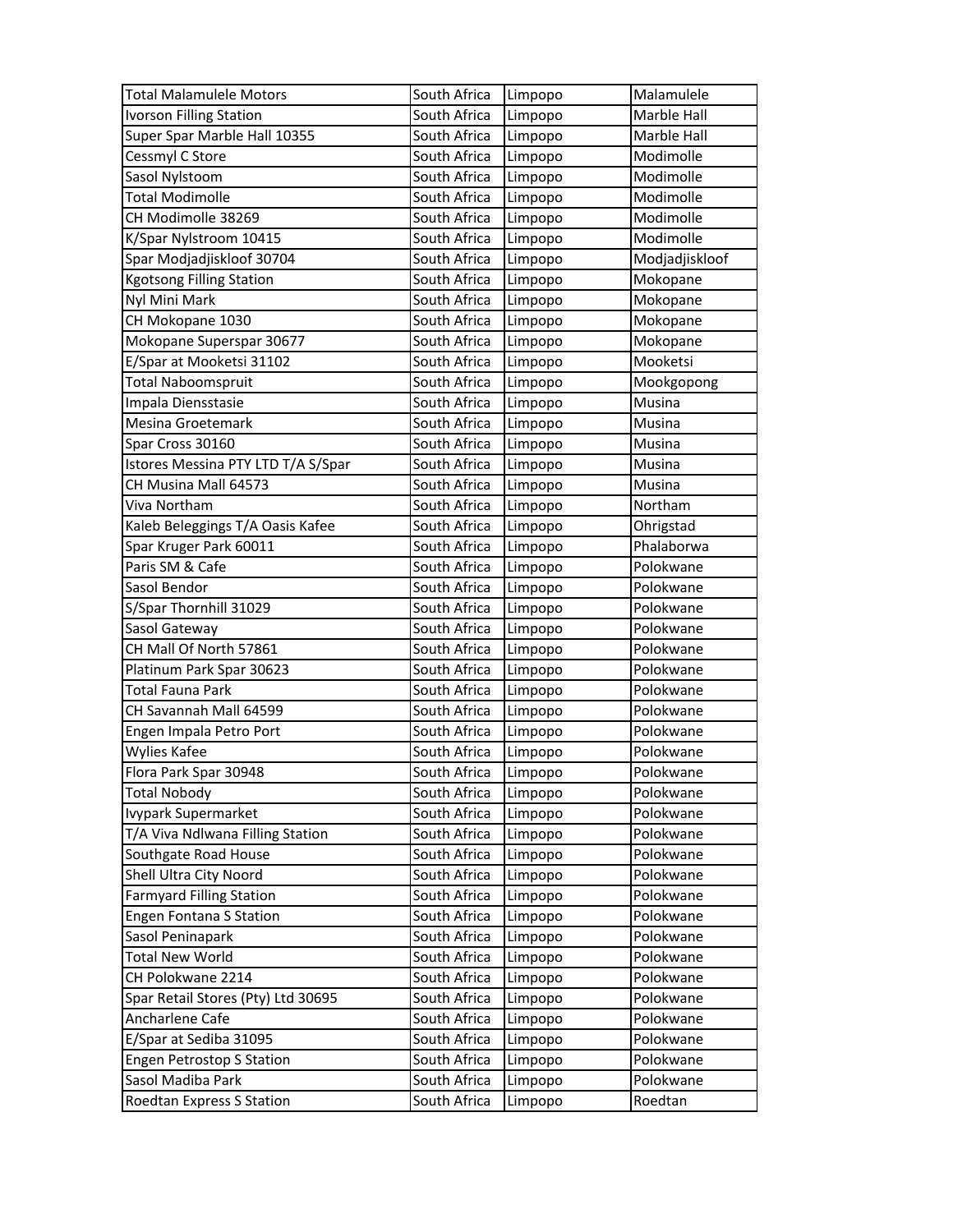| | | | |
|---|---|---|---|
| Total Malamulele Motors | South Africa | Limpopo | Malamulele |
| Ivorson Filling Station | South Africa | Limpopo | Marble Hall |
| Super Spar Marble Hall 10355 | South Africa | Limpopo | Marble Hall |
| Cessmyl C Store | South Africa | Limpopo | Modimolle |
| Sasol Nylstoom | South Africa | Limpopo | Modimolle |
| Total Modimolle | South Africa | Limpopo | Modimolle |
| CH Modimolle 38269 | South Africa | Limpopo | Modimolle |
| K/Spar Nylstroom 10415 | South Africa | Limpopo | Modimolle |
| Spar Modjadjiskloof 30704 | South Africa | Limpopo | Modjadjiskloof |
| Kgotsong Filling Station | South Africa | Limpopo | Mokopane |
| Nyl Mini Mark | South Africa | Limpopo | Mokopane |
| CH Mokopane 1030 | South Africa | Limpopo | Mokopane |
| Mokopane Superspar 30677 | South Africa | Limpopo | Mokopane |
| E/Spar at Mooketsi 31102 | South Africa | Limpopo | Mooketsi |
| Total Naboomspruit | South Africa | Limpopo | Mookgopong |
| Impala Diensstasie | South Africa | Limpopo | Musina |
| Mesina Groetemark | South Africa | Limpopo | Musina |
| Spar Cross 30160 | South Africa | Limpopo | Musina |
| Istores Messina PTY LTD T/A S/Spar | South Africa | Limpopo | Musina |
| CH Musina Mall 64573 | South Africa | Limpopo | Musina |
| Viva Northam | South Africa | Limpopo | Northam |
| Kaleb Beleggings T/A Oasis Kafee | South Africa | Limpopo | Ohrigstad |
| Spar Kruger Park 60011 | South Africa | Limpopo | Phalaborwa |
| Paris SM & Cafe | South Africa | Limpopo | Polokwane |
| Sasol Bendor | South Africa | Limpopo | Polokwane |
| S/Spar Thornhill 31029 | South Africa | Limpopo | Polokwane |
| Sasol Gateway | South Africa | Limpopo | Polokwane |
| CH Mall Of North 57861 | South Africa | Limpopo | Polokwane |
| Platinum Park Spar 30623 | South Africa | Limpopo | Polokwane |
| Total Fauna Park | South Africa | Limpopo | Polokwane |
| CH Savannah Mall 64599 | South Africa | Limpopo | Polokwane |
| Engen Impala Petro Port | South Africa | Limpopo | Polokwane |
| Wylies Kafee | South Africa | Limpopo | Polokwane |
| Flora Park Spar 30948 | South Africa | Limpopo | Polokwane |
| Total Nobody | South Africa | Limpopo | Polokwane |
| Ivypark Supermarket | South Africa | Limpopo | Polokwane |
| T/A Viva Ndlwana Filling Station | South Africa | Limpopo | Polokwane |
| Southgate Road House | South Africa | Limpopo | Polokwane |
| Shell Ultra City Noord | South Africa | Limpopo | Polokwane |
| Farmyard Filling Station | South Africa | Limpopo | Polokwane |
| Engen Fontana S Station | South Africa | Limpopo | Polokwane |
| Sasol Peninapark | South Africa | Limpopo | Polokwane |
| Total New World | South Africa | Limpopo | Polokwane |
| CH Polokwane 2214 | South Africa | Limpopo | Polokwane |
| Spar Retail Stores (Pty) Ltd 30695 | South Africa | Limpopo | Polokwane |
| Ancharlene Cafe | South Africa | Limpopo | Polokwane |
| E/Spar at Sediba 31095 | South Africa | Limpopo | Polokwane |
| Engen Petrostop S Station | South Africa | Limpopo | Polokwane |
| Sasol Madiba Park | South Africa | Limpopo | Polokwane |
| Roedtan Express S Station | South Africa | Limpopo | Roedtan |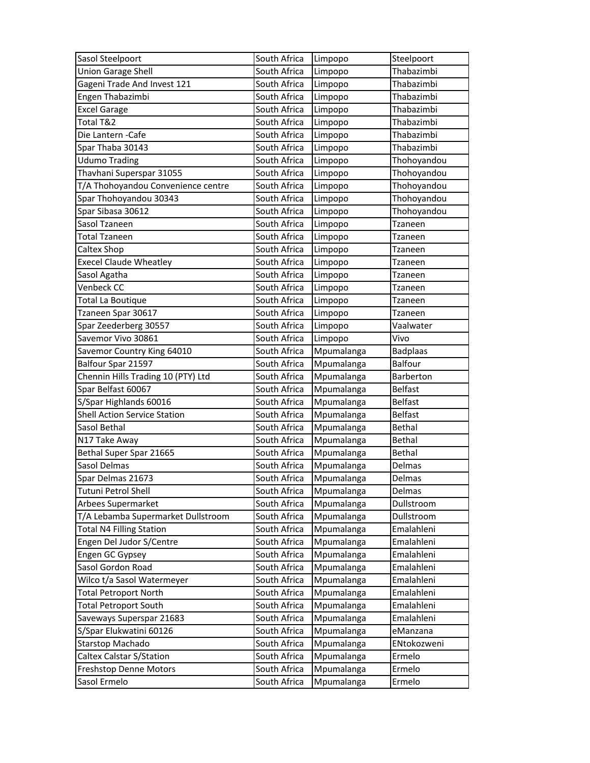| Sasol Steelpoort | South Africa | Limpopo | Steelpoort |
|---|---|---|---|
| Union Garage Shell | South Africa | Limpopo | Thabazimbi |
| Gageni Trade And Invest 121 | South Africa | Limpopo | Thabazimbi |
| Engen Thabazimbi | South Africa | Limpopo | Thabazimbi |
| Excel Garage | South Africa | Limpopo | Thabazimbi |
| Total T&2 | South Africa | Limpopo | Thabazimbi |
| Die Lantern -Cafe | South Africa | Limpopo | Thabazimbi |
| Spar Thaba 30143 | South Africa | Limpopo | Thabazimbi |
| Udumo Trading | South Africa | Limpopo | Thohoyandou |
| Thavhani Superspar 31055 | South Africa | Limpopo | Thohoyandou |
| T/A Thohoyandou Convenience centre | South Africa | Limpopo | Thohoyandou |
| Spar Thohoyandou 30343 | South Africa | Limpopo | Thohoyandou |
| Spar Sibasa 30612 | South Africa | Limpopo | Thohoyandou |
| Sasol Tzaneen | South Africa | Limpopo | Tzaneen |
| Total Tzaneen | South Africa | Limpopo | Tzaneen |
| Caltex Shop | South Africa | Limpopo | Tzaneen |
| Execel Claude Wheatley | South Africa | Limpopo | Tzaneen |
| Sasol Agatha | South Africa | Limpopo | Tzaneen |
| Venbeck CC | South Africa | Limpopo | Tzaneen |
| Total La Boutique | South Africa | Limpopo | Tzaneen |
| Tzaneen Spar 30617 | South Africa | Limpopo | Tzaneen |
| Spar Zeederberg 30557 | South Africa | Limpopo | Vaalwater |
| Savemor Vivo 30861 | South Africa | Limpopo | Vivo |
| Savemor Country King 64010 | South Africa | Mpumalanga | Badplaas |
| Balfour Spar 21597 | South Africa | Mpumalanga | Balfour |
| Chennin Hills Trading 10 (PTY) Ltd | South Africa | Mpumalanga | Barberton |
| Spar Belfast 60067 | South Africa | Mpumalanga | Belfast |
| S/Spar Highlands 60016 | South Africa | Mpumalanga | Belfast |
| Shell Action Service Station | South Africa | Mpumalanga | Belfast |
| Sasol Bethal | South Africa | Mpumalanga | Bethal |
| N17 Take Away | South Africa | Mpumalanga | Bethal |
| Bethal Super Spar 21665 | South Africa | Mpumalanga | Bethal |
| Sasol Delmas | South Africa | Mpumalanga | Delmas |
| Spar Delmas 21673 | South Africa | Mpumalanga | Delmas |
| Tutuni Petrol Shell | South Africa | Mpumalanga | Delmas |
| Arbees Supermarket | South Africa | Mpumalanga | Dullstroom |
| T/A Lebamba Supermarket Dullstroom | South Africa | Mpumalanga | Dullstroom |
| Total N4 Filling Station | South Africa | Mpumalanga | Emalahleni |
| Engen Del Judor S/Centre | South Africa | Mpumalanga | Emalahleni |
| Engen GC Gypsey | South Africa | Mpumalanga | Emalahleni |
| Sasol Gordon Road | South Africa | Mpumalanga | Emalahleni |
| Wilco t/a Sasol Watermeyer | South Africa | Mpumalanga | Emalahleni |
| Total Petroport North | South Africa | Mpumalanga | Emalahleni |
| Total Petroport South | South Africa | Mpumalanga | Emalahleni |
| Saveways Superspar 21683 | South Africa | Mpumalanga | Emalahleni |
| S/Spar Elukwatini 60126 | South Africa | Mpumalanga | eManzana |
| Starstop Machado | South Africa | Mpumalanga | ENtokozweni |
| Caltex Calstar S/Station | South Africa | Mpumalanga | Ermelo |
| Freshstop Denne Motors | South Africa | Mpumalanga | Ermelo |
| Sasol Ermelo | South Africa | Mpumalanga | Ermelo |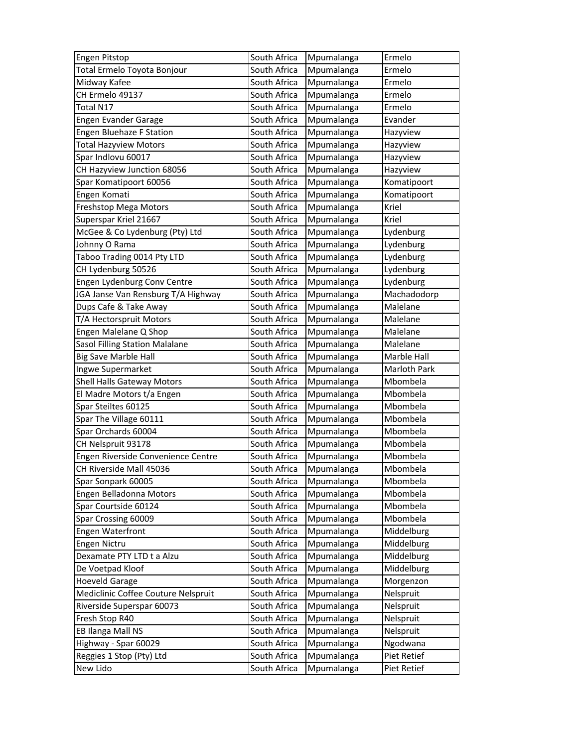| | | | |
|---|---|---|---|
| Engen Pitstop | South Africa | Mpumalanga | Ermelo |
| Total Ermelo Toyota Bonjour | South Africa | Mpumalanga | Ermelo |
| Midway Kafee | South Africa | Mpumalanga | Ermelo |
| CH Ermelo 49137 | South Africa | Mpumalanga | Ermelo |
| Total N17 | South Africa | Mpumalanga | Ermelo |
| Engen Evander Garage | South Africa | Mpumalanga | Evander |
| Engen Bluehaze F Station | South Africa | Mpumalanga | Hazyview |
| Total Hazyview Motors | South Africa | Mpumalanga | Hazyview |
| Spar Indlovu 60017 | South Africa | Mpumalanga | Hazyview |
| CH Hazyview Junction 68056 | South Africa | Mpumalanga | Hazyview |
| Spar Komatipoort 60056 | South Africa | Mpumalanga | Komatipoort |
| Engen Komati | South Africa | Mpumalanga | Komatipoort |
| Freshstop Mega Motors | South Africa | Mpumalanga | Kriel |
| Superspar Kriel 21667 | South Africa | Mpumalanga | Kriel |
| McGee & Co Lydenburg (Pty) Ltd | South Africa | Mpumalanga | Lydenburg |
| Johnny O Rama | South Africa | Mpumalanga | Lydenburg |
| Taboo Trading 0014 Pty LTD | South Africa | Mpumalanga | Lydenburg |
| CH Lydenburg 50526 | South Africa | Mpumalanga | Lydenburg |
| Engen Lydenburg Conv Centre | South Africa | Mpumalanga | Lydenburg |
| JGA Janse Van Rensburg T/A Highway | South Africa | Mpumalanga | Machadodorp |
| Dups Cafe & Take Away | South Africa | Mpumalanga | Malelane |
| T/A Hectorspruit Motors | South Africa | Mpumalanga | Malelane |
| Engen Malelane Q Shop | South Africa | Mpumalanga | Malelane |
| Sasol Filling Station Malalane | South Africa | Mpumalanga | Malelane |
| Big Save Marble Hall | South Africa | Mpumalanga | Marble Hall |
| Ingwe Supermarket | South Africa | Mpumalanga | Marloth Park |
| Shell Halls Gateway Motors | South Africa | Mpumalanga | Mbombela |
| El Madre Motors t/a Engen | South Africa | Mpumalanga | Mbombela |
| Spar Steiltes 60125 | South Africa | Mpumalanga | Mbombela |
| Spar The Village 60111 | South Africa | Mpumalanga | Mbombela |
| Spar Orchards 60004 | South Africa | Mpumalanga | Mbombela |
| CH Nelspruit 93178 | South Africa | Mpumalanga | Mbombela |
| Engen Riverside Convenience Centre | South Africa | Mpumalanga | Mbombela |
| CH Riverside Mall 45036 | South Africa | Mpumalanga | Mbombela |
| Spar Sonpark 60005 | South Africa | Mpumalanga | Mbombela |
| Engen Belladonna Motors | South Africa | Mpumalanga | Mbombela |
| Spar Courtside 60124 | South Africa | Mpumalanga | Mbombela |
| Spar Crossing 60009 | South Africa | Mpumalanga | Mbombela |
| Engen Waterfront | South Africa | Mpumalanga | Middelburg |
| Engen Nictru | South Africa | Mpumalanga | Middelburg |
| Dexamate PTY LTD t a Alzu | South Africa | Mpumalanga | Middelburg |
| De Voetpad Kloof | South Africa | Mpumalanga | Middelburg |
| Hoeveld Garage | South Africa | Mpumalanga | Morgenzon |
| Mediclinic Coffee Couture Nelspruit | South Africa | Mpumalanga | Nelspruit |
| Riverside Superspar 60073 | South Africa | Mpumalanga | Nelspruit |
| Fresh Stop R40 | South Africa | Mpumalanga | Nelspruit |
| EB Ilanga Mall NS | South Africa | Mpumalanga | Nelspruit |
| Highway - Spar 60029 | South Africa | Mpumalanga | Ngodwana |
| Reggies 1 Stop (Pty) Ltd | South Africa | Mpumalanga | Piet Retief |
| New Lido | South Africa | Mpumalanga | Piet Retief |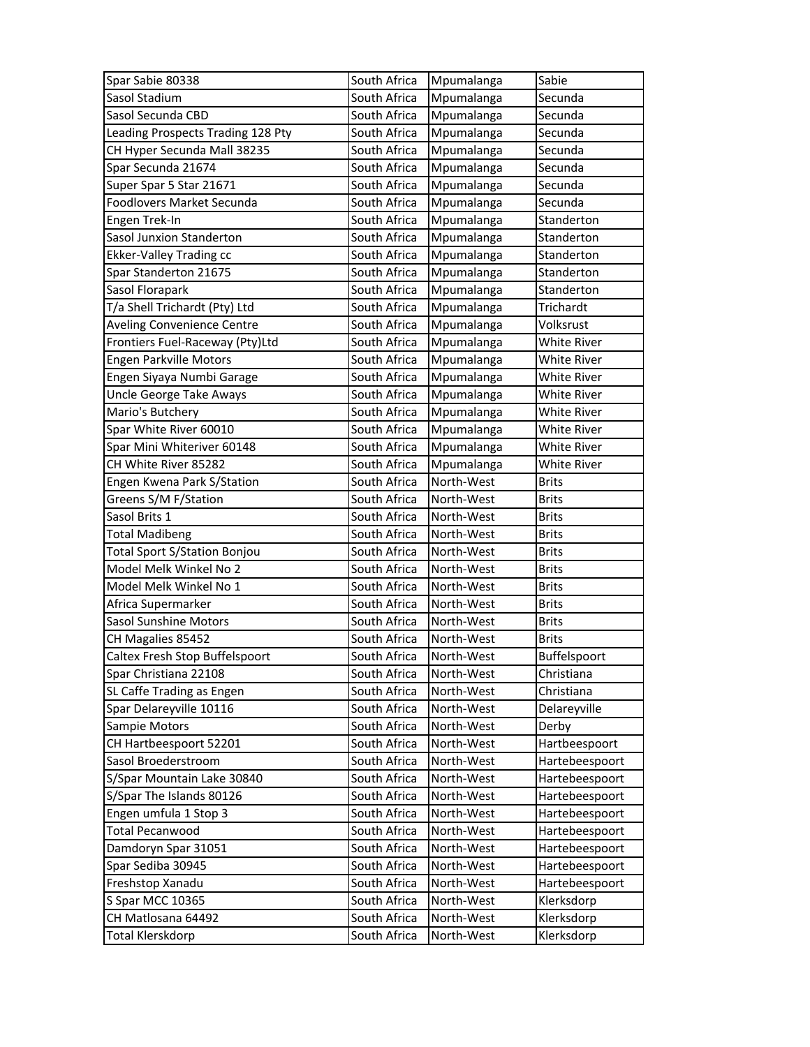| Spar Sabie 80338 | South Africa | Mpumalanga | Sabie |
|---|---|---|---|
| Sasol Stadium | South Africa | Mpumalanga | Secunda |
| Sasol Secunda CBD | South Africa | Mpumalanga | Secunda |
| Leading Prospects Trading 128 Pty | South Africa | Mpumalanga | Secunda |
| CH Hyper Secunda Mall 38235 | South Africa | Mpumalanga | Secunda |
| Spar Secunda 21674 | South Africa | Mpumalanga | Secunda |
| Super Spar 5 Star 21671 | South Africa | Mpumalanga | Secunda |
| Foodlovers Market Secunda | South Africa | Mpumalanga | Secunda |
| Engen Trek-In | South Africa | Mpumalanga | Standerton |
| Sasol Junxion Standerton | South Africa | Mpumalanga | Standerton |
| Ekker-Valley Trading cc | South Africa | Mpumalanga | Standerton |
| Spar Standerton 21675 | South Africa | Mpumalanga | Standerton |
| Sasol Florapark | South Africa | Mpumalanga | Standerton |
| T/a Shell Trichardt (Pty) Ltd | South Africa | Mpumalanga | Trichardt |
| Aveling Convenience Centre | South Africa | Mpumalanga | Volksrust |
| Frontiers Fuel-Raceway (Pty)Ltd | South Africa | Mpumalanga | White River |
| Engen Parkville Motors | South Africa | Mpumalanga | White River |
| Engen Siyaya Numbi Garage | South Africa | Mpumalanga | White River |
| Uncle George Take Aways | South Africa | Mpumalanga | White River |
| Mario's Butchery | South Africa | Mpumalanga | White River |
| Spar White River 60010 | South Africa | Mpumalanga | White River |
| Spar Mini Whiteriver 60148 | South Africa | Mpumalanga | White River |
| CH White River 85282 | South Africa | Mpumalanga | White River |
| Engen Kwena Park S/Station | South Africa | North-West | Brits |
| Greens S/M F/Station | South Africa | North-West | Brits |
| Sasol Brits 1 | South Africa | North-West | Brits |
| Total Madibeng | South Africa | North-West | Brits |
| Total Sport S/Station Bonjou | South Africa | North-West | Brits |
| Model Melk Winkel No 2 | South Africa | North-West | Brits |
| Model Melk Winkel No 1 | South Africa | North-West | Brits |
| Africa Supermarker | South Africa | North-West | Brits |
| Sasol Sunshine Motors | South Africa | North-West | Brits |
| CH Magalies 85452 | South Africa | North-West | Brits |
| Caltex Fresh Stop Buffelspoort | South Africa | North-West | Buffelspoort |
| Spar Christiana 22108 | South Africa | North-West | Christiana |
| SL Caffe Trading as Engen | South Africa | North-West | Christiana |
| Spar Delareyville 10116 | South Africa | North-West | Delareyville |
| Sampie Motors | South Africa | North-West | Derby |
| CH Hartbeespoort 52201 | South Africa | North-West | Hartbeespoort |
| Sasol Broederstroom | South Africa | North-West | Hartebeespoort |
| S/Spar Mountain Lake 30840 | South Africa | North-West | Hartebeespoort |
| S/Spar The Islands 80126 | South Africa | North-West | Hartebeespoort |
| Engen umfula 1 Stop 3 | South Africa | North-West | Hartebeespoort |
| Total Pecanwood | South Africa | North-West | Hartebeespoort |
| Damdoryn Spar 31051 | South Africa | North-West | Hartebeespoort |
| Spar Sediba 30945 | South Africa | North-West | Hartebeespoort |
| Freshstop Xanadu | South Africa | North-West | Hartebeespoort |
| S Spar MCC 10365 | South Africa | North-West | Klerksdorp |
| CH Matlosana 64492 | South Africa | North-West | Klerksdorp |
| Total Klerskdorp | South Africa | North-West | Klerksdorp |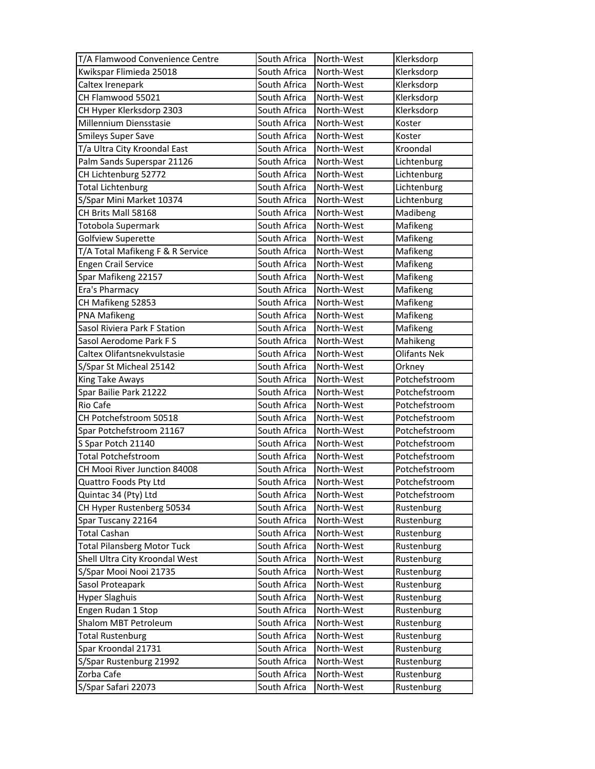| T/A Flamwood Convenience Centre | South Africa | North-West | Klerksdorp |
|---|---|---|---|
| Kwikspar Flimieda 25018 | South Africa | North-West | Klerksdorp |
| Caltex Irenepark | South Africa | North-West | Klerksdorp |
| CH Flamwood 55021 | South Africa | North-West | Klerksdorp |
| CH Hyper Klerksdorp 2303 | South Africa | North-West | Klerksdorp |
| Millennium Diensstasie | South Africa | North-West | Koster |
| Smileys Super Save | South Africa | North-West | Koster |
| T/a Ultra City Kroondal East | South Africa | North-West | Kroondal |
| Palm Sands Superspar 21126 | South Africa | North-West | Lichtenburg |
| CH Lichtenburg 52772 | South Africa | North-West | Lichtenburg |
| Total Lichtenburg | South Africa | North-West | Lichtenburg |
| S/Spar Mini Market 10374 | South Africa | North-West | Lichtenburg |
| CH Brits Mall 58168 | South Africa | North-West | Madibeng |
| Totobola Supermark | South Africa | North-West | Mafikeng |
| Golfview Superette | South Africa | North-West | Mafikeng |
| T/A Total Mafikeng F & R Service | South Africa | North-West | Mafikeng |
| Engen Crail Service | South Africa | North-West | Mafikeng |
| Spar Mafikeng 22157 | South Africa | North-West | Mafikeng |
| Era's Pharmacy | South Africa | North-West | Mafikeng |
| CH Mafikeng 52853 | South Africa | North-West | Mafikeng |
| PNA Mafikeng | South Africa | North-West | Mafikeng |
| Sasol Riviera Park F Station | South Africa | North-West | Mafikeng |
| Sasol Aerodome Park F S | South Africa | North-West | Mahikeng |
| Caltex Olifantsnekvulstasie | South Africa | North-West | Olifants Nek |
| S/Spar St Micheal 25142 | South Africa | North-West | Orkney |
| King Take Aways | South Africa | North-West | Potchefstroom |
| Spar Bailie Park 21222 | South Africa | North-West | Potchefstroom |
| Rio Cafe | South Africa | North-West | Potchefstroom |
| CH Potchefstroom 50518 | South Africa | North-West | Potchefstroom |
| Spar Potchefstroom 21167 | South Africa | North-West | Potchefstroom |
| S Spar Potch 21140 | South Africa | North-West | Potchefstroom |
| Total Potchefstroom | South Africa | North-West | Potchefstroom |
| CH Mooi River Junction 84008 | South Africa | North-West | Potchefstroom |
| Quattro Foods Pty Ltd | South Africa | North-West | Potchefstroom |
| Quintac 34 (Pty) Ltd | South Africa | North-West | Potchefstroom |
| CH Hyper Rustenberg 50534 | South Africa | North-West | Rustenburg |
| Spar Tuscany 22164 | South Africa | North-West | Rustenburg |
| Total Cashan | South Africa | North-West | Rustenburg |
| Total Pilansberg Motor Tuck | South Africa | North-West | Rustenburg |
| Shell Ultra City Kroondal West | South Africa | North-West | Rustenburg |
| S/Spar Mooi Nooi 21735 | South Africa | North-West | Rustenburg |
| Sasol Proteapark | South Africa | North-West | Rustenburg |
| Hyper Slaghuis | South Africa | North-West | Rustenburg |
| Engen Rudan 1 Stop | South Africa | North-West | Rustenburg |
| Shalom MBT Petroleum | South Africa | North-West | Rustenburg |
| Total Rustenburg | South Africa | North-West | Rustenburg |
| Spar Kroondal 21731 | South Africa | North-West | Rustenburg |
| S/Spar Rustenburg 21992 | South Africa | North-West | Rustenburg |
| Zorba Cafe | South Africa | North-West | Rustenburg |
| S/Spar Safari 22073 | South Africa | North-West | Rustenburg |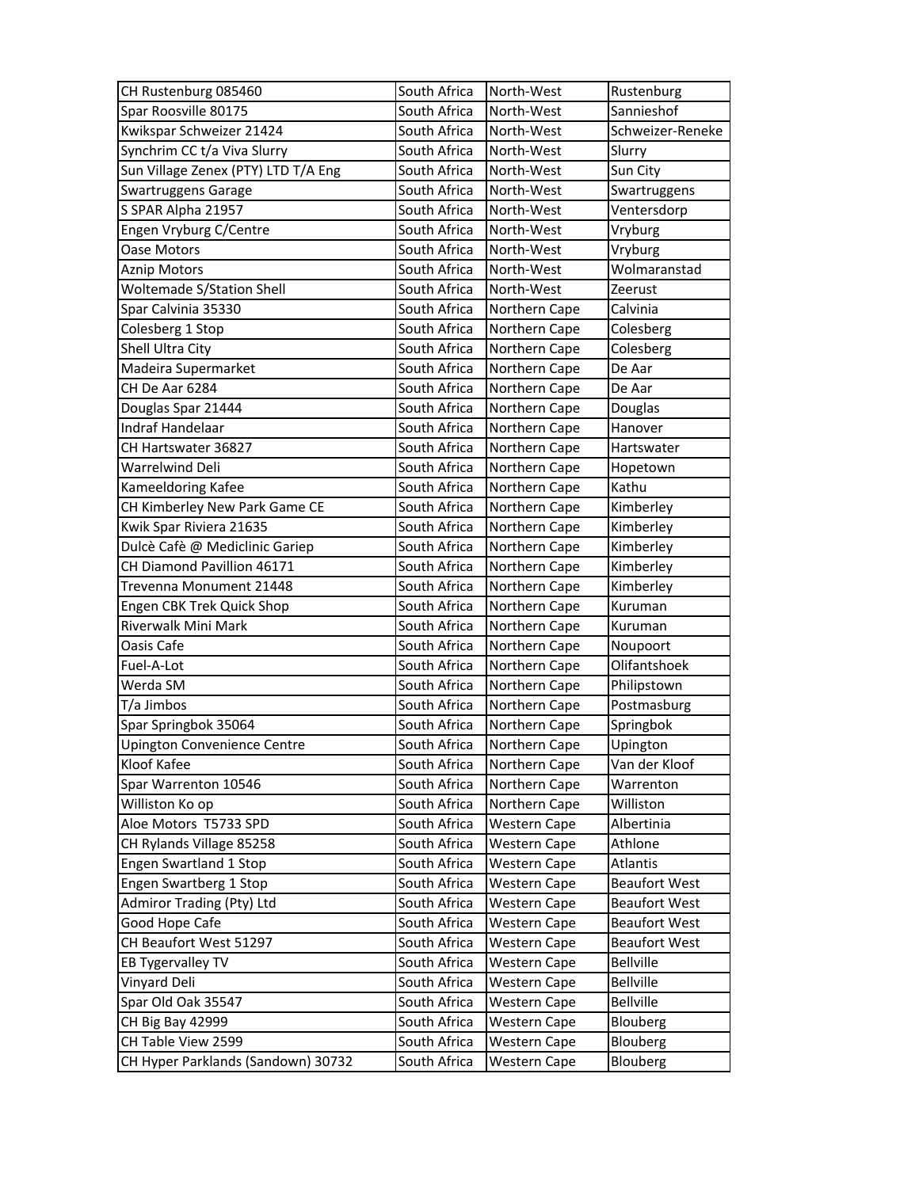| CH Rustenburg 085460 | South Africa | North-West | Rustenburg |
|---|---|---|---|
| Spar Roosville 80175 | South Africa | North-West | Sannieshof |
| Kwikspar Schweizer 21424 | South Africa | North-West | Schweizer-Reneke |
| Synchrim CC t/a Viva Slurry | South Africa | North-West | Slurry |
| Sun Village Zenex (PTY) LTD T/A Eng | South Africa | North-West | Sun City |
| Swartruggens Garage | South Africa | North-West | Swartruggens |
| S SPAR Alpha 21957 | South Africa | North-West | Ventersdorp |
| Engen Vryburg C/Centre | South Africa | North-West | Vryburg |
| Oase Motors | South Africa | North-West | Vryburg |
| Aznip Motors | South Africa | North-West | Wolmaranstad |
| Woltemade S/Station Shell | South Africa | North-West | Zeerust |
| Spar Calvinia 35330 | South Africa | Northern Cape | Calvinia |
| Colesberg 1 Stop | South Africa | Northern Cape | Colesberg |
| Shell Ultra City | South Africa | Northern Cape | Colesberg |
| Madeira Supermarket | South Africa | Northern Cape | De Aar |
| CH De Aar 6284 | South Africa | Northern Cape | De Aar |
| Douglas Spar 21444 | South Africa | Northern Cape | Douglas |
| Indraf Handelaar | South Africa | Northern Cape | Hanover |
| CH Hartswater 36827 | South Africa | Northern Cape | Hartswater |
| Warrelwind Deli | South Africa | Northern Cape | Hopetown |
| Kameeldoring Kafee | South Africa | Northern Cape | Kathu |
| CH Kimberley New Park Game CE | South Africa | Northern Cape | Kimberley |
| Kwik Spar Riviera 21635 | South Africa | Northern Cape | Kimberley |
| Dulcè Cafè @ Mediclinic Gariep | South Africa | Northern Cape | Kimberley |
| CH Diamond Pavillion 46171 | South Africa | Northern Cape | Kimberley |
| Trevenna Monument 21448 | South Africa | Northern Cape | Kimberley |
| Engen CBK Trek Quick Shop | South Africa | Northern Cape | Kuruman |
| Riverwalk Mini Mark | South Africa | Northern Cape | Kuruman |
| Oasis Cafe | South Africa | Northern Cape | Noupoort |
| Fuel-A-Lot | South Africa | Northern Cape | Olifantshoek |
| Werda SM | South Africa | Northern Cape | Philipstown |
| T/a Jimbos | South Africa | Northern Cape | Postmasburg |
| Spar Springbok 35064 | South Africa | Northern Cape | Springbok |
| Upington Convenience Centre | South Africa | Northern Cape | Upington |
| Kloof Kafee | South Africa | Northern Cape | Van der Kloof |
| Spar Warrenton 10546 | South Africa | Northern Cape | Warrenton |
| Williston Ko op | South Africa | Northern Cape | Williston |
| Aloe Motors T5733 SPD | South Africa | Western Cape | Albertinia |
| CH Rylands Village 85258 | South Africa | Western Cape | Athlone |
| Engen Swartland 1 Stop | South Africa | Western Cape | Atlantis |
| Engen Swartberg 1 Stop | South Africa | Western Cape | Beaufort West |
| Admiror Trading (Pty) Ltd | South Africa | Western Cape | Beaufort West |
| Good Hope Cafe | South Africa | Western Cape | Beaufort West |
| CH Beaufort West 51297 | South Africa | Western Cape | Beaufort West |
| EB Tygervalley TV | South Africa | Western Cape | Bellville |
| Vinyard Deli | South Africa | Western Cape | Bellville |
| Spar Old Oak 35547 | South Africa | Western Cape | Bellville |
| CH Big Bay 42999 | South Africa | Western Cape | Blouberg |
| CH Table View 2599 | South Africa | Western Cape | Blouberg |
| CH Hyper Parklands (Sandown) 30732 | South Africa | Western Cape | Blouberg |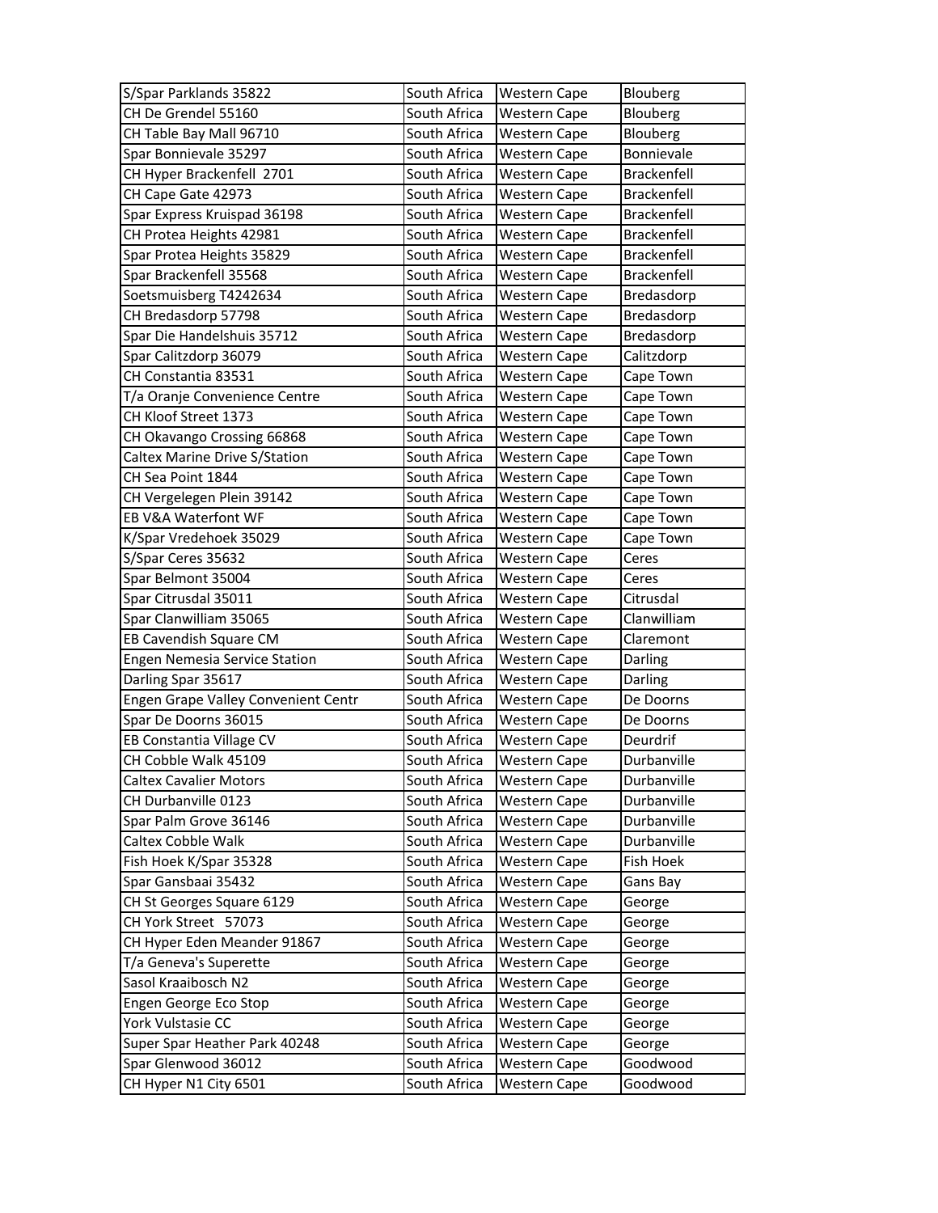| | | | |
|---|---|---|---|
| S/Spar Parklands 35822 | South Africa | Western Cape | Blouberg |
| CH De Grendel 55160 | South Africa | Western Cape | Blouberg |
| CH Table Bay Mall 96710 | South Africa | Western Cape | Blouberg |
| Spar Bonnievale 35297 | South Africa | Western Cape | Bonnievale |
| CH Hyper Brackenfell 2701 | South Africa | Western Cape | Brackenfell |
| CH Cape Gate 42973 | South Africa | Western Cape | Brackenfell |
| Spar Express Kruispad 36198 | South Africa | Western Cape | Brackenfell |
| CH Protea Heights 42981 | South Africa | Western Cape | Brackenfell |
| Spar Protea Heights 35829 | South Africa | Western Cape | Brackenfell |
| Spar Brackenfell 35568 | South Africa | Western Cape | Brackenfell |
| Soetsmuisberg T4242634 | South Africa | Western Cape | Bredasdorp |
| CH Bredasdorp 57798 | South Africa | Western Cape | Bredasdorp |
| Spar Die Handelshuis 35712 | South Africa | Western Cape | Bredasdorp |
| Spar Calitzdorp 36079 | South Africa | Western Cape | Calitzdorp |
| CH Constantia 83531 | South Africa | Western Cape | Cape Town |
| T/a Oranje Convenience Centre | South Africa | Western Cape | Cape Town |
| CH Kloof Street 1373 | South Africa | Western Cape | Cape Town |
| CH Okavango Crossing 66868 | South Africa | Western Cape | Cape Town |
| Caltex Marine Drive S/Station | South Africa | Western Cape | Cape Town |
| CH Sea Point 1844 | South Africa | Western Cape | Cape Town |
| CH Vergelegen Plein 39142 | South Africa | Western Cape | Cape Town |
| EB V&A Waterfont WF | South Africa | Western Cape | Cape Town |
| K/Spar Vredehoek 35029 | South Africa | Western Cape | Cape Town |
| S/Spar Ceres 35632 | South Africa | Western Cape | Ceres |
| Spar Belmont 35004 | South Africa | Western Cape | Ceres |
| Spar Citrusdal 35011 | South Africa | Western Cape | Citrusdal |
| Spar Clanwilliam 35065 | South Africa | Western Cape | Clanwilliam |
| EB Cavendish Square CM | South Africa | Western Cape | Claremont |
| Engen Nemesia Service Station | South Africa | Western Cape | Darling |
| Darling Spar 35617 | South Africa | Western Cape | Darling |
| Engen Grape Valley Convenient Centr | South Africa | Western Cape | De Doorns |
| Spar De Doorns 36015 | South Africa | Western Cape | De Doorns |
| EB Constantia Village CV | South Africa | Western Cape | Deurdrif |
| CH Cobble Walk 45109 | South Africa | Western Cape | Durbanville |
| Caltex Cavalier Motors | South Africa | Western Cape | Durbanville |
| CH Durbanville 0123 | South Africa | Western Cape | Durbanville |
| Spar Palm Grove 36146 | South Africa | Western Cape | Durbanville |
| Caltex Cobble Walk | South Africa | Western Cape | Durbanville |
| Fish Hoek K/Spar 35328 | South Africa | Western Cape | Fish Hoek |
| Spar Gansbaai 35432 | South Africa | Western Cape | Gans Bay |
| CH St Georges Square 6129 | South Africa | Western Cape | George |
| CH York Street 57073 | South Africa | Western Cape | George |
| CH Hyper Eden Meander 91867 | South Africa | Western Cape | George |
| T/a Geneva's Superette | South Africa | Western Cape | George |
| Sasol Kraaibosch N2 | South Africa | Western Cape | George |
| Engen George Eco Stop | South Africa | Western Cape | George |
| York Vulstasie CC | South Africa | Western Cape | George |
| Super Spar Heather Park 40248 | South Africa | Western Cape | George |
| Spar Glenwood 36012 | South Africa | Western Cape | Goodwood |
| CH Hyper N1 City 6501 | South Africa | Western Cape | Goodwood |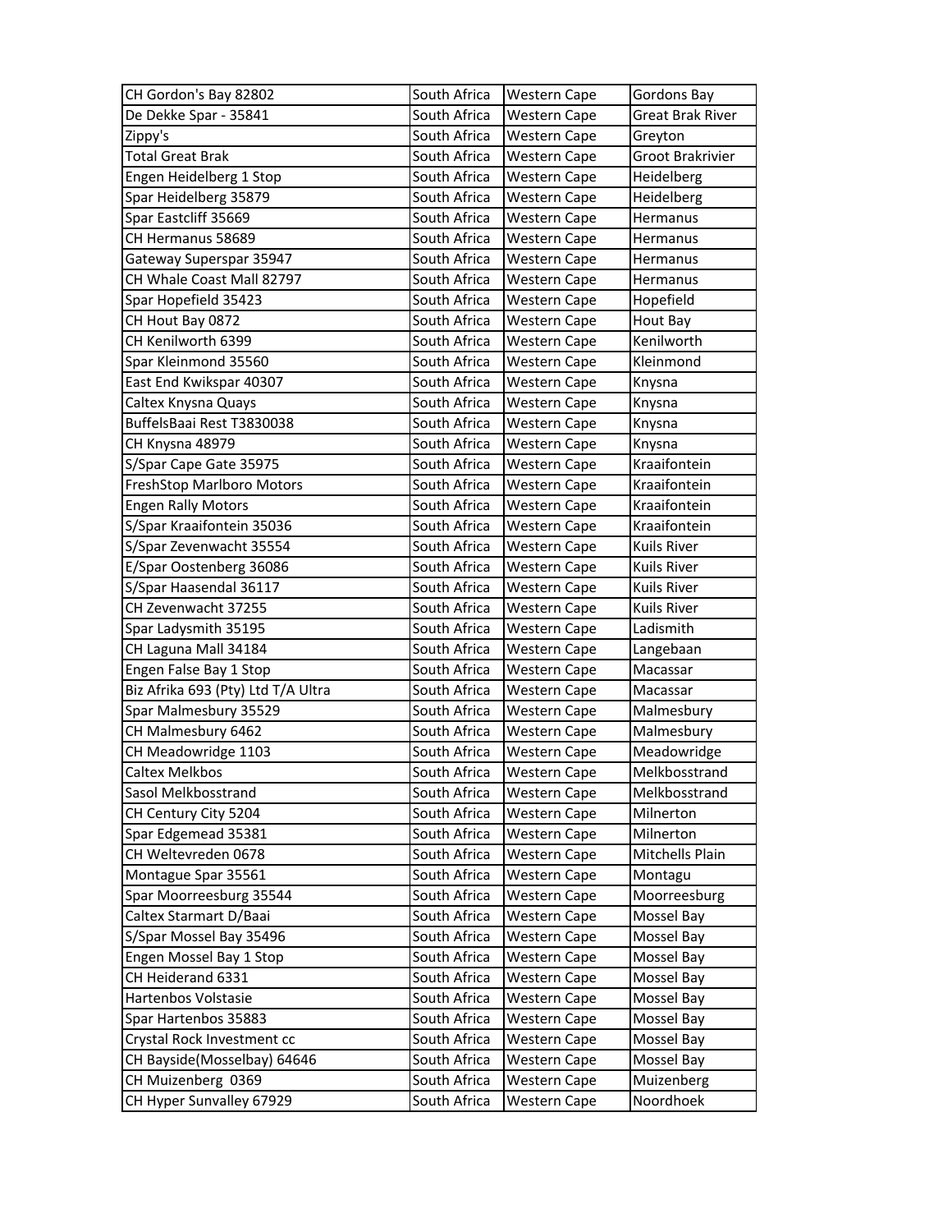| | | | |
|---|---|---|---|
| CH Gordon's Bay 82802 | South Africa | Western Cape | Gordons Bay |
| De Dekke Spar - 35841 | South Africa | Western Cape | Great Brak River |
| Zippy's | South Africa | Western Cape | Greyton |
| Total Great Brak | South Africa | Western Cape | Groot Brakrivier |
| Engen Heidelberg 1 Stop | South Africa | Western Cape | Heidelberg |
| Spar Heidelberg 35879 | South Africa | Western Cape | Heidelberg |
| Spar Eastcliff 35669 | South Africa | Western Cape | Hermanus |
| CH Hermanus 58689 | South Africa | Western Cape | Hermanus |
| Gateway Superspar 35947 | South Africa | Western Cape | Hermanus |
| CH Whale Coast Mall 82797 | South Africa | Western Cape | Hermanus |
| Spar Hopefield 35423 | South Africa | Western Cape | Hopefield |
| CH Hout Bay 0872 | South Africa | Western Cape | Hout Bay |
| CH Kenilworth 6399 | South Africa | Western Cape | Kenilworth |
| Spar Kleinmond 35560 | South Africa | Western Cape | Kleinmond |
| East End Kwikspar 40307 | South Africa | Western Cape | Knysna |
| Caltex Knysna Quays | South Africa | Western Cape | Knysna |
| BuffelsBaai Rest T3830038 | South Africa | Western Cape | Knysna |
| CH Knysna 48979 | South Africa | Western Cape | Knysna |
| S/Spar Cape Gate 35975 | South Africa | Western Cape | Kraaifontein |
| FreshStop Marlboro Motors | South Africa | Western Cape | Kraaifontein |
| Engen Rally Motors | South Africa | Western Cape | Kraaifontein |
| S/Spar Kraaifontein 35036 | South Africa | Western Cape | Kraaifontein |
| S/Spar Zevenwacht 35554 | South Africa | Western Cape | Kuils River |
| E/Spar Oostenberg 36086 | South Africa | Western Cape | Kuils River |
| S/Spar Haasendal 36117 | South Africa | Western Cape | Kuils River |
| CH Zevenwacht 37255 | South Africa | Western Cape | Kuils River |
| Spar Ladysmith 35195 | South Africa | Western Cape | Ladismith |
| CH Laguna Mall 34184 | South Africa | Western Cape | Langebaan |
| Engen False Bay 1 Stop | South Africa | Western Cape | Macassar |
| Biz Afrika 693 (Pty) Ltd T/A Ultra | South Africa | Western Cape | Macassar |
| Spar Malmesbury 35529 | South Africa | Western Cape | Malmesbury |
| CH Malmesbury 6462 | South Africa | Western Cape | Malmesbury |
| CH Meadowridge 1103 | South Africa | Western Cape | Meadowridge |
| Caltex Melkbos | South Africa | Western Cape | Melkbosstrand |
| Sasol Melkbosstrand | South Africa | Western Cape | Melkbosstrand |
| CH Century City 5204 | South Africa | Western Cape | Milnerton |
| Spar Edgemead 35381 | South Africa | Western Cape | Milnerton |
| CH Weltevreden 0678 | South Africa | Western Cape | Mitchells Plain |
| Montague Spar 35561 | South Africa | Western Cape | Montagu |
| Spar Moorreesburg 35544 | South Africa | Western Cape | Moorreesburg |
| Caltex Starmart D/Baai | South Africa | Western Cape | Mossel Bay |
| S/Spar Mossel Bay 35496 | South Africa | Western Cape | Mossel Bay |
| Engen Mossel Bay 1 Stop | South Africa | Western Cape | Mossel Bay |
| CH Heiderand 6331 | South Africa | Western Cape | Mossel Bay |
| Hartenbos Volstasie | South Africa | Western Cape | Mossel Bay |
| Spar Hartenbos 35883 | South Africa | Western Cape | Mossel Bay |
| Crystal Rock Investment cc | South Africa | Western Cape | Mossel Bay |
| CH Bayside(Mosselbay) 64646 | South Africa | Western Cape | Mossel Bay |
| CH Muizenberg 0369 | South Africa | Western Cape | Muizenberg |
| CH Hyper Sunvalley 67929 | South Africa | Western Cape | Noordhoek |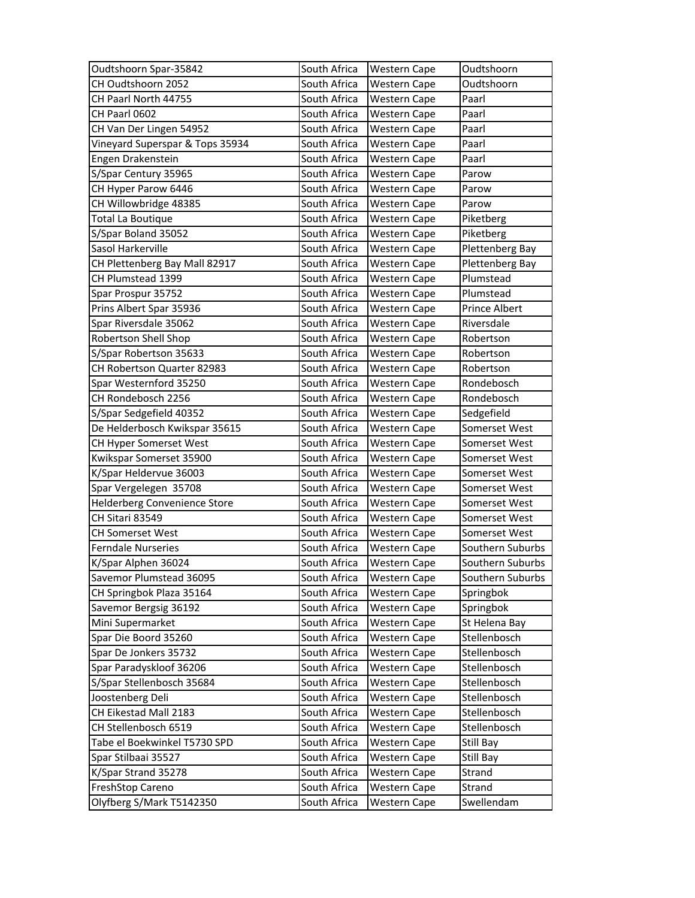| | | | |
|---|---|---|---|
| Oudtshoorn Spar-35842 | South Africa | Western Cape | Oudtshoorn |
| CH Oudtshoorn 2052 | South Africa | Western Cape | Oudtshoorn |
| CH Paarl North 44755 | South Africa | Western Cape | Paarl |
| CH Paarl 0602 | South Africa | Western Cape | Paarl |
| CH Van Der Lingen 54952 | South Africa | Western Cape | Paarl |
| Vineyard Superspar & Tops 35934 | South Africa | Western Cape | Paarl |
| Engen Drakenstein | South Africa | Western Cape | Paarl |
| S/Spar Century 35965 | South Africa | Western Cape | Parow |
| CH Hyper Parow 6446 | South Africa | Western Cape | Parow |
| CH Willowbridge 48385 | South Africa | Western Cape | Parow |
| Total La Boutique | South Africa | Western Cape | Piketberg |
| S/Spar Boland 35052 | South Africa | Western Cape | Piketberg |
| Sasol Harkerville | South Africa | Western Cape | Plettenberg Bay |
| CH Plettenberg Bay Mall 82917 | South Africa | Western Cape | Plettenberg Bay |
| CH Plumstead 1399 | South Africa | Western Cape | Plumstead |
| Spar Prospur 35752 | South Africa | Western Cape | Plumstead |
| Prins Albert Spar 35936 | South Africa | Western Cape | Prince Albert |
| Spar Riversdale 35062 | South Africa | Western Cape | Riversdale |
| Robertson Shell Shop | South Africa | Western Cape | Robertson |
| S/Spar Robertson 35633 | South Africa | Western Cape | Robertson |
| CH Robertson Quarter 82983 | South Africa | Western Cape | Robertson |
| Spar Westernford 35250 | South Africa | Western Cape | Rondebosch |
| CH Rondebosch 2256 | South Africa | Western Cape | Rondebosch |
| S/Spar Sedgefield 40352 | South Africa | Western Cape | Sedgefield |
| De Helderbosch Kwikspar 35615 | South Africa | Western Cape | Somerset West |
| CH Hyper Somerset West | South Africa | Western Cape | Somerset West |
| Kwikspar Somerset 35900 | South Africa | Western Cape | Somerset West |
| K/Spar Heldervue 36003 | South Africa | Western Cape | Somerset West |
| Spar Vergelegen 35708 | South Africa | Western Cape | Somerset West |
| Helderberg Convenience Store | South Africa | Western Cape | Somerset West |
| CH Sitari 83549 | South Africa | Western Cape | Somerset West |
| CH Somerset West | South Africa | Western Cape | Somerset West |
| Ferndale Nurseries | South Africa | Western Cape | Southern Suburbs |
| K/Spar Alphen 36024 | South Africa | Western Cape | Southern Suburbs |
| Savemor Plumstead 36095 | South Africa | Western Cape | Southern Suburbs |
| CH Springbok Plaza 35164 | South Africa | Western Cape | Springbok |
| Savemor Bergsig 36192 | South Africa | Western Cape | Springbok |
| Mini Supermarket | South Africa | Western Cape | St Helena Bay |
| Spar Die Boord 35260 | South Africa | Western Cape | Stellenbosch |
| Spar De Jonkers 35732 | South Africa | Western Cape | Stellenbosch |
| Spar Paradyskloof 36206 | South Africa | Western Cape | Stellenbosch |
| S/Spar Stellenbosch 35684 | South Africa | Western Cape | Stellenbosch |
| Joostenberg Deli | South Africa | Western Cape | Stellenbosch |
| CH Eikestad Mall 2183 | South Africa | Western Cape | Stellenbosch |
| CH Stellenbosch 6519 | South Africa | Western Cape | Stellenbosch |
| Tabe el Boekwinkel T5730 SPD | South Africa | Western Cape | Still Bay |
| Spar Stilbaai 35527 | South Africa | Western Cape | Still Bay |
| K/Spar Strand 35278 | South Africa | Western Cape | Strand |
| FreshStop Careno | South Africa | Western Cape | Strand |
| Olyfberg S/Mark T5142350 | South Africa | Western Cape | Swellendam |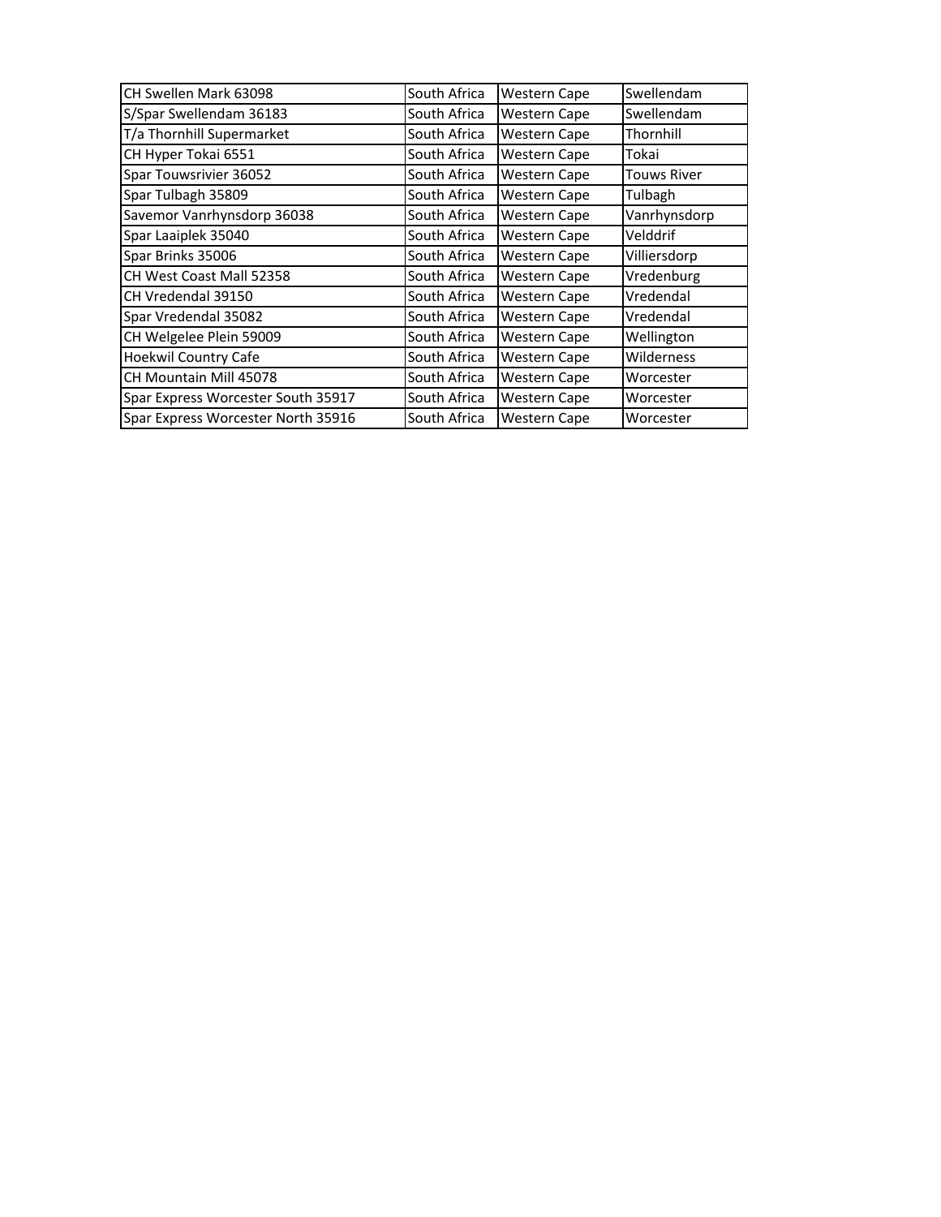| | | | |
|---|---|---|---|
| CH Swellen Mark 63098 | South Africa | Western Cape | Swellendam |
| S/Spar Swellendam 36183 | South Africa | Western Cape | Swellendam |
| T/a Thornhill Supermarket | South Africa | Western Cape | Thornhill |
| CH Hyper Tokai 6551 | South Africa | Western Cape | Tokai |
| Spar Touwsrivier 36052 | South Africa | Western Cape | Touws River |
| Spar Tulbagh 35809 | South Africa | Western Cape | Tulbagh |
| Savemor Vanrhynsdorp 36038 | South Africa | Western Cape | Vanrhynsdorp |
| Spar Laaiplek 35040 | South Africa | Western Cape | Velddrif |
| Spar Brinks 35006 | South Africa | Western Cape | Villiersdorp |
| CH West Coast Mall 52358 | South Africa | Western Cape | Vredenburg |
| CH Vredendal 39150 | South Africa | Western Cape | Vredendal |
| Spar Vredendal 35082 | South Africa | Western Cape | Vredendal |
| CH Welgelee Plein 59009 | South Africa | Western Cape | Wellington |
| Hoekwil Country Cafe | South Africa | Western Cape | Wilderness |
| CH Mountain Mill 45078 | South Africa | Western Cape | Worcester |
| Spar Express Worcester South 35917 | South Africa | Western Cape | Worcester |
| Spar Express Worcester North 35916 | South Africa | Western Cape | Worcester |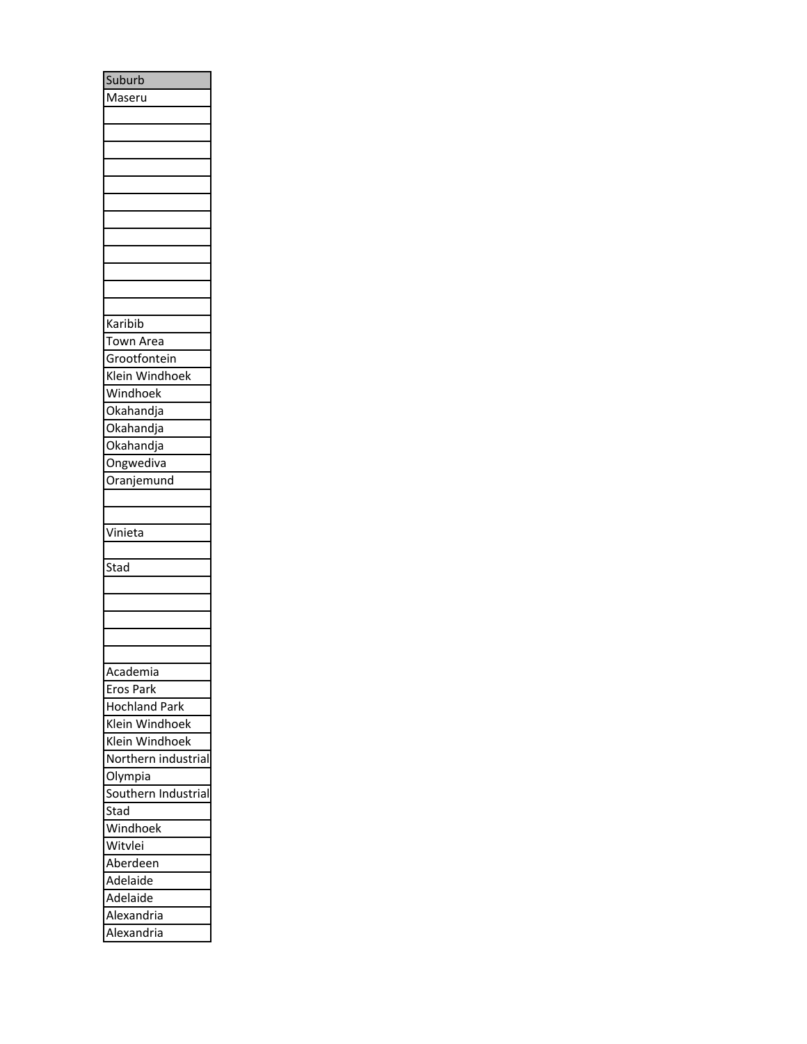| Suburb |
| --- |
| Maseru |
| |
| |
| |
| |
| |
| |
| |
| |
| |
| |
| |
| |
| Karibib |
| Town Area |
| Grootfontein |
| Klein Windhoek |
| Windhoek |
| Okahandja |
| Okahandja |
| Okahandja |
| Ongwediva |
| Oranjemund |
| |
| |
| Vinieta |
| |
| Stad |
| |
| |
| |
| |
| |
| Academia |
| Eros Park |
| Hochland Park |
| Klein Windhoek |
| Klein Windhoek |
| Northern industrial |
| Olympia |
| Southern Industrial |
| Stad |
| Windhoek |
| Witvlei |
| Aberdeen |
| Adelaide |
| Adelaide |
| Alexandria |
| Alexandria |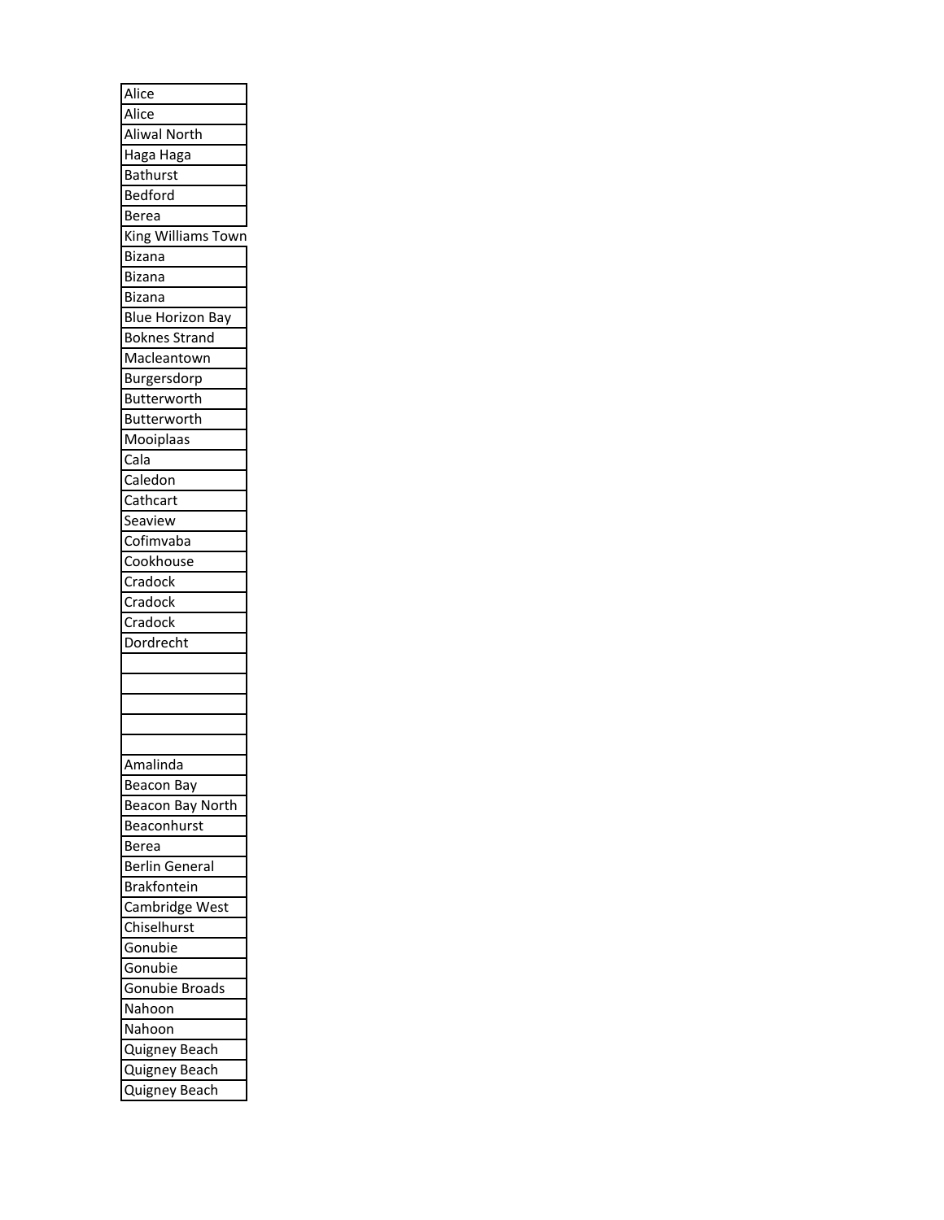| Alice |
| --- |
| Alice |
| Aliwal North |
| Haga Haga |
| Bathurst |
| Bedford |
| Berea |
| King Williams Town |
| Bizana |
| Bizana |
| Bizana |
| Blue Horizon Bay |
| Boknes Strand |
| Macleantown |
| Burgersdorp |
| Butterworth |
| Butterworth |
| Mooiplaas |
| Cala |
| Caledon |
| Cathcart |
| Seaview |
| Cofimvaba |
| Cookhouse |
| Cradock |
| Cradock |
| Cradock |
| Dordrecht |
| |
| |
| |
| |
| |
| Amalinda |
| Beacon Bay |
| Beacon Bay North |
| Beaconhurst |
| Berea |
| Berlin General |
| Brakfontein |
| Cambridge West |
| Chiselhurst |
| Gonubie |
| Gonubie |
| Gonubie Broads |
| Nahoon |
| Nahoon |
| Quigney Beach |
| Quigney Beach |
| Quigney Beach |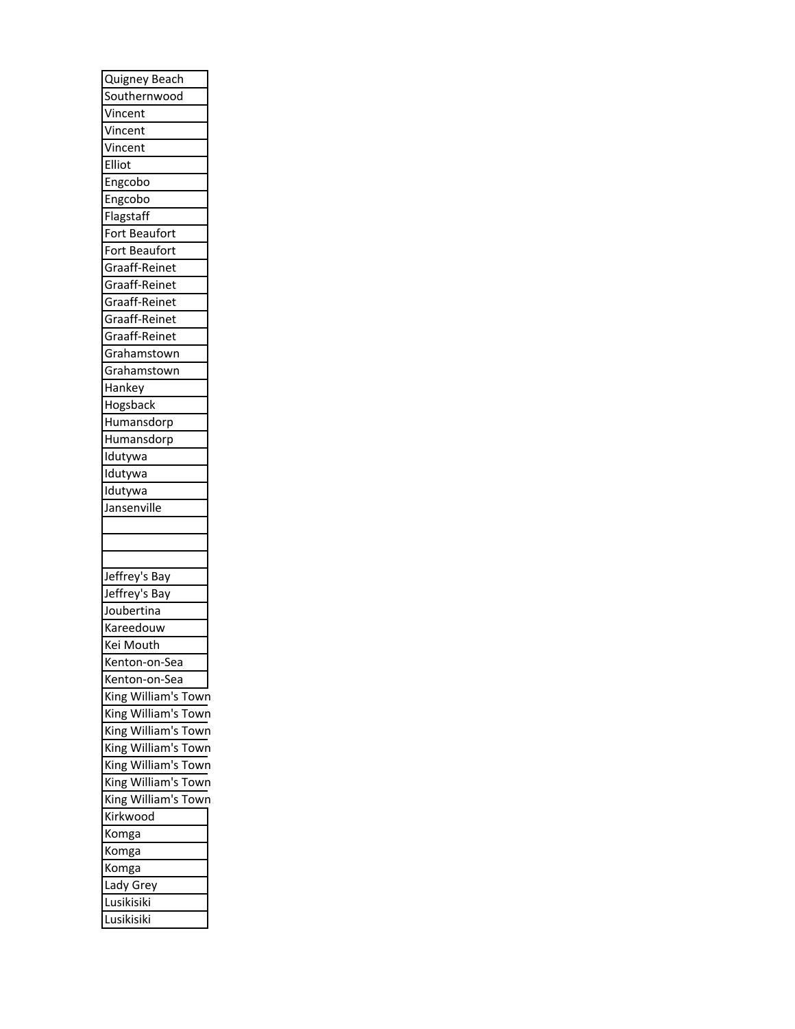| Quigney Beach |
|---|
| Southernwood |
| Vincent |
| Vincent |
| Vincent |
| Elliot |
| Engcobo |
| Engcobo |
| Flagstaff |
| Fort Beaufort |
| Fort Beaufort |
| Graaff-Reinet |
| Graaff-Reinet |
| Graaff-Reinet |
| Graaff-Reinet |
| Graaff-Reinet |
| Grahamstown |
| Grahamstown |
| Hankey |
| Hogsback |
| Humansdorp |
| Humansdorp |
| Idutywa |
| Idutywa |
| Idutywa |
| Jansenville |
| |
| |
| |
| Jeffrey's Bay |
| Jeffrey's Bay |
| Joubertina |
| Kareedouw |
| Kei Mouth |
| Kenton-on-Sea |
| Kenton-on-Sea |
| King William's Town |
| King William's Town |
| King William's Town |
| King William's Town |
| King William's Town |
| King William's Town |
| King William's Town |
| Kirkwood |
| Komga |
| Komga |
| Komga |
| Lady Grey |
| Lusikisiki |
| Lusikisiki |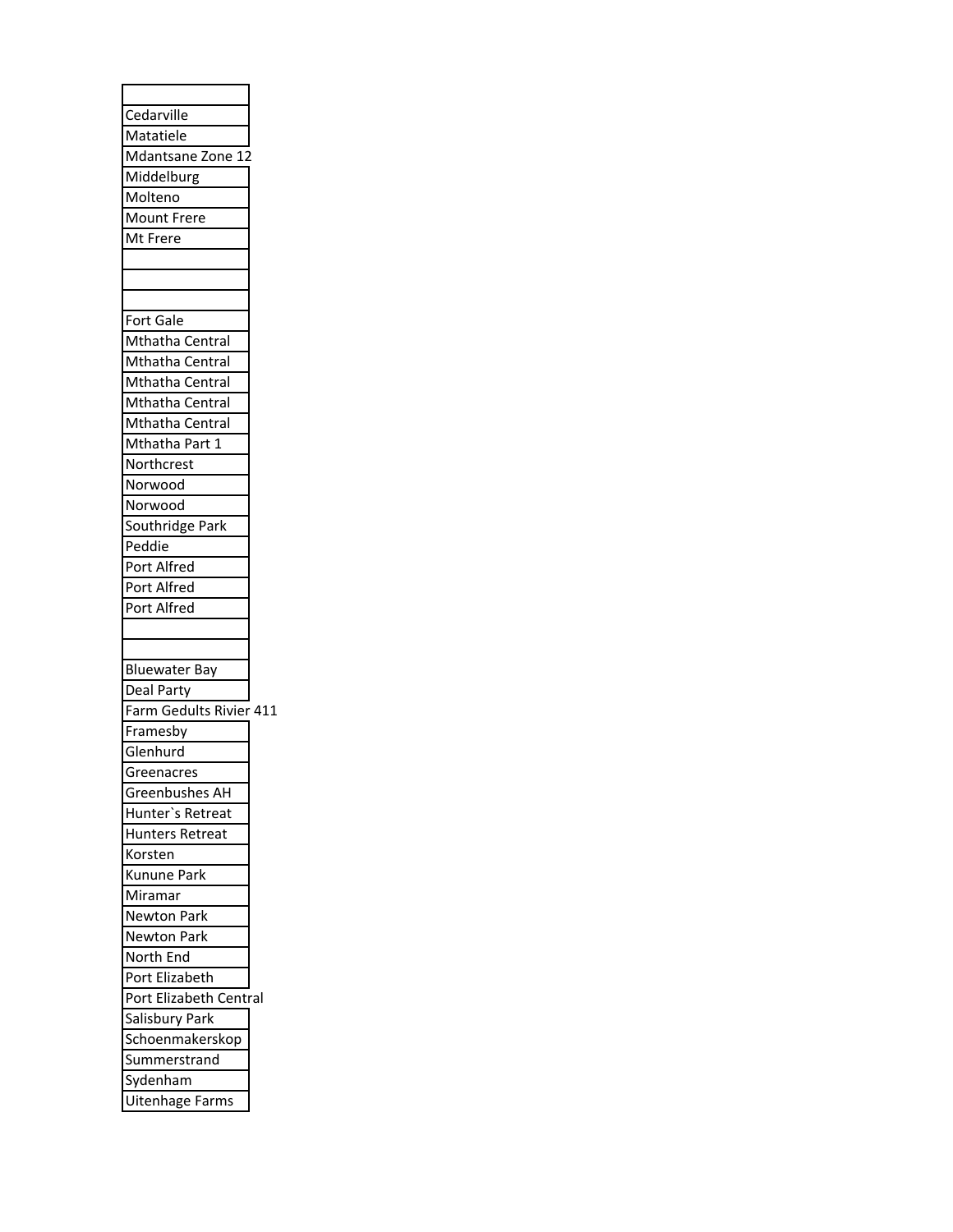| |
|---|
| Cedarville |
| Matatiele |
| Mdantsane Zone 12 |
| Middelburg |
| Molteno |
| Mount Frere |
| Mt Frere |
| |
| |
| |
| Fort Gale |
| Mthatha Central |
| Mthatha Central |
| Mthatha Central |
| Mthatha Central |
| Mthatha Central |
| Mthatha Part 1 |
| Northcrest |
| Norwood |
| Norwood |
| Southridge Park |
| Peddie |
| Port Alfred |
| Port Alfred |
| Port Alfred |
| |
| |
| Bluewater Bay |
| Deal Party |
| Farm Gedults Rivier 411 |
| Framesby |
| Glenhurd |
| Greenacres |
| Greenbushes AH |
| Hunter`s Retreat |
| Hunters Retreat |
| Korsten |
| Kunune Park |
| Miramar |
| Newton Park |
| Newton Park |
| North End |
| Port Elizabeth |
| Port Elizabeth Central |
| Salisbury Park |
| Schoenmakerskop |
| Summerstrand |
| Sydenham |
| Uitenhage Farms |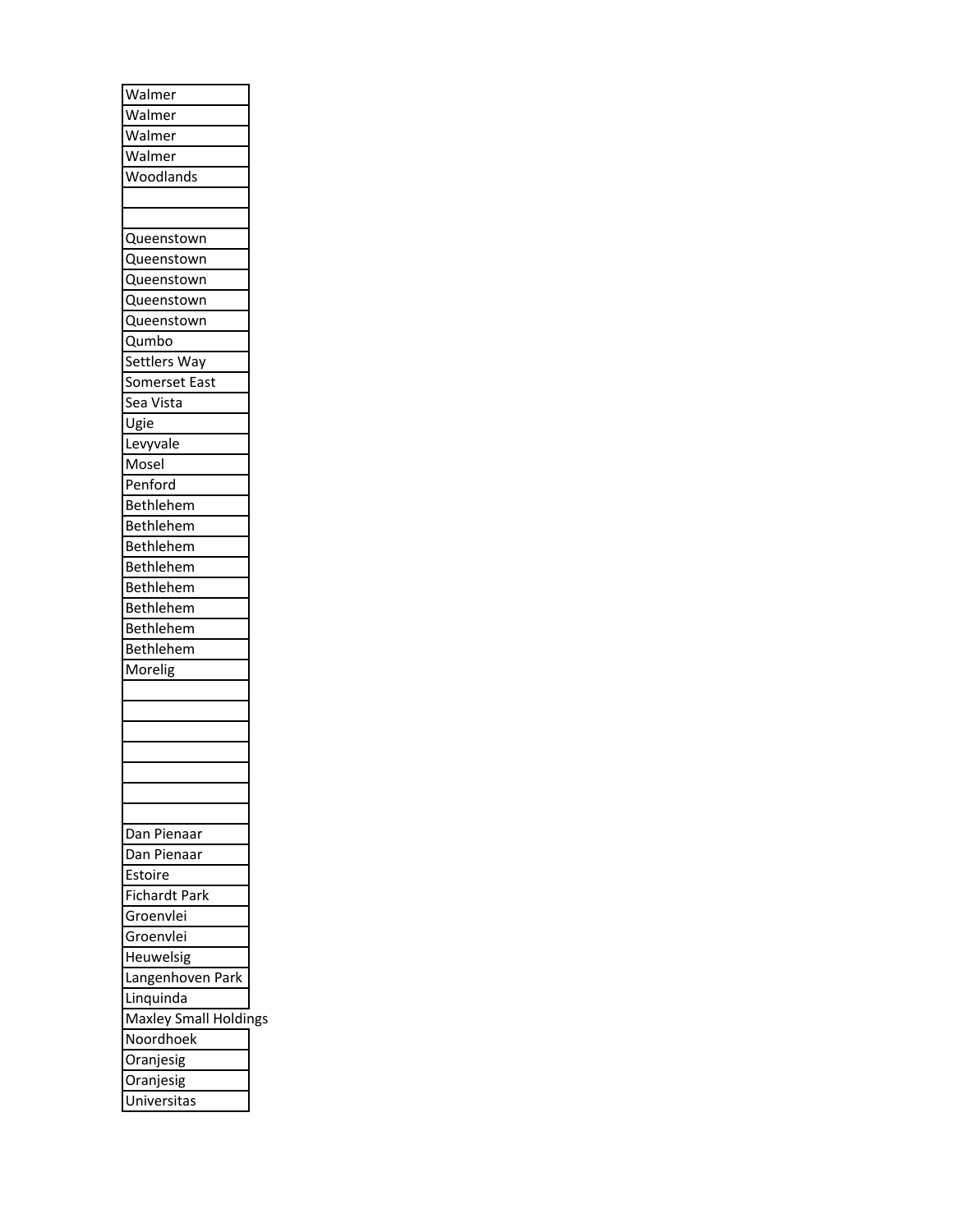| Walmer |
|---|
| Walmer |
| Walmer |
| Walmer |
| Woodlands |
| |
| |
| Queenstown |
| Queenstown |
| Queenstown |
| Queenstown |
| Queenstown |
| Qumbo |
| Settlers Way |
| Somerset East |
| Sea Vista |
| Ugie |
| Levyvale |
| Mosel |
| Penford |
| Bethlehem |
| Bethlehem |
| Bethlehem |
| Bethlehem |
| Bethlehem |
| Bethlehem |
| Bethlehem |
| Bethlehem |
| Morelig |
| |
| |
| |
| |
| |
| |
| |
| Dan Pienaar |
| Dan Pienaar |
| Estoire |
| Fichardt Park |
| Groenvlei |
| Groenvlei |
| Heuwelsig |
| Langenhoven Park |
| Linquinda |
| Maxley Small Holdings |
| Noordhoek |
| Oranjesig |
| Oranjesig |
| Universitas |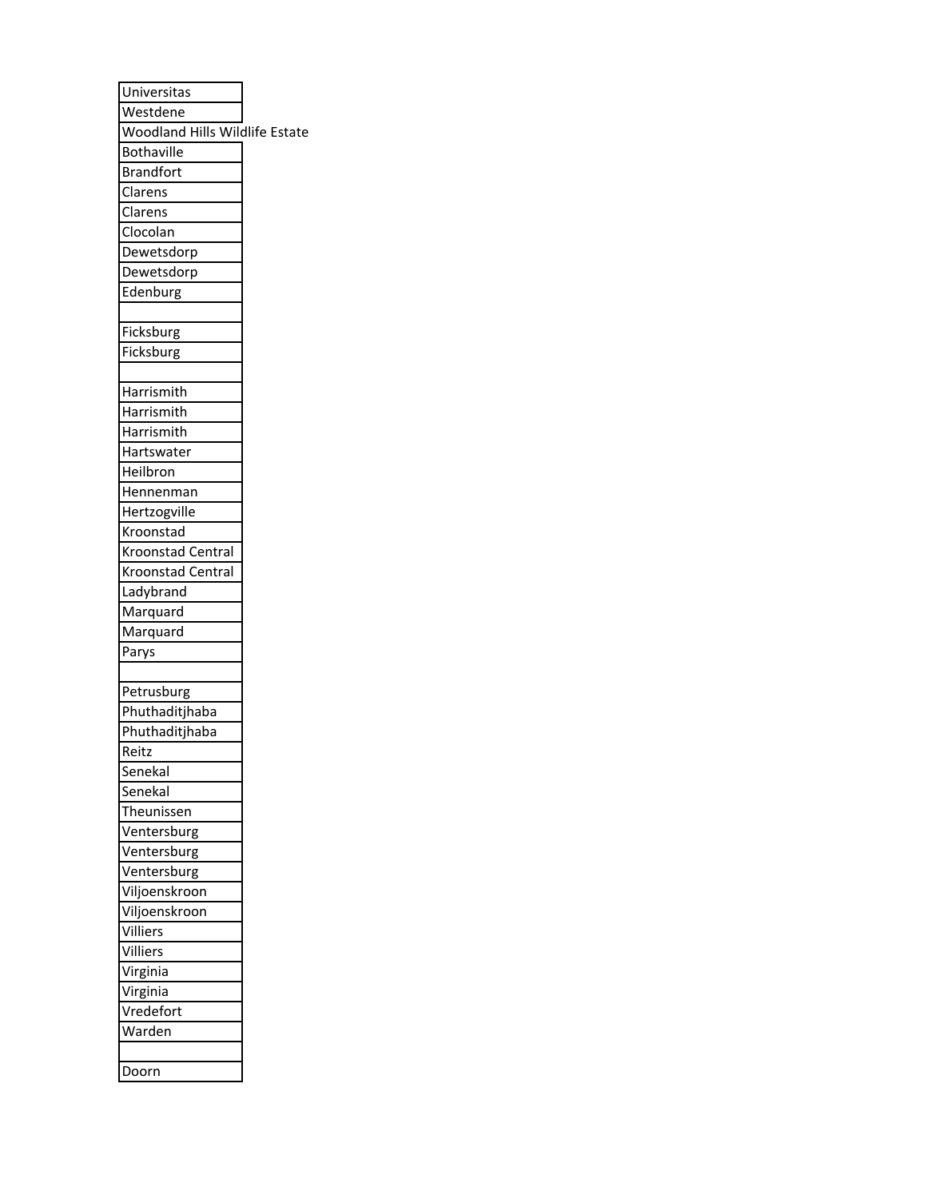| Universitas |
| --- |
| Westdene |
| Woodland Hills Wildlife Estate |
| Bothaville |
| Brandfort |
| Clarens |
| Clarens |
| Clocolan |
| Dewetsdorp |
| Dewetsdorp |
| Edenburg |
| |
| Ficksburg |
| Ficksburg |
| |
| Harrismith |
| Harrismith |
| Harrismith |
| Hartswater |
| Heilbron |
| Hennenman |
| Hertzogville |
| Kroonstad |
| Kroonstad Central |
| Kroonstad Central |
| Ladybrand |
| Marquard |
| Marquard |
| Parys |
| |
| Petrusburg |
| Phuthaditjhaba |
| Phuthaditjhaba |
| Reitz |
| Senekal |
| Senekal |
| Theunissen |
| Ventersburg |
| Ventersburg |
| Ventersburg |
| Viljoenskroon |
| Viljoenskroon |
| Villiers |
| Villiers |
| Virginia |
| Virginia |
| Vredefort |
| Warden |
| |
| Doorn |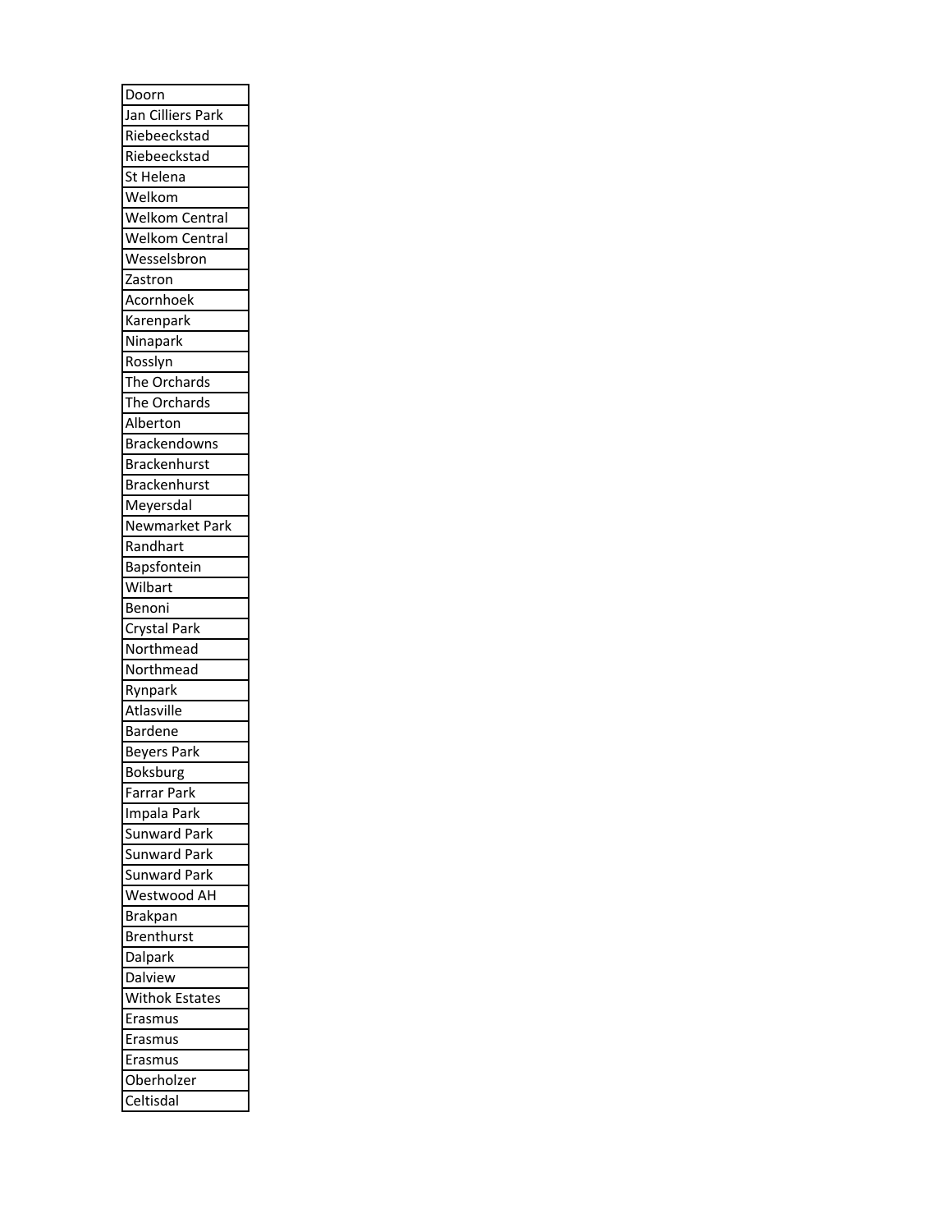| Doorn |
|---|
| Jan Cilliers Park |
| Riebeeckstad |
| Riebeeckstad |
| St Helena |
| Welkom |
| Welkom Central |
| Welkom Central |
| Wesselsbron |
| Zastron |
| Acornhoek |
| Karenpark |
| Ninapark |
| Rosslyn |
| The Orchards |
| The Orchards |
| Alberton |
| Brackendowns |
| Brackenhurst |
| Brackenhurst |
| Meyersdal |
| Newmarket Park |
| Randhart |
| Bapsfontein |
| Wilbart |
| Benoni |
| Crystal Park |
| Northmead |
| Northmead |
| Rynpark |
| Atlasville |
| Bardene |
| Beyers Park |
| Boksburg |
| Farrar Park |
| Impala Park |
| Sunward Park |
| Sunward Park |
| Sunward Park |
| Westwood AH |
| Brakpan |
| Brenthurst |
| Dalpark |
| Dalview |
| Withok Estates |
| Erasmus |
| Erasmus |
| Erasmus |
| Oberholzer |
| Celtisdal |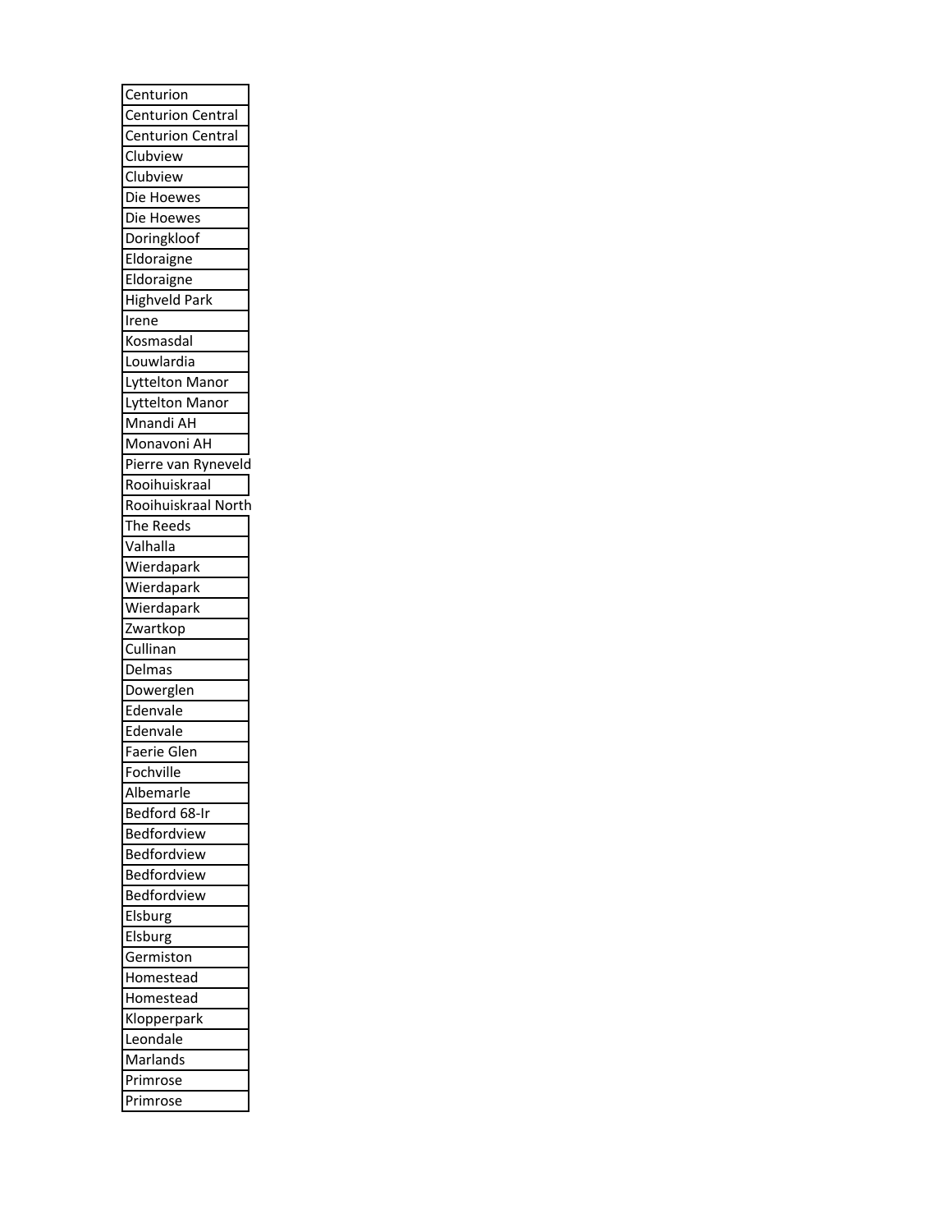| Centurion |
|---|
| Centurion Central |
| Centurion Central |
| Clubview |
| Clubview |
| Die Hoewes |
| Die Hoewes |
| Doringkloof |
| Eldoraigne |
| Eldoraigne |
| Highveld Park |
| Irene |
| Kosmasdal |
| Louwlardia |
| Lyttelton Manor |
| Lyttelton Manor |
| Mnandi AH |
| Monavoni AH |
| Pierre van Ryneveld |
| Rooihuiskraal |
| Rooihuiskraal North |
| The Reeds |
| Valhalla |
| Wierdapark |
| Wierdapark |
| Wierdapark |
| Zwartkop |
| Cullinan |
| Delmas |
| Dowerglen |
| Edenvale |
| Edenvale |
| Faerie Glen |
| Fochville |
| Albemarle |
| Bedford 68-Ir |
| Bedfordview |
| Bedfordview |
| Bedfordview |
| Bedfordview |
| Elsburg |
| Elsburg |
| Germiston |
| Homestead |
| Homestead |
| Klopperpark |
| Leondale |
| Marlands |
| Primrose |
| Primrose |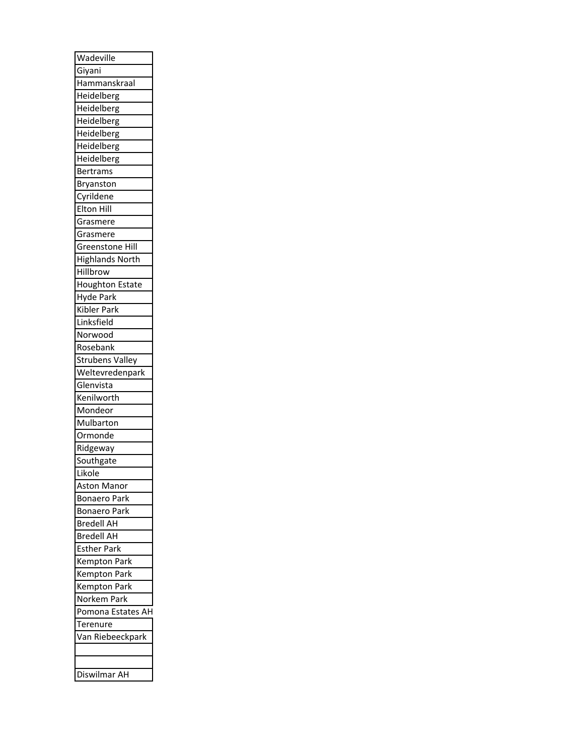| Wadeville |
| --- |
| Giyani |
| Hammanskraal |
| Heidelberg |
| Heidelberg |
| Heidelberg |
| Heidelberg |
| Heidelberg |
| Heidelberg |
| Bertrams |
| Bryanston |
| Cyrildene |
| Elton Hill |
| Grasmere |
| Grasmere |
| Greenstone Hill |
| Highlands North |
| Hillbrow |
| Houghton Estate |
| Hyde Park |
| Kibler Park |
| Linksfield |
| Norwood |
| Rosebank |
| Strubens Valley |
| Weltevredenpark |
| Glenvista |
| Kenilworth |
| Mondeor |
| Mulbarton |
| Ormonde |
| Ridgeway |
| Southgate |
| Likole |
| Aston Manor |
| Bonaero Park |
| Bonaero Park |
| Bredell AH |
| Bredell AH |
| Esther Park |
| Kempton Park |
| Kempton Park |
| Kempton Park |
| Norkem Park |
| Pomona Estates AH |
| Terenure |
| Van Riebeeckpark |
| |
| |
| Diswilmar AH |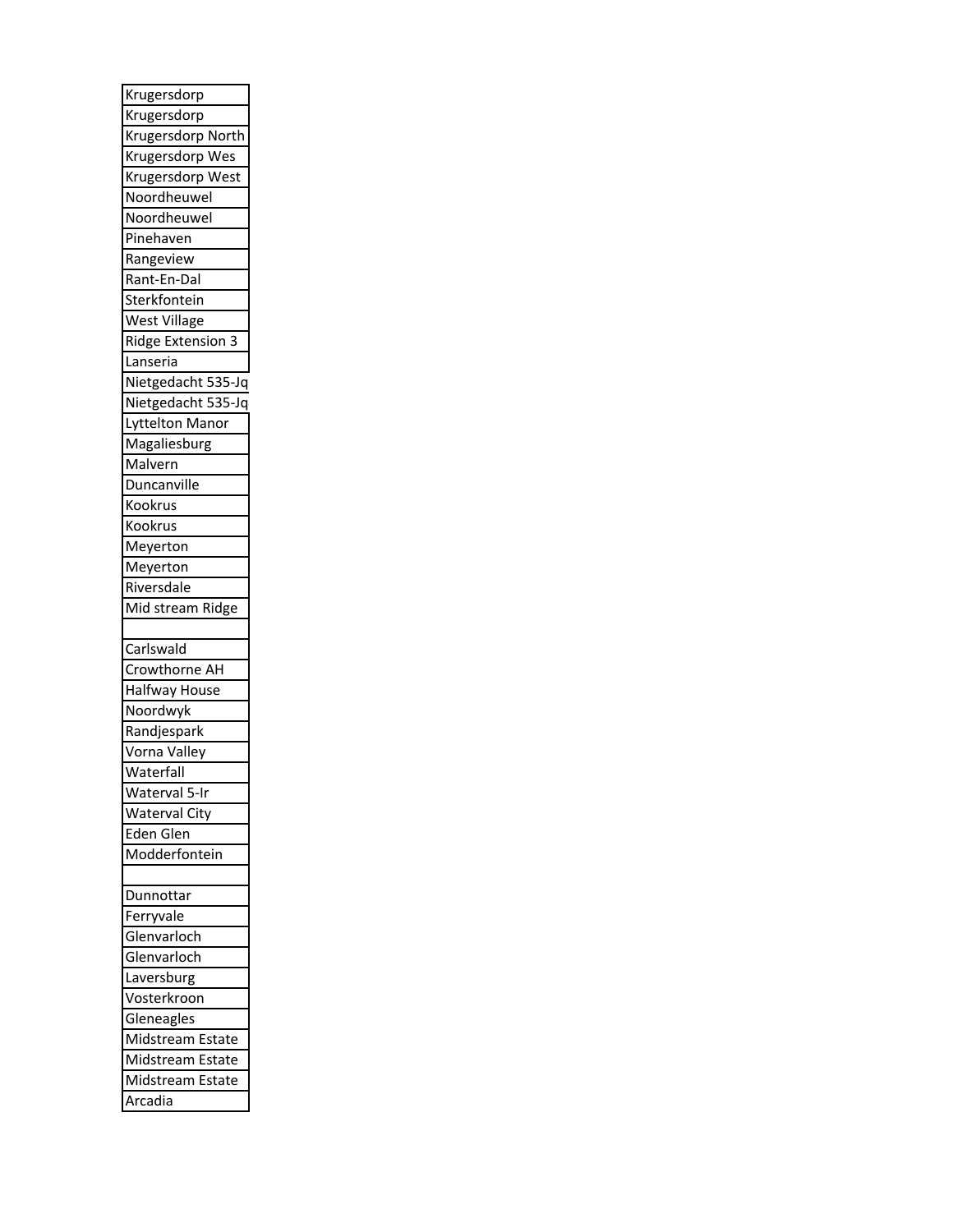| Krugersdorp |
|---|
| Krugersdorp |
| Krugersdorp North |
| Krugersdorp Wes |
| Krugersdorp West |
| Noordheuwel |
| Noordheuwel |
| Pinehaven |
| Rangeview |
| Rant-En-Dal |
| Sterkfontein |
| West Village |
| Ridge Extension 3 |
| Lanseria |
| Nietgedacht 535-Jq |
| Nietgedacht 535-Jq |
| Lyttelton Manor |
| Magaliesburg |
| Malvern |
| Duncanville |
| Kookrus |
| Kookrus |
| Meyerton |
| Meyerton |
| Riversdale |
| Mid stream Ridge |
| |
| Carlswald |
| Crowthorne AH |
| Halfway House |
| Noordwyk |
| Randjespark |
| Vorna Valley |
| Waterfall |
| Waterval 5-Ir |
| Waterval City |
| Eden Glen |
| Modderfontein |
| |
| Dunnottar |
| Ferryvale |
| Glenvarloch |
| Glenvarloch |
| Laversburg |
| Vosterkroon |
| Gleneagles |
| Midstream Estate |
| Midstream Estate |
| Midstream Estate |
| Arcadia |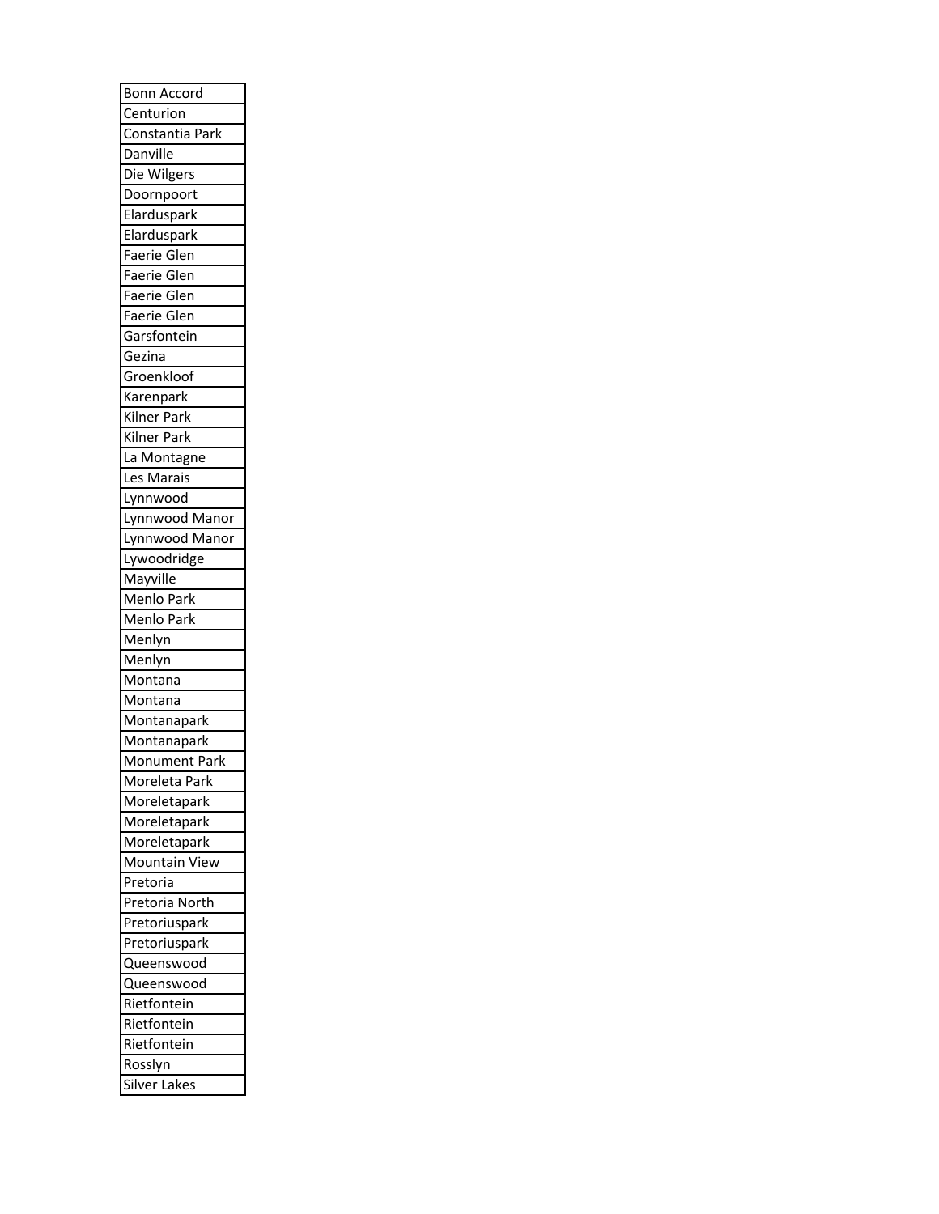| Bonn Accord |
| --- |
| Centurion |
| Constantia Park |
| Danville |
| Die Wilgers |
| Doornpoort |
| Elarduspark |
| Elarduspark |
| Faerie Glen |
| Faerie Glen |
| Faerie Glen |
| Faerie Glen |
| Garsfontein |
| Gezina |
| Groenkloof |
| Karenpark |
| Kilner Park |
| Kilner Park |
| La Montagne |
| Les Marais |
| Lynnwood |
| Lynnwood Manor |
| Lynnwood Manor |
| Lywoodridge |
| Mayville |
| Menlo Park |
| Menlo Park |
| Menlyn |
| Menlyn |
| Montana |
| Montana |
| Montanapark |
| Montanapark |
| Monument Park |
| Moreleta Park |
| Moreletapark |
| Moreletapark |
| Moreletapark |
| Mountain View |
| Pretoria |
| Pretoria North |
| Pretoriuspark |
| Pretoriuspark |
| Queenswood |
| Queenswood |
| Rietfontein |
| Rietfontein |
| Rietfontein |
| Rosslyn |
| Silver Lakes |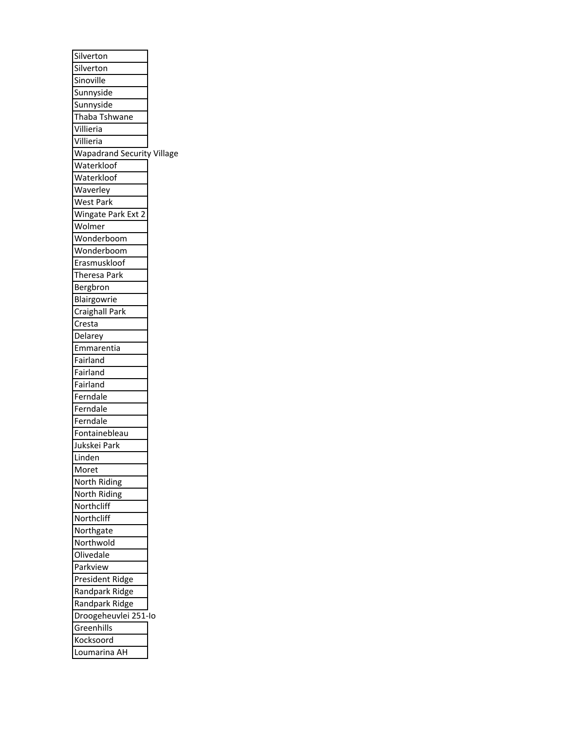| Silverton |
|---|
| Silverton |
| Sinoville |
| Sunnyside |
| Sunnyside |
| Thaba Tshwane |
| Villieria |
| Villieria |
| Wapadrand Security Village |
| Waterkloof |
| Waterkloof |
| Waverley |
| West Park |
| Wingate Park Ext 2 |
| Wolmer |
| Wonderboom |
| Wonderboom |
| Erasmuskloof |
| Theresa Park |
| Bergbron |
| Blairgowrie |
| Craighall Park |
| Cresta |
| Delarey |
| Emmarentia |
| Fairland |
| Fairland |
| Fairland |
| Ferndale |
| Ferndale |
| Ferndale |
| Fontainebleau |
| Jukskei Park |
| Linden |
| Moret |
| North Riding |
| North Riding |
| Northcliff |
| Northcliff |
| Northgate |
| Northwold |
| Olivedale |
| Parkview |
| President Ridge |
| Randpark Ridge |
| Randpark Ridge |
| Droogeheuvlei 251-Io |
| Greenhills |
| Kocksoord |
| Loumarina AH |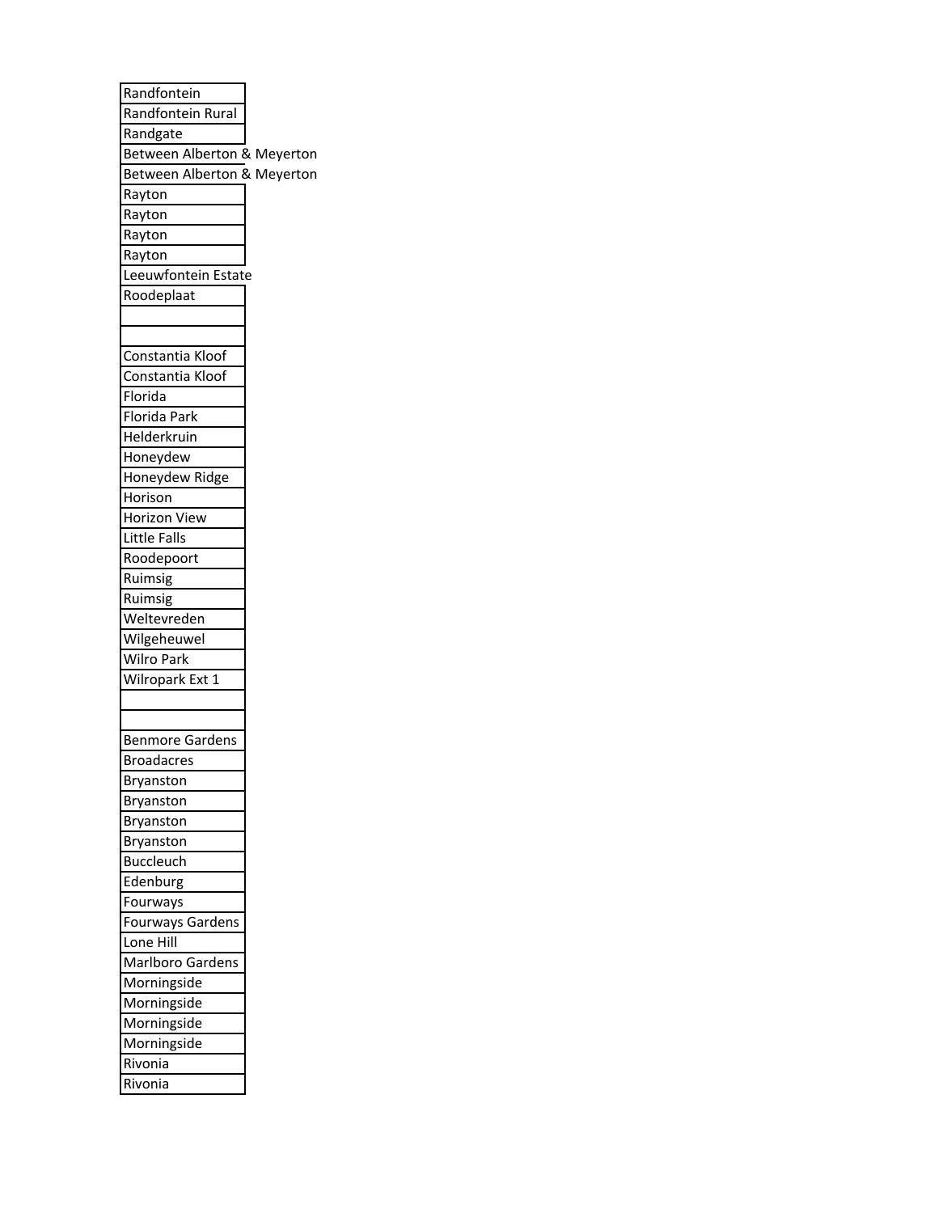| |
|---|
| Randfontein |
| Randfontein Rural |
| Randgate |
| Between Alberton & Meyerton |
| Between Alberton & Meyerton |
| Rayton |
| Rayton |
| Rayton |
| Rayton |
| Leeuwfontein Estate |
| Roodeplaat |
| |
| |
| Constantia Kloof |
| Constantia Kloof |
| Florida |
| Florida Park |
| Helderkruin |
| Honeydew |
| Honeydew Ridge |
| Horison |
| Horizon View |
| Little Falls |
| Roodepoort |
| Ruimsig |
| Ruimsig |
| Weltevreden |
| Wilgeheuwel |
| Wilro Park |
| Wilropark Ext 1 |
| |
| |
| Benmore Gardens |
| Broadacres |
| Bryanston |
| Bryanston |
| Bryanston |
| Bryanston |
| Buccleuch |
| Edenburg |
| Fourways |
| Fourways Gardens |
| Lone Hill |
| Marlboro Gardens |
| Morningside |
| Morningside |
| Morningside |
| Morningside |
| Rivonia |
| Rivonia |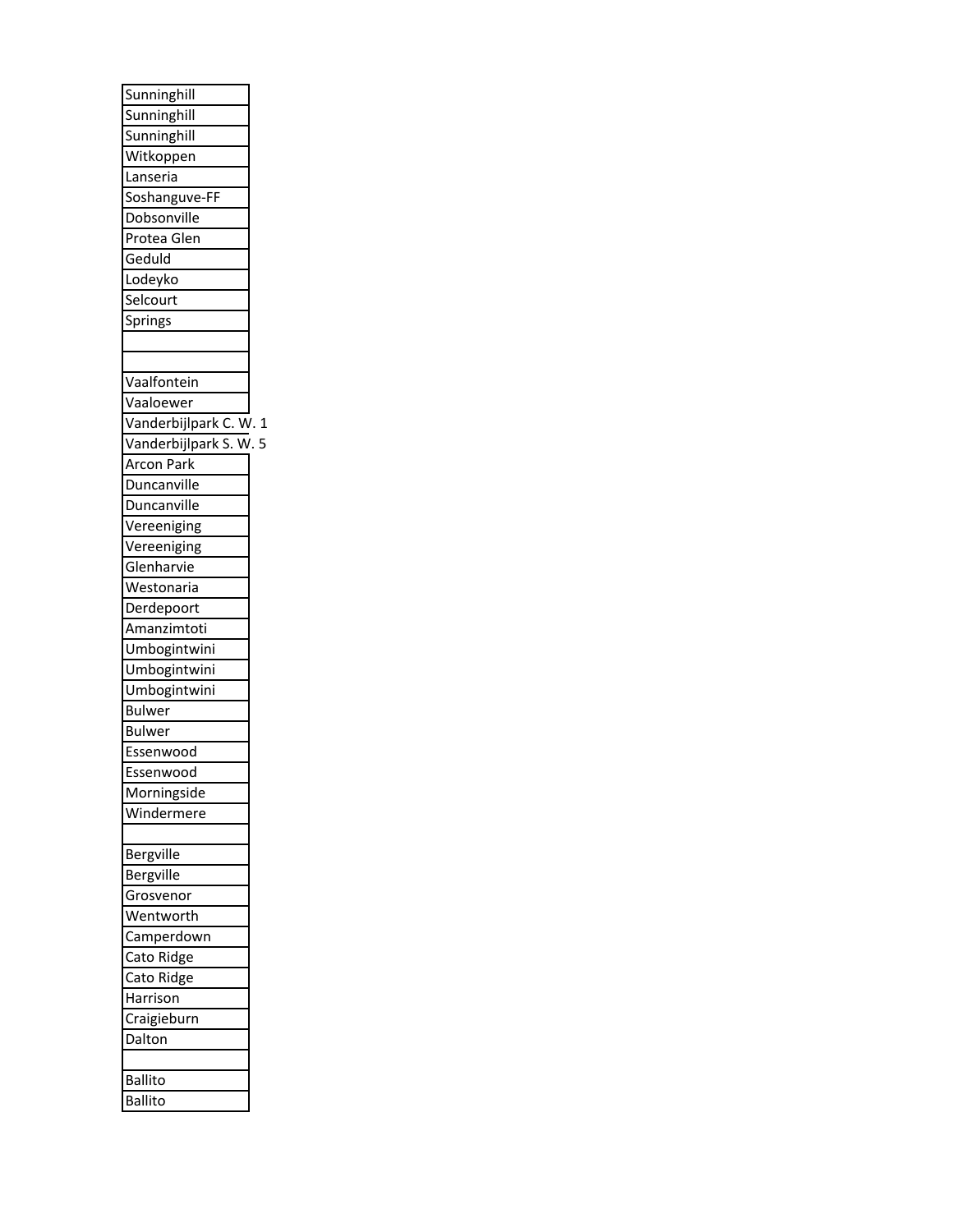| |
|---|
| Sunninghill |
| Sunninghill |
| Sunninghill |
| Witkoppen |
| Lanseria |
| Soshanguve-FF |
| Dobsonville |
| Protea Glen |
| Geduld |
| Lodeyko |
| Selcourt |
| Springs |
| |
| |
| Vaalfontein |
| Vaaloewer |
| Vanderbijlpark C. W. 1 |
| Vanderbijlpark S. W. 5 |
| Arcon Park |
| Duncanville |
| Duncanville |
| Vereeniging |
| Vereeniging |
| Glenharvie |
| Westonaria |
| Derdepoort |
| Amanzimtoti |
| Umbogintwini |
| Umbogintwini |
| Umbogintwini |
| Bulwer |
| Bulwer |
| Essenwood |
| Essenwood |
| Morningside |
| Windermere |
| |
| Bergville |
| Bergville |
| Grosvenor |
| Wentworth |
| Camperdown |
| Cato Ridge |
| Cato Ridge |
| Harrison |
| Craigieburn |
| Dalton |
| |
| Ballito |
| Ballito |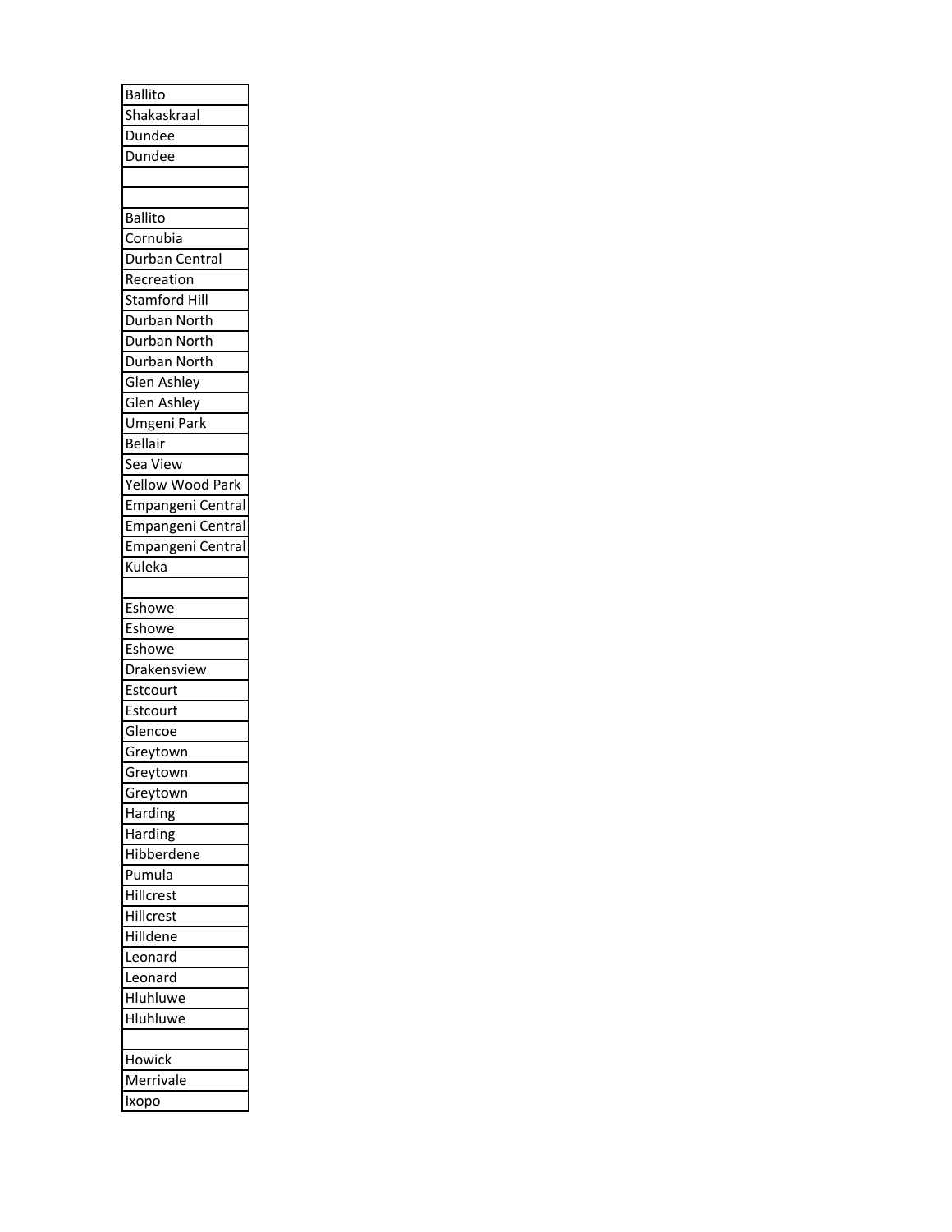| Ballito |
|---|
| Shakaskraal |
| Dundee |
| Dundee |
| |
| |
| Ballito |
| Cornubia |
| Durban Central |
| Recreation |
| Stamford Hill |
| Durban North |
| Durban North |
| Durban North |
| Glen Ashley |
| Glen Ashley |
| Umgeni Park |
| Bellair |
| Sea View |
| Yellow Wood Park |
| Empangeni Central |
| Empangeni Central |
| Empangeni Central |
| Kuleka |
| |
| Eshowe |
| Eshowe |
| Eshowe |
| Drakensview |
| Estcourt |
| Estcourt |
| Glencoe |
| Greytown |
| Greytown |
| Greytown |
| Harding |
| Harding |
| Hibberdene |
| Pumula |
| Hillcrest |
| Hillcrest |
| Hilldene |
| Leonard |
| Leonard |
| Hluhluwe |
| Hluhluwe |
| |
| Howick |
| Merrivale |
| Ixopo |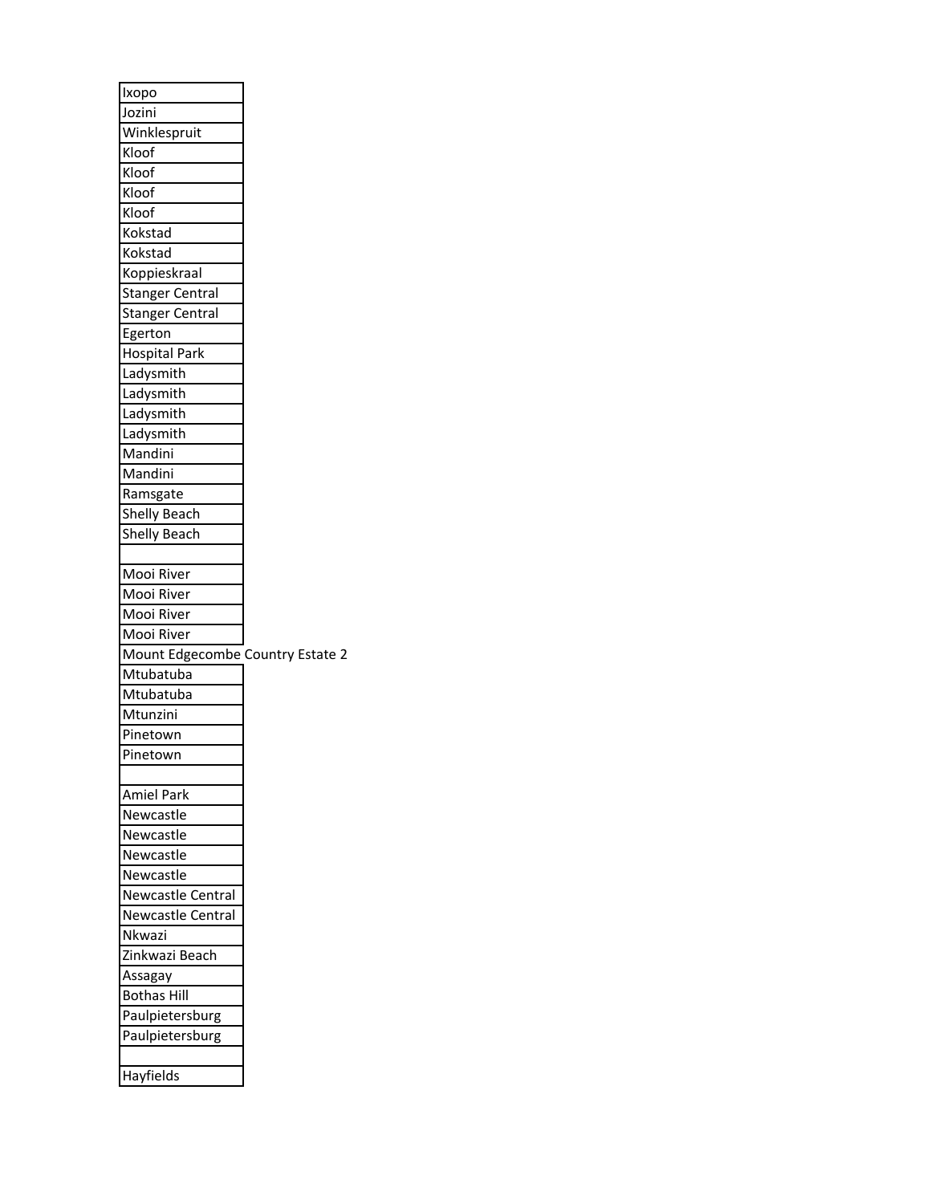| |
|---|
| Ixopo |
| Jozini |
| Winklespruit |
| Kloof |
| Kloof |
| Kloof |
| Kloof |
| Kokstad |
| Kokstad |
| Koppieskraal |
| Stanger Central |
| Stanger Central |
| Egerton |
| Hospital Park |
| Ladysmith |
| Ladysmith |
| Ladysmith |
| Ladysmith |
| Mandini |
| Mandini |
| Ramsgate |
| Shelly Beach |
| Shelly Beach |
| |
| Mooi River |
| Mooi River |
| Mooi River |
| Mooi River |
| Mount Edgecombe Country Estate 2 |
| Mtubatuba |
| Mtubatuba |
| Mtunzini |
| Pinetown |
| Pinetown |
| |
| Amiel Park |
| Newcastle |
| Newcastle |
| Newcastle |
| Newcastle |
| Newcastle Central |
| Newcastle Central |
| Nkwazi |
| Zinkwazi Beach |
| Assagay |
| Bothas Hill |
| Paulpietersburg |
| Paulpietersburg |
| |
| Hayfields |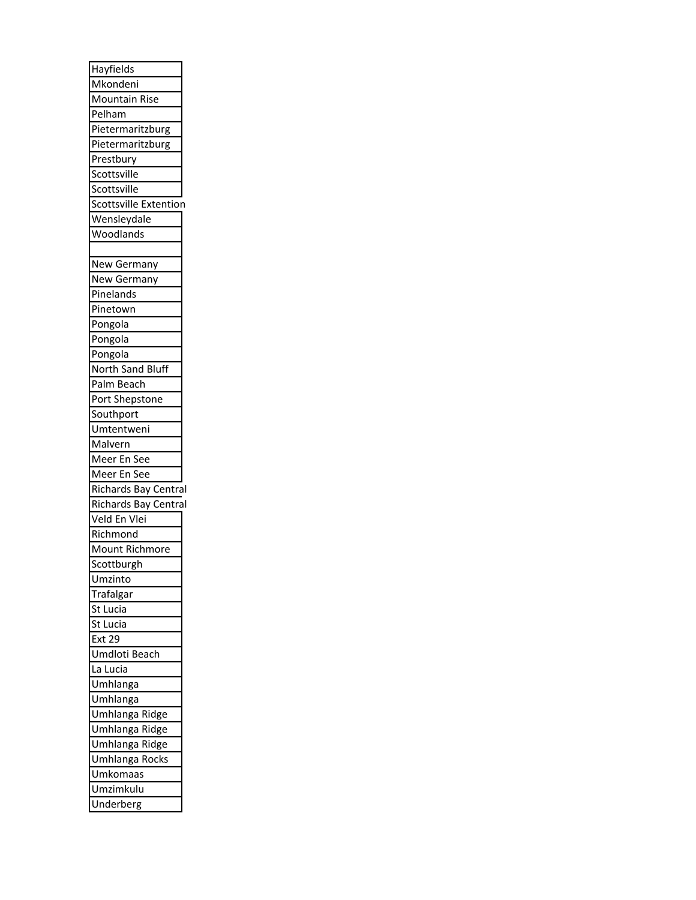| Hayfields |
| --- |
| Mkondeni |
| Mountain Rise |
| Pelham |
| Pietermaritzburg |
| Pietermaritzburg |
| Prestbury |
| Scottsville |
| Scottsville |
| Scottsville Extention |
| Wensleydale |
| Woodlands |
| |
| New Germany |
| New Germany |
| Pinelands |
| Pinetown |
| Pongola |
| Pongola |
| Pongola |
| North Sand Bluff |
| Palm Beach |
| Port Shepstone |
| Southport |
| Umtentweni |
| Malvern |
| Meer En See |
| Meer En See |
| Richards Bay Central |
| Richards Bay Central |
| Veld En Vlei |
| Richmond |
| Mount Richmore |
| Scottburgh |
| Umzinto |
| Trafalgar |
| St Lucia |
| St Lucia |
| Ext 29 |
| Umdloti Beach |
| La Lucia |
| Umhlanga |
| Umhlanga |
| Umhlanga Ridge |
| Umhlanga Ridge |
| Umhlanga Ridge |
| Umhlanga Rocks |
| Umkomaas |
| Umzimkulu |
| Underberg |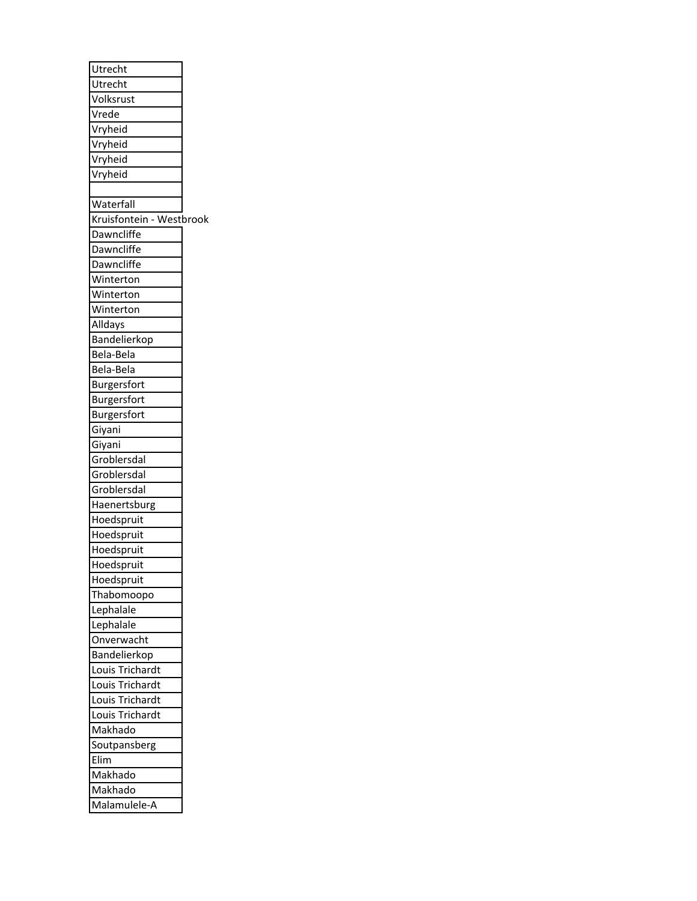| |
|---|
| Utrecht |
| Utrecht |
| Volksrust |
| Vrede |
| Vryheid |
| Vryheid |
| Vryheid |
| Vryheid |
| |
| Waterfall |
| Kruisfontein - Westbrook |
| Dawncliffe |
| Dawncliffe |
| Dawncliffe |
| Winterton |
| Winterton |
| Winterton |
| Alldays |
| Bandelierkop |
| Bela-Bela |
| Bela-Bela |
| Burgersfort |
| Burgersfort |
| Burgersfort |
| Giyani |
| Giyani |
| Groblersdal |
| Groblersdal |
| Groblersdal |
| Haenertsburg |
| Hoedspruit |
| Hoedspruit |
| Hoedspruit |
| Hoedspruit |
| Hoedspruit |
| Thabomoopo |
| Lephalale |
| Lephalale |
| Onverwacht |
| Bandelierkop |
| Louis Trichardt |
| Louis Trichardt |
| Louis Trichardt |
| Louis Trichardt |
| Makhado |
| Soutpansberg |
| Elim |
| Makhado |
| Makhado |
| Malamulele-A |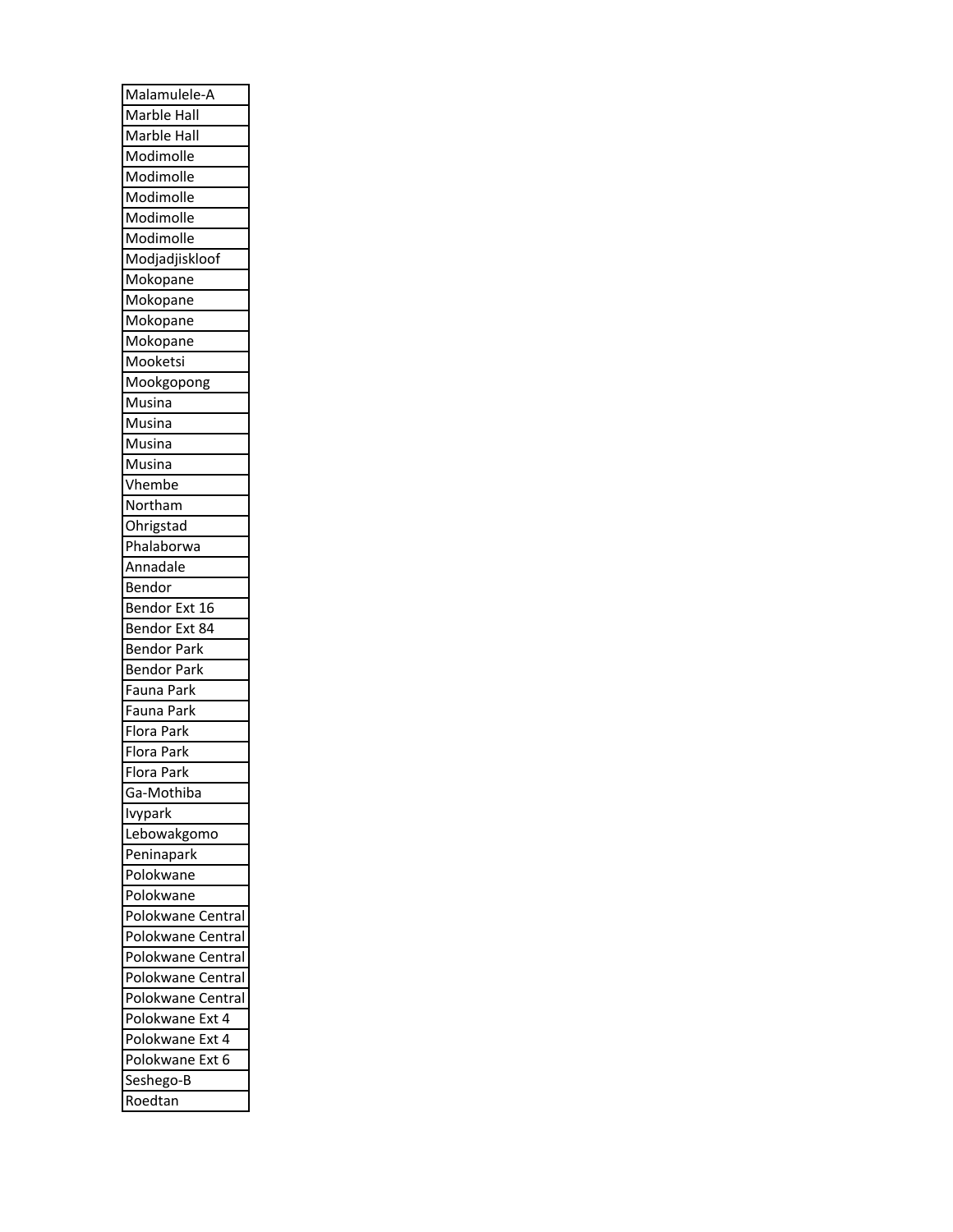| Malamulele-A |
|---|
| Marble Hall |
| Marble Hall |
| Modimolle |
| Modimolle |
| Modimolle |
| Modimolle |
| Modimolle |
| Modjadjiskloof |
| Mokopane |
| Mokopane |
| Mokopane |
| Mokopane |
| Mooketsi |
| Mookgopong |
| Musina |
| Musina |
| Musina |
| Musina |
| Vhembe |
| Northam |
| Ohrigstad |
| Phalaborwa |
| Annadale |
| Bendor |
| Bendor Ext 16 |
| Bendor Ext 84 |
| Bendor Park |
| Bendor Park |
| Fauna Park |
| Fauna Park |
| Flora Park |
| Flora Park |
| Flora Park |
| Ga-Mothiba |
| Ivypark |
| Lebowakgomo |
| Peninapark |
| Polokwane |
| Polokwane |
| Polokwane Central |
| Polokwane Central |
| Polokwane Central |
| Polokwane Central |
| Polokwane Central |
| Polokwane Ext 4 |
| Polokwane Ext 4 |
| Polokwane Ext 6 |
| Seshego-B |
| Roedtan |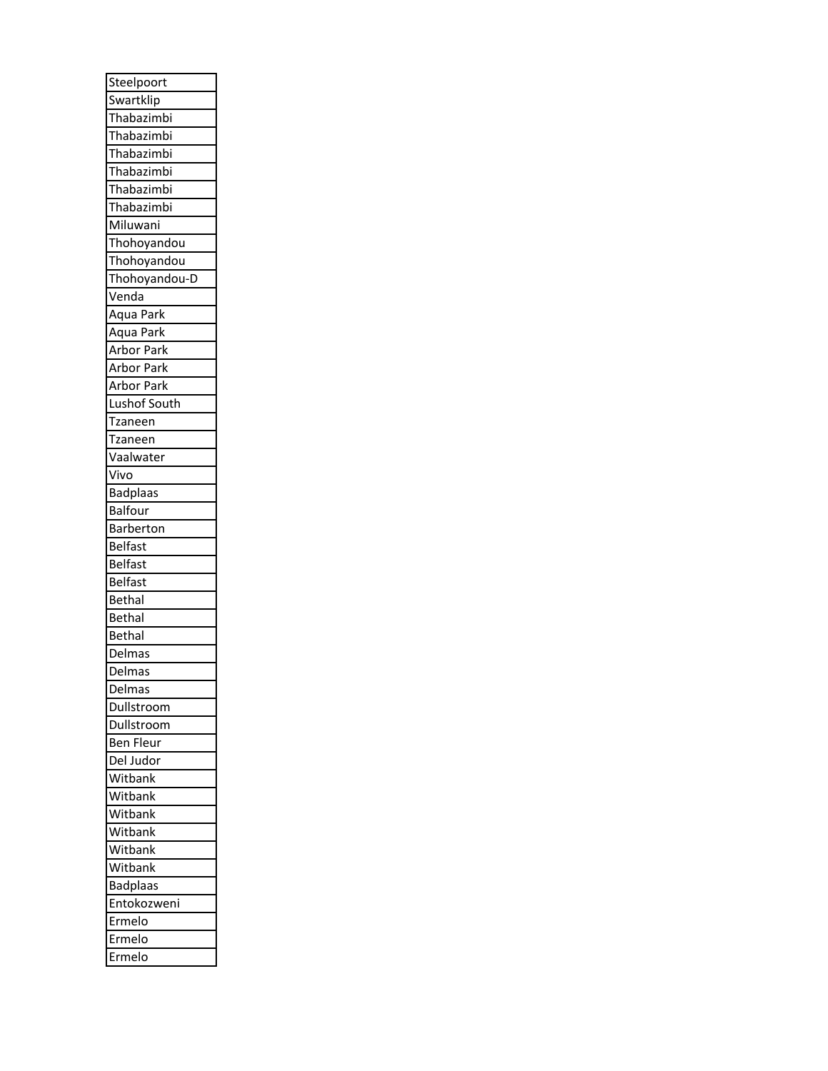| Steelpoort |
|---|
| Swartklip |
| Thabazimbi |
| Thabazimbi |
| Thabazimbi |
| Thabazimbi |
| Thabazimbi |
| Thabazimbi |
| Miluwani |
| Thohoyandou |
| Thohoyandou |
| Thohoyandou-D |
| Venda |
| Aqua Park |
| Aqua Park |
| Arbor Park |
| Arbor Park |
| Arbor Park |
| Lushof South |
| Tzaneen |
| Tzaneen |
| Vaalwater |
| Vivo |
| Badplaas |
| Balfour |
| Barberton |
| Belfast |
| Belfast |
| Belfast |
| Bethal |
| Bethal |
| Bethal |
| Delmas |
| Delmas |
| Delmas |
| Dullstroom |
| Dullstroom |
| Ben Fleur |
| Del Judor |
| Witbank |
| Witbank |
| Witbank |
| Witbank |
| Witbank |
| Witbank |
| Badplaas |
| Entokozweni |
| Ermelo |
| Ermelo |
| Ermelo |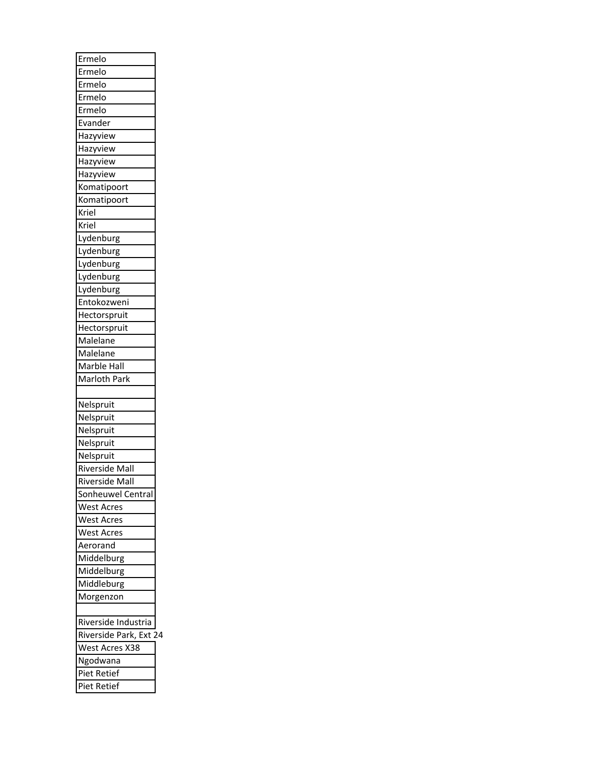| |
|---|
| Ermelo |
| Ermelo |
| Ermelo |
| Ermelo |
| Ermelo |
| Evander |
| Hazyview |
| Hazyview |
| Hazyview |
| Hazyview |
| Komatipoort |
| Komatipoort |
| Kriel |
| Kriel |
| Lydenburg |
| Lydenburg |
| Lydenburg |
| Lydenburg |
| Lydenburg |
| Entokozweni |
| Hectorspruit |
| Hectorspruit |
| Malelane |
| Malelane |
| Marble Hall |
| Marloth Park |
| |
| Nelspruit |
| Nelspruit |
| Nelspruit |
| Nelspruit |
| Nelspruit |
| Riverside Mall |
| Riverside Mall |
| Sonheuwel Central |
| West Acres |
| West Acres |
| West Acres |
| Aerorand |
| Middelburg |
| Middelburg |
| Middleburg |
| Morgenzon |
| |
| Riverside Industria |
| Riverside Park, Ext 24 |
| West Acres X38 |
| Ngodwana |
| Piet Retief |
| Piet Retief |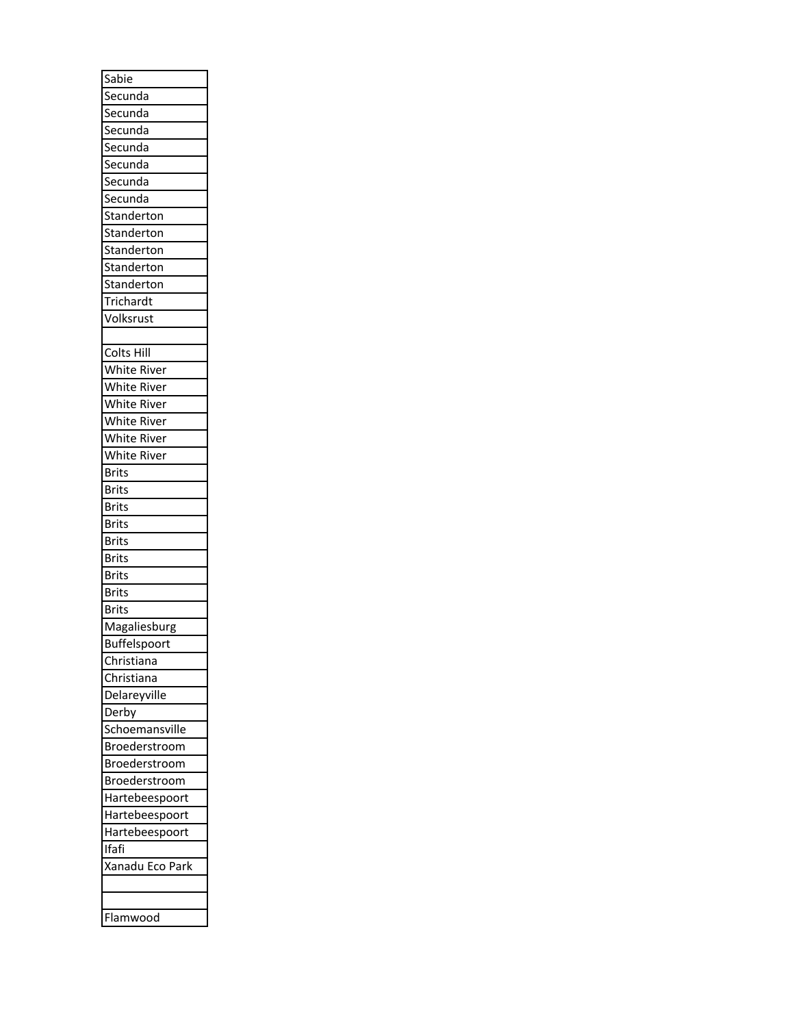| |
|---|
| Sabie |
| Secunda |
| Secunda |
| Secunda |
| Secunda |
| Secunda |
| Secunda |
| Secunda |
| Standerton |
| Standerton |
| Standerton |
| Standerton |
| Standerton |
| Trichardt |
| Volksrust |
| |
| Colts Hill |
| White River |
| White River |
| White River |
| White River |
| White River |
| White River |
| Brits |
| Brits |
| Brits |
| Brits |
| Brits |
| Brits |
| Brits |
| Brits |
| Brits |
| Magaliesburg |
| Buffelspoort |
| Christiana |
| Christiana |
| Delareyville |
| Derby |
| Schoemansville |
| Broederstroom |
| Broederstroom |
| Broederstroom |
| Hartebeespoort |
| Hartebeespoort |
| Hartebeespoort |
| Ifafi |
| Xanadu Eco Park |
| |
| |
| Flamwood |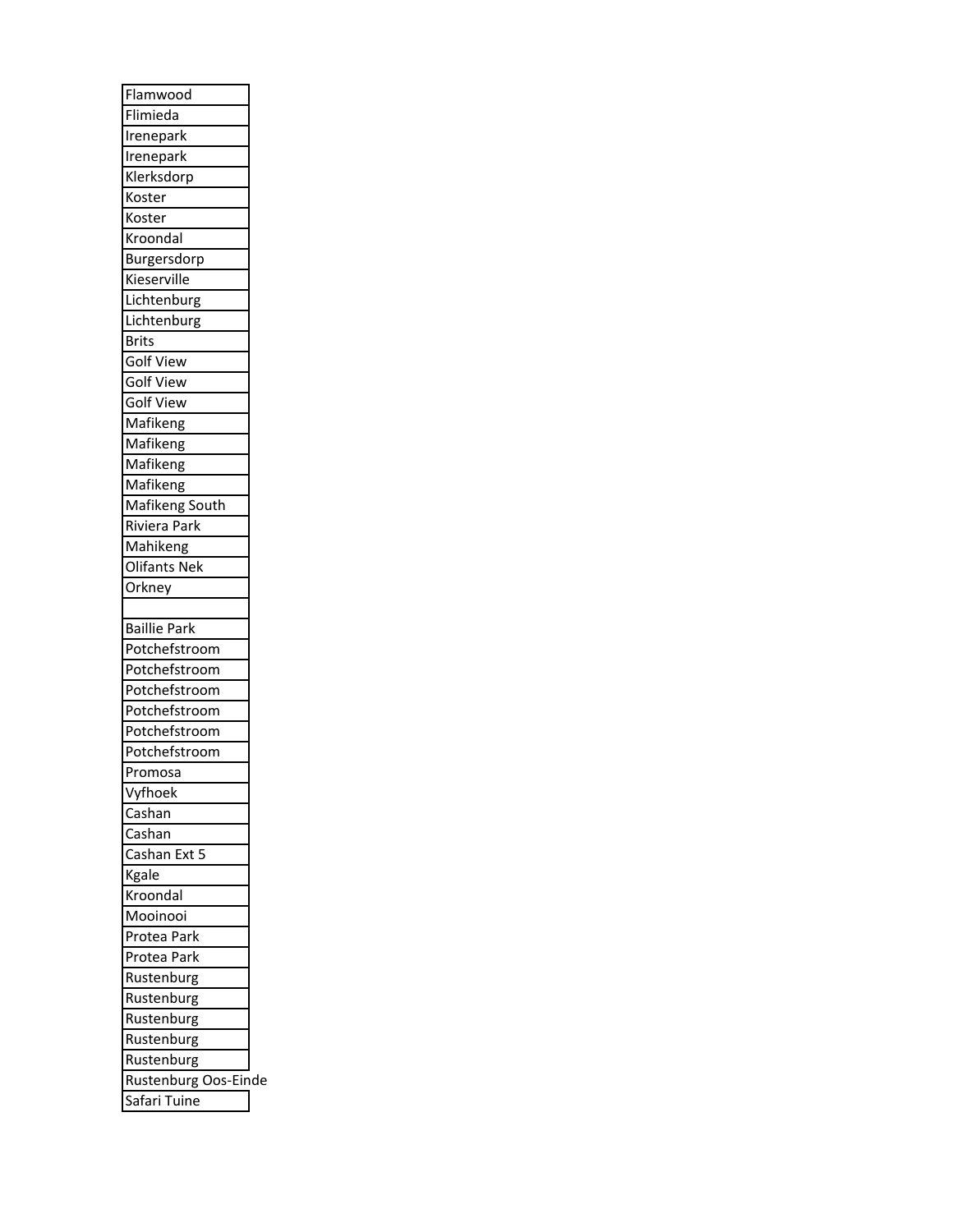| Flamwood |
|---|
| Flimieda |
| Irenepark |
| Irenepark |
| Klerksdorp |
| Koster |
| Koster |
| Kroondal |
| Burgersdorp |
| Kieserville |
| Lichtenburg |
| Lichtenburg |
| Brits |
| Golf View |
| Golf View |
| Golf View |
| Mafikeng |
| Mafikeng |
| Mafikeng |
| Mafikeng |
| Mafikeng South |
| Riviera Park |
| Mahikeng |
| Olifants Nek |
| Orkney |
| |
| Baillie Park |
| Potchefstroom |
| Potchefstroom |
| Potchefstroom |
| Potchefstroom |
| Potchefstroom |
| Potchefstroom |
| Promosa |
| Vyfhoek |
| Cashan |
| Cashan |
| Cashan Ext 5 |
| Kgale |
| Kroondal |
| Mooinooi |
| Protea Park |
| Protea Park |
| Rustenburg |
| Rustenburg |
| Rustenburg |
| Rustenburg |
| Rustenburg |
| Rustenburg Oos-Einde |
| Safari Tuine |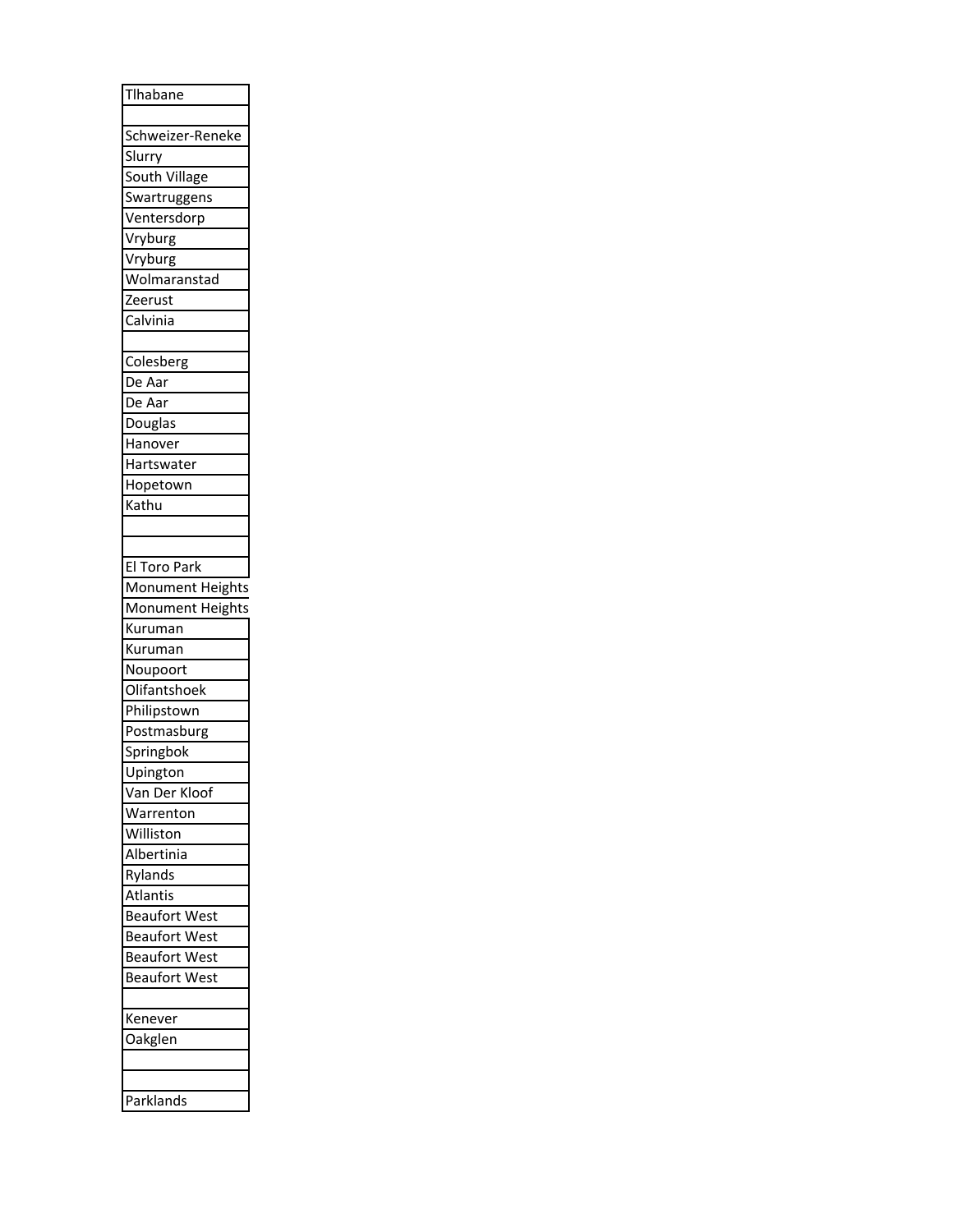| Tlhabane |
| --- |
| |
| Schweizer-Reneke |
| Slurry |
| South Village |
| Swartruggens |
| Ventersdorp |
| Vryburg |
| Vryburg |
| Wolmaranstad |
| Zeerust |
| Calvinia |
| |
| Colesberg |
| De Aar |
| De Aar |
| Douglas |
| Hanover |
| Hartswater |
| Hopetown |
| Kathu |
| |
| |
| El Toro Park |
| Monument Heights |
| Monument Heights |
| Kuruman |
| Kuruman |
| Noupoort |
| Olifantshoek |
| Philipstown |
| Postmasburg |
| Springbok |
| Upington |
| Van Der Kloof |
| Warrenton |
| Williston |
| Albertinia |
| Rylands |
| Atlantis |
| Beaufort West |
| Beaufort West |
| Beaufort West |
| Beaufort West |
| |
| Kenever |
| Oakglen |
| |
| |
| Parklands |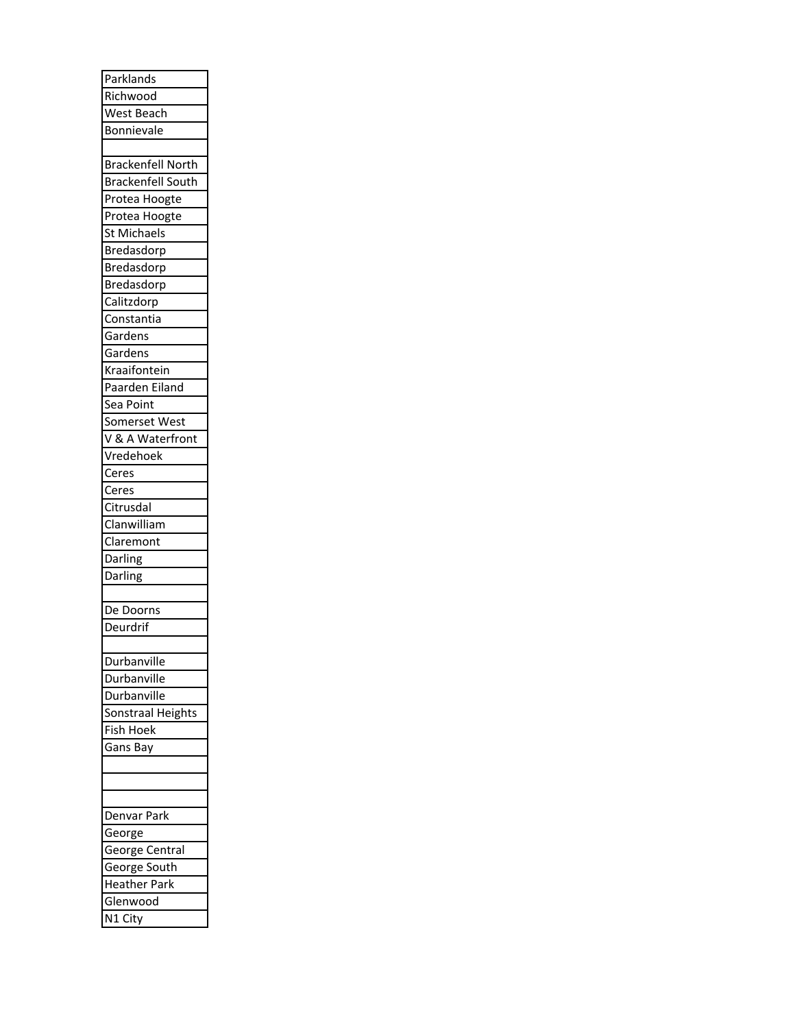| Parklands |
| --- |
| Richwood |
| West Beach |
| Bonnievale |
| |
| Brackenfell North |
| Brackenfell South |
| Protea Hoogte |
| Protea Hoogte |
| St Michaels |
| Bredasdorp |
| Bredasdorp |
| Bredasdorp |
| Calitzdorp |
| Constantia |
| Gardens |
| Gardens |
| Kraaifontein |
| Paarden Eiland |
| Sea Point |
| Somerset West |
| V & A Waterfront |
| Vredehoek |
| Ceres |
| Ceres |
| Citrusdal |
| Clanwilliam |
| Claremont |
| Darling |
| Darling |
| |
| De Doorns |
| Deurdrif |
| |
| Durbanville |
| Durbanville |
| Durbanville |
| Sonstraal Heights |
| Fish Hoek |
| Gans Bay |
| |
| |
| |
| Denvar Park |
| George |
| George Central |
| George South |
| Heather Park |
| Glenwood |
| N1 City |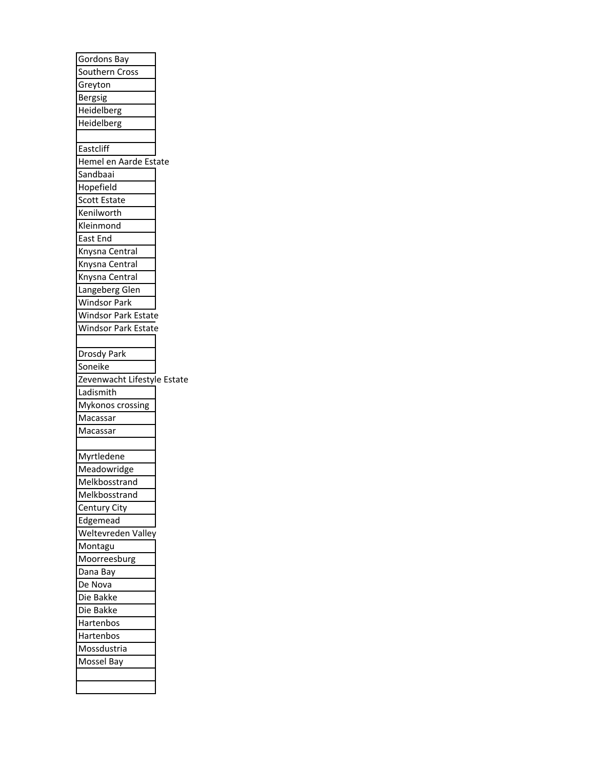| |
|---|
| Gordons Bay |
| Southern Cross |
| Greyton |
| Bergsig |
| Heidelberg |
| Heidelberg |
| |
| Eastcliff |
| Hemel en Aarde Estate |
| Sandbaai |
| Hopefield |
| Scott Estate |
| Kenilworth |
| Kleinmond |
| East End |
| Knysna Central |
| Knysna Central |
| Knysna Central |
| Langeberg Glen |
| Windsor Park |
| Windsor Park Estate |
| Windsor Park Estate |
| |
| Drosdy Park |
| Soneike |
| Zevenwacht Lifestyle Estate |
| Ladismith |
| Mykonos crossing |
| Macassar |
| Macassar |
| |
| Myrtledene |
| Meadowridge |
| Melkbosstrand |
| Melkbosstrand |
| Century City |
| Edgemead |
| Weltevreden Valley |
| Montagu |
| Moorreesburg |
| Dana Bay |
| De Nova |
| Die Bakke |
| Die Bakke |
| Hartenbos |
| Hartenbos |
| Mossdustria |
| Mossel Bay |
| |
| |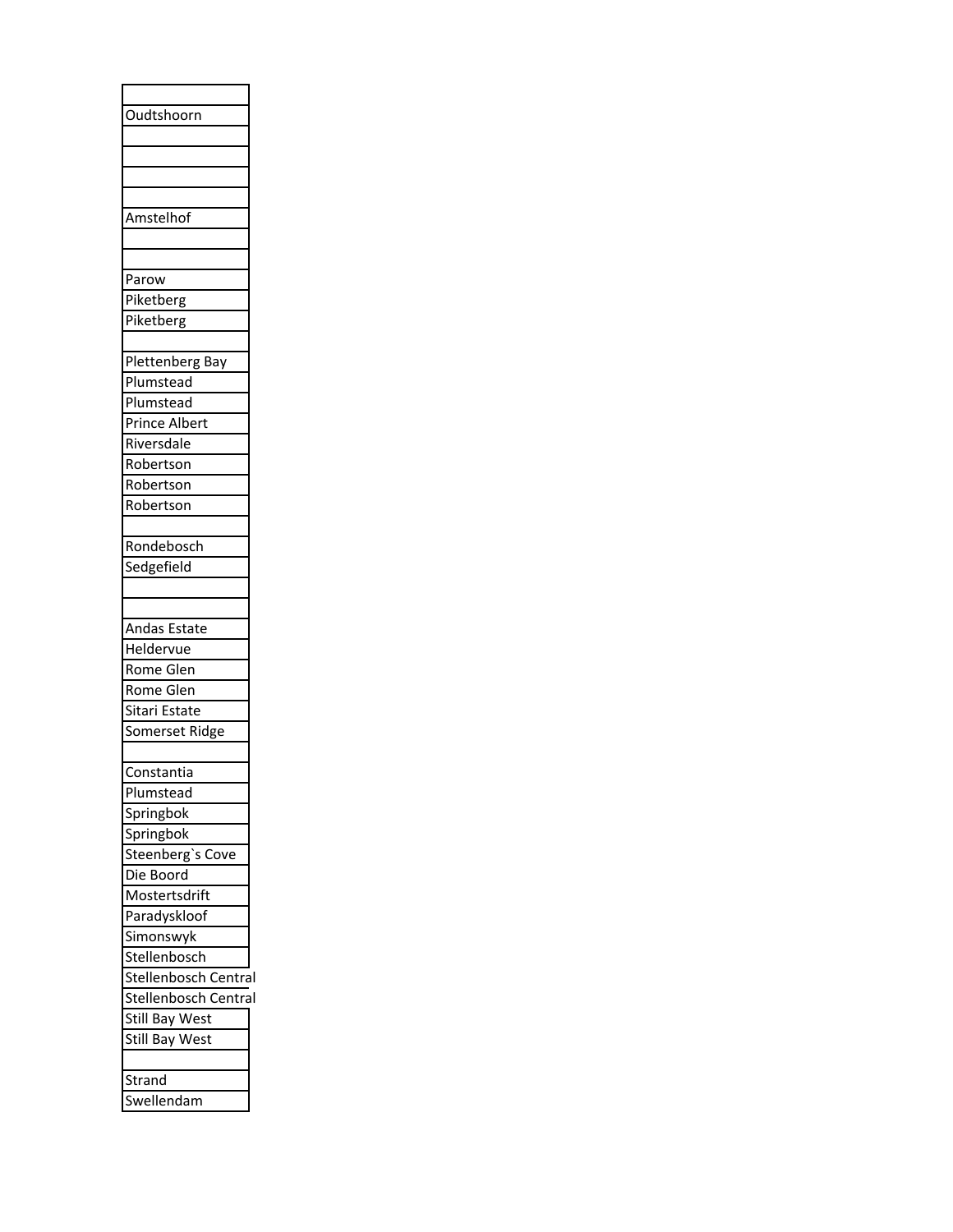| |
|---|
| Oudtshoorn |
| |
| |
| |
| |
| Amstelhof |
| |
| |
| Parow |
| Piketberg |
| Piketberg |
| |
| Plettenberg Bay |
| Plumstead |
| Plumstead |
| Prince Albert |
| Riversdale |
| Robertson |
| Robertson |
| Robertson |
| |
| Rondebosch |
| Sedgefield |
| |
| |
| Andas Estate |
| Heldervue |
| Rome Glen |
| Rome Glen |
| Sitari Estate |
| Somerset Ridge |
| |
| Constantia |
| Plumstead |
| Springbok |
| Springbok |
| Steenberg`s Cove |
| Die Boord |
| Mostertsdrift |
| Paradyskloof |
| Simonswyk |
| Stellenbosch |
| Stellenbosch Central |
| Stellenbosch Central |
| Still Bay West |
| Still Bay West |
| |
| Strand |
| Swellendam |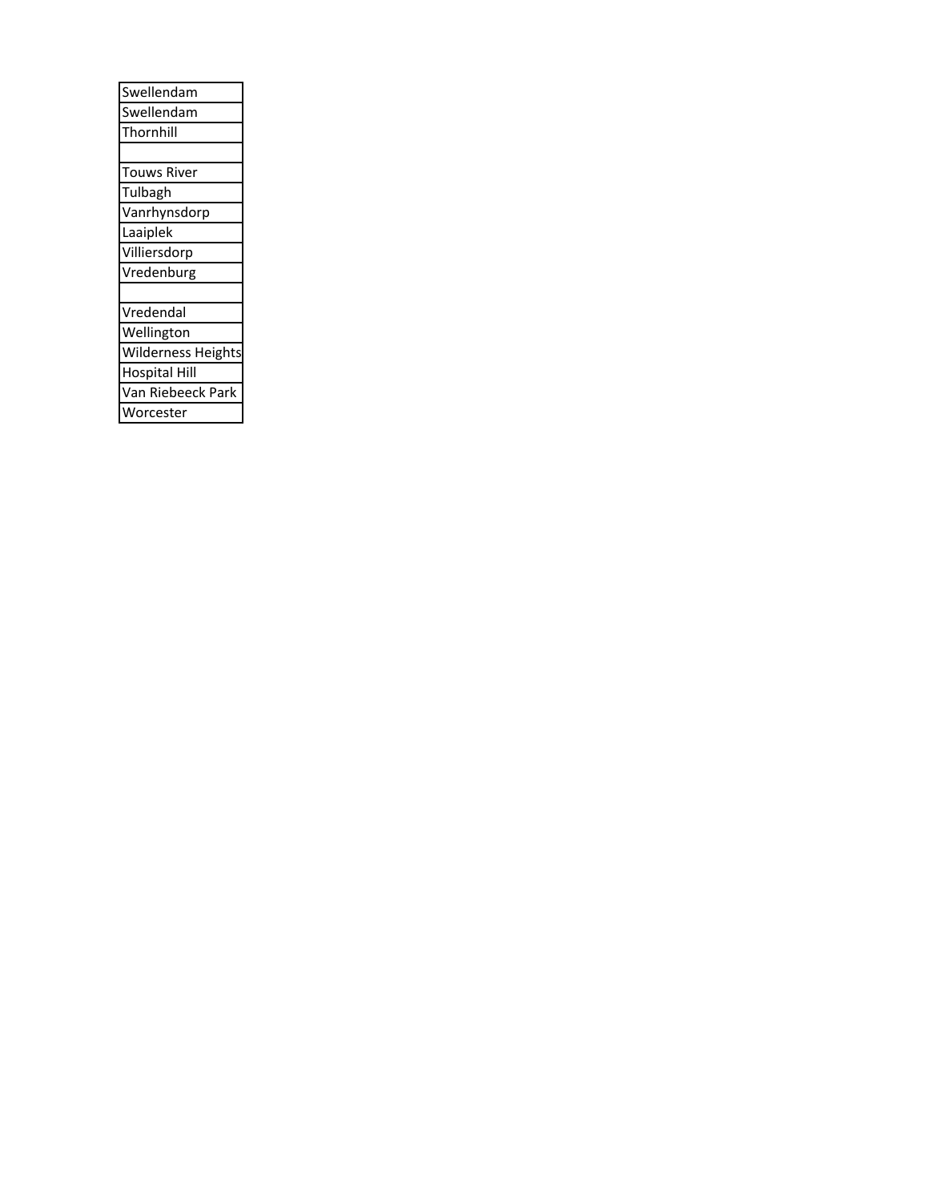| |
|---|
| Swellendam |
| Swellendam |
| Thornhill |
| |
| Touws River |
| Tulbagh |
| Vanrhynsdorp |
| Laaiplek |
| Villiersdorp |
| Vredenburg |
| |
| Vredendal |
| Wellington |
| Wilderness Heights |
| Hospital Hill |
| Van Riebeeck Park |
| Worcester |